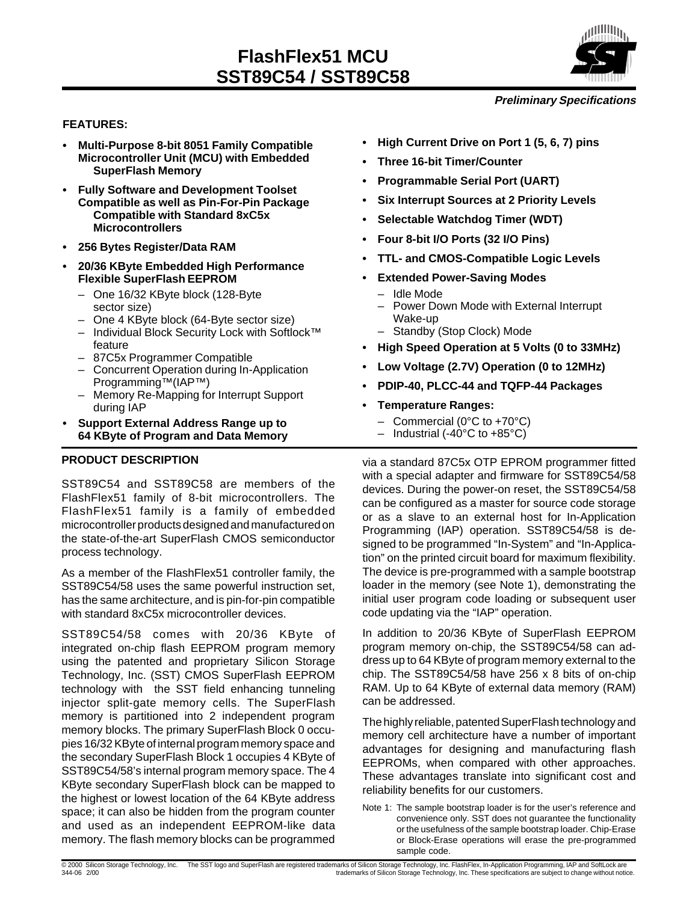# FlashFlex51 MCU
# SST89C54 / SST89C58

***Preliminary Specifications***

### FEATURES:

- **Multi-Purpose 8-bit 8051 Family Compatible Microcontroller Unit (MCU) with Embedded SuperFlash Memory**
- **Fully Software and Development Toolset Compatible as well as Pin-For-Pin Package Compatible with Standard 8xC5x Microcontrollers**
- **256 Bytes Register/Data RAM**
- **20/36 KByte Embedded High Performance Flexible SuperFlash EEPROM**
  - One 16/32 KByte block (128-Byte sector size)
  - One 4 KByte block (64-Byte sector size)
  - Individual Block Security Lock with Softlock™ feature
  - 87C5x Programmer Compatible
  - Concurrent Operation during In-Application Programming™(IAP™)
  - Memory Re-Mapping for Interrupt Support during IAP
- **Support External Address Range up to 64 KByte of Program and Data Memory**
- **High Current Drive on Port 1 (5, 6, 7) pins**
- **Three 16-bit Timer/Counter**
- **Programmable Serial Port (UART)**
- **Six Interrupt Sources at 2 Priority Levels**
- **Selectable Watchdog Timer (WDT)**
- **Four 8-bit I/O Ports (32 I/O Pins)**
- **TTL- and CMOS-Compatible Logic Levels**
- **Extended Power-Saving Modes**
  - Idle Mode
  - Power Down Mode with External Interrupt Wake-up
  - Standby (Stop Clock) Mode
- **High Speed Operation at 5 Volts (0 to 33MHz)**
- **Low Voltage (2.7V) Operation (0 to 12MHz)**
- **PDIP-40, PLCC-44 and TQFP-44 Packages**
- **Temperature Ranges:**
  - Commercial (0°C to +70°C)
  - Industrial (-40°C to +85°C)

### PRODUCT DESCRIPTION

SST89C54 and SST89C58 are members of the FlashFlex51 family of 8-bit microcontrollers. The FlashFlex51 family is a family of embedded microcontroller products designed and manufactured on the state-of-the-art SuperFlash CMOS semiconductor process technology.

As a member of the FlashFlex51 controller family, the SST89C54/58 uses the same powerful instruction set, has the same architecture, and is pin-for-pin compatible with standard 8xC5x microcontroller devices.

SST89C54/58 comes with 20/36 KByte of integrated on-chip flash EEPROM program memory using the patented and proprietary Silicon Storage Technology, Inc. (SST) CMOS SuperFlash EEPROM technology with the SST field enhancing tunneling injector split-gate memory cells. The SuperFlash memory is partitioned into 2 independent program memory blocks. The primary SuperFlash Block 0 occupies 16/32 KByte of internal program memory space and the secondary SuperFlash Block 1 occupies 4 KByte of SST89C54/58's internal program memory space. The 4 KByte secondary SuperFlash block can be mapped to the highest or lowest location of the 64 KByte address space; it can also be hidden from the program counter and used as an independent EEPROM-like data memory. The flash memory blocks can be programmed via a standard 87C5x OTP EPROM programmer fitted with a special adapter and firmware for SST89C54/58 devices. During the power-on reset, the SST89C54/58 can be configured as a master for source code storage or as a slave to an external host for In-Application Programming (IAP) operation. SST89C54/58 is designed to be programmed "In-System" and "In-Application" on the printed circuit board for maximum flexibility. The device is pre-programmed with a sample bootstrap loader in the memory (see Note 1), demonstrating the initial user program code loading or subsequent user code updating via the "IAP" operation.

In addition to 20/36 KByte of SuperFlash EEPROM program memory on-chip, the SST89C54/58 can address up to 64 KByte of program memory external to the chip. The SST89C54/58 have 256 x 8 bits of on-chip RAM. Up to 64 KByte of external data memory (RAM) can be addressed.

The highly reliable, patented SuperFlash technology and memory cell architecture have a number of important advantages for designing and manufacturing flash EEPROMs, when compared with other approaches. These advantages translate into significant cost and reliability benefits for our customers.

Note 1: The sample bootstrap loader is for the user's reference and convenience only. SST does not guarantee the functionality or the usefulness of the sample bootstrap loader. Chip-Erase or Block-Erase operations will erase the pre-programmed sample code.

© 2000 Silicon Storage Technology, Inc. The SST logo and SuperFlash are registered trademarks of Silicon Storage Technology, Inc. FlashFlex, In-Application Programming, IAP and SoftLock are trademarks of Silicon Storage Technology, Inc. These specifications are subject to change without notice.
344-06 2/00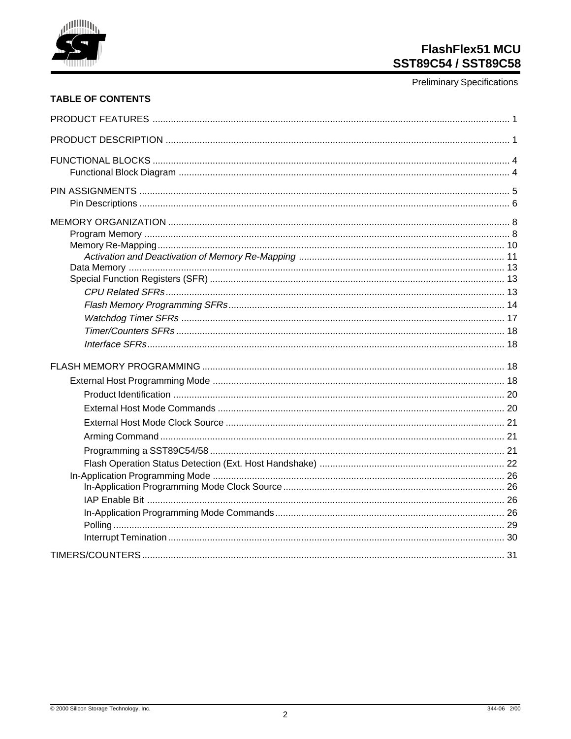## TABLE OF CONTENTS

PRODUCT FEATURES ........ 1

PRODUCT DESCRIPTION ........ 1

FUNCTIONAL BLOCKS ........ 4
- Functional Block Diagram ........ 4

PIN ASSIGNMENTS ........ 5
- Pin Descriptions ........ 6

MEMORY ORGANIZATION ........ 8
- Program Memory ........ 8
- Memory Re-Mapping ........ 10
  - *Activation and Deactivation of Memory Re-Mapping* ........ 11
- Data Memory ........ 13
- Special Function Registers (SFR) ........ 13
  - *CPU Related SFRs* ........ 13
  - *Flash Memory Programming SFRs* ........ 14
  - *Watchdog Timer SFRs* ........ 17
  - *Timer/Counters SFRs* ........ 18
  - *Interface SFRs* ........ 18

FLASH MEMORY PROGRAMMING ........ 18
- External Host Programming Mode ........ 18
  - Product Identification ........ 20
  - External Host Mode Commands ........ 20
  - External Host Mode Clock Source ........ 21
  - Arming Command ........ 21
  - Programming a SST89C54/58 ........ 21
  - Flash Operation Status Detection (Ext. Host Handshake) ........ 22
- In-Application Programming Mode ........ 26
  - In-Application Programming Mode Clock Source ........ 26
  - IAP Enable Bit ........ 26
  - In-Application Programming Mode Commands ........ 26
  - Polling ........ 29
  - Interrupt Temination ........ 30

TIMERS/COUNTERS ........ 31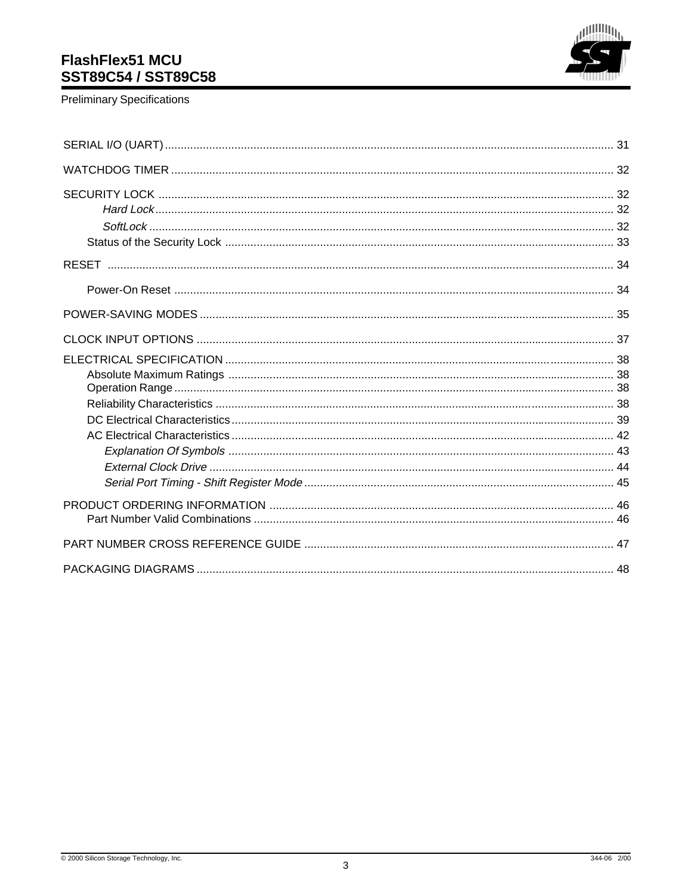SERIAL I/O (UART) ........................................................................ 31

WATCHDOG TIMER ........................................................................ 32

SECURITY LOCK ........................................................................ 32

*Hard Lock* ........................................................................ 32

*SoftLock* ........................................................................ 32

Status of the Security Lock ........................................................................ 33

RESET ........................................................................ 34

Power-On Reset ........................................................................ 34

POWER-SAVING MODES ........................................................................ 35

CLOCK INPUT OPTIONS ........................................................................ 37

ELECTRICAL SPECIFICATION ........................................................................ 38

Absolute Maximum Ratings ........................................................................ 38

Operation Range ........................................................................ 38

Reliability Characteristics ........................................................................ 38

DC Electrical Characteristics ........................................................................ 39

AC Electrical Characteristics ........................................................................ 42

*Explanation Of Symbols* ........................................................................ 43

*External Clock Drive* ........................................................................ 44

*Serial Port Timing - Shift Register Mode* ........................................................................ 45

PRODUCT ORDERING INFORMATION ........................................................................ 46

Part Number Valid Combinations ........................................................................ 46

PART NUMBER CROSS REFERENCE GUIDE ........................................................................ 47

PACKAGING DIAGRAMS ........................................................................ 48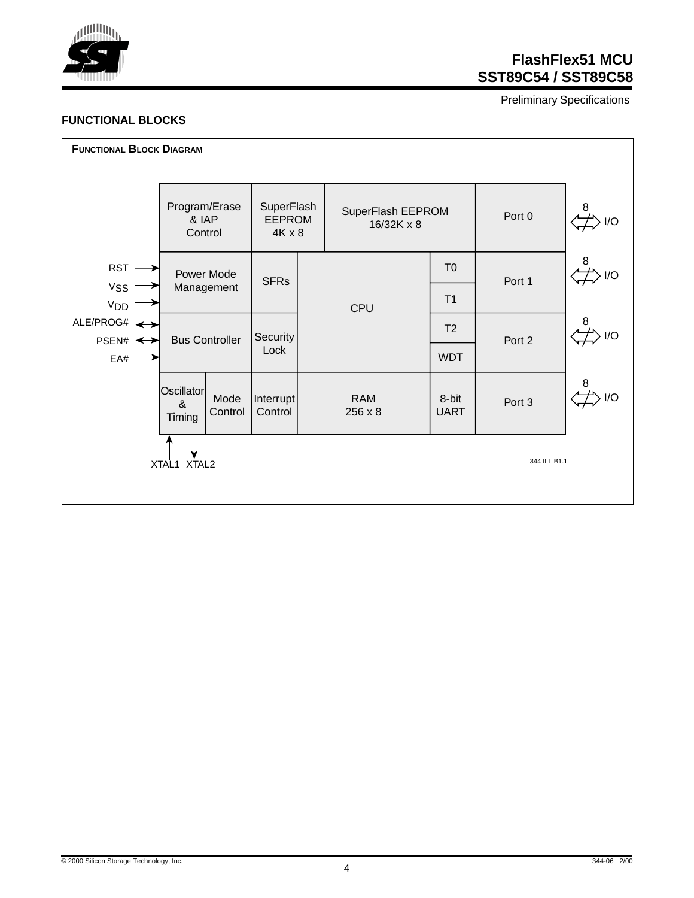## FUNCTIONAL BLOCKS

**FUNCTIONAL BLOCK DIAGRAM**

| | | | | | | |
|---|---|---|---|---|---|---|
| Program/Erase & IAP Control | | SuperFlash EEPROM 4K x 8 | SuperFlash EEPROM 16/32K x 8 | | Port 0 | 8 I/O |
| Power Mode Management | | SFRs | CPU | T0 | Port 1 | 8 I/O |
| | | | | T1 | | |
| Bus Controller | | Security Lock | | T2 | Port 2 | 8 I/O |
| | | | | WDT | | |
| Oscillator & Timing | Mode Control | Interrupt Control | RAM 256 x 8 | 8-bit UART | Port 3 | 8 I/O |

Inputs: RST, $V_{SS}$, $V_{DD}$, ALE/PROG#, PSEN#, EA#

XTAL1 XTAL2

344 ILL B1.1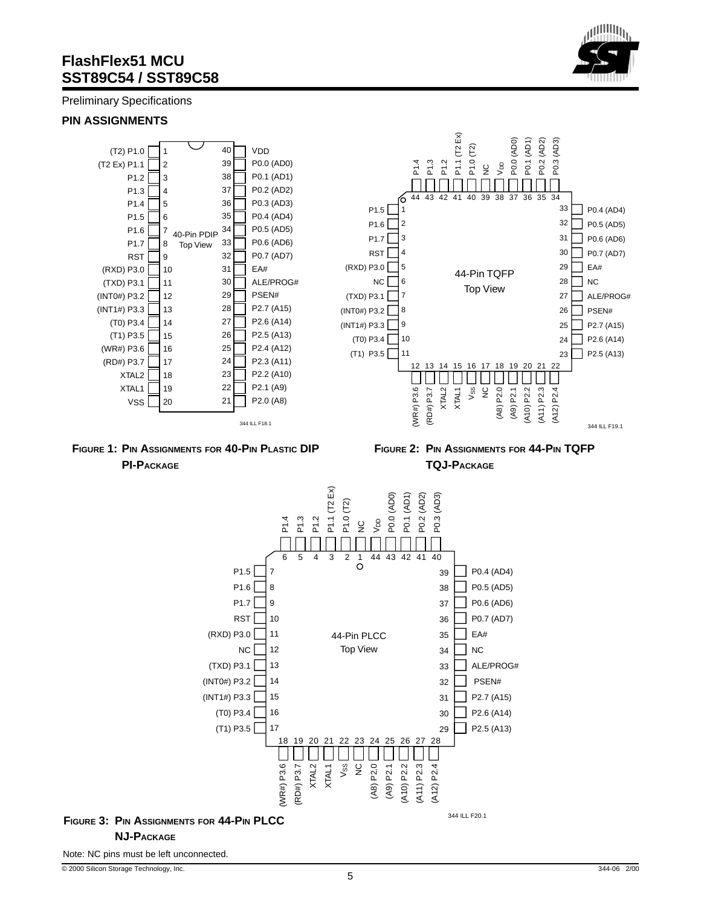## PIN ASSIGNMENTS

| Pin | Function | Pin | Function |
|---|---|---|---|
| 1 | (T2) P1.0 | 40 | VDD |
| 2 | (T2 Ex) P1.1 | 39 | P0.0 (AD0) |
| 3 | P1.2 | 38 | P0.1 (AD1) |
| 4 | P1.3 | 37 | P0.2 (AD2) |
| 5 | P1.4 | 36 | P0.3 (AD3) |
| 6 | P1.5 | 35 | P0.4 (AD4) |
| 7 | P1.6 | 34 | P0.5 (AD5) |
| 8 | P1.7 | 33 | P0.6 (AD6) |
| 9 | RST | 32 | P0.7 (AD7) |
| 10 | (RXD) P3.0 | 31 | EA# |
| 11 | (TXD) P3.1 | 30 | ALE/PROG# |
| 12 | (INT0#) P3.2 | 29 | PSEN# |
| 13 | (INT1#) P3.3 | 28 | P2.7 (A15) |
| 14 | (T0) P3.4 | 27 | P2.6 (A14) |
| 15 | (T1) P3.5 | 26 | P2.5 (A13) |
| 16 | (WR#) P3.6 | 25 | P2.4 (A12) |
| 17 | (RD#) P3.7 | 24 | P2.3 (A11) |
| 18 | XTAL2 | 23 | P2.2 (A10) |
| 19 | XTAL1 | 22 | P2.1 (A9) |
| 20 | VSS | 21 | P2.0 (A8) |

40-Pin PDIP Top View

344 ILL F18.1

**FIGURE 1: PIN ASSIGNMENTS FOR 40-PIN PLASTIC DIP PI-PACKAGE**

| Pin | Function | Pin | Function | Pin | Function | Pin | Function |
|---|---|---|---|---|---|---|---|
| 1 | P1.5 | 12 | (WR#) P3.6 | 23 | P2.5 (A13) | 34 | P0.3 (AD3) |
| 2 | P1.6 | 13 | (RD#) P3.7 | 24 | P2.6 (A14) | 35 | P0.2 (AD2) |
| 3 | P1.7 | 14 | XTAL2 | 25 | P2.7 (A15) | 36 | P0.1 (AD1) |
| 4 | RST | 15 | XTAL1 | 26 | PSEN# | 37 | P0.0 (AD0) |
| 5 | (RXD) P3.0 | 16 | $V_{SS}$ | 27 | ALE/PROG# | 38 | $V_{DD}$ |
| 6 | NC | 17 | NC | 28 | NC | 39 | NC |
| 7 | (TXD) P3.1 | 18 | (A8) P2.0 | 29 | EA# | 40 | P1.0 (T2) |
| 8 | (INT0#) P3.2 | 19 | (A9) P2.1 | 30 | P0.7 (AD7) | 41 | P1.1 (T2 Ex) |
| 9 | (INT1#) P3.3 | 20 | (A10) P2.2 | 31 | P0.6 (AD6) | 42 | P1.2 |
| 10 | (T0) P3.4 | 21 | (A11) P2.3 | 32 | P0.5 (AD5) | 43 | P1.3 |
| 11 | (T1) P3.5 | 22 | (A12) P2.4 | 33 | P0.4 (AD4) | 44 | P1.4 |

44-Pin TQFP Top View

344 ILL F19.1

**FIGURE 2: PIN ASSIGNMENTS FOR 44-PIN TQFP TQJ-PACKAGE**

| Pin | Function | Pin | Function | Pin | Function | Pin | Function |
|---|---|---|---|---|---|---|---|
| 1 | NC | 12 | NC | 23 | NC | 34 | NC |
| 2 | P1.0 (T2) | 13 | (TXD) P3.1 | 24 | (A8) P2.0 | 35 | EA# |
| 3 | P1.1 (T2 Ex) | 14 | (INT0#) P3.2 | 25 | (A9) P2.1 | 36 | P0.7 (AD7) |
| 4 | P1.2 | 15 | (INT1#) P3.3 | 26 | (A10) P2.2 | 37 | P0.6 (AD6) |
| 5 | P1.3 | 16 | (T0) P3.4 | 27 | (A11) P2.3 | 38 | P0.5 (AD5) |
| 6 | P1.4 | 17 | (T1) P3.5 | 28 | (A12) P2.4 | 39 | P0.4 (AD4) |
| 7 | P1.5 | 18 | (WR#) P3.6 | 29 | P2.5 (A13) | 40 | P0.3 (AD3) |
| 8 | P1.6 | 19 | (RD#) P3.7 | 30 | P2.6 (A14) | 41 | P0.2 (AD2) |
| 9 | P1.7 | 20 | XTAL2 | 31 | P2.7 (A15) | 42 | P0.1 (AD1) |
| 10 | RST | 21 | XTAL1 | 32 | PSEN# | 43 | P0.0 (AD0) |
| 11 | (RXD) P3.0 | 22 | $V_{SS}$ | 33 | ALE/PROG# | 44 | $V_{DD}$ |

44-Pin PLCC Top View

344 ILL F20.1

**FIGURE 3: PIN ASSIGNMENTS FOR 44-PIN PLCC NJ-PACKAGE**

Note: NC pins must be left unconnected.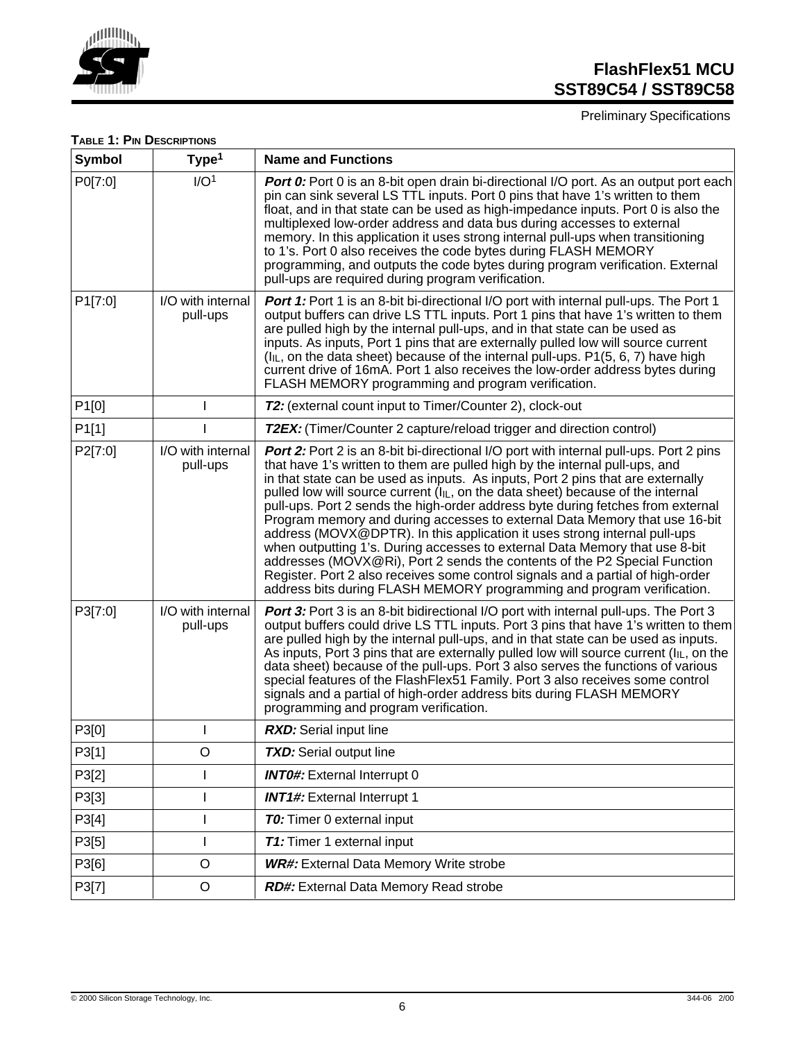**TABLE 1: PIN DESCRIPTIONS**

| Symbol | Type[1] | Name and Functions |
|---|---|---|
| P0[7:0] | I/O[1] | ***Port 0:*** Port 0 is an 8-bit open drain bi-directional I/O port. As an output port each pin can sink several LS TTL inputs. Port 0 pins that have 1's written to them float, and in that state can be used as high-impedance inputs. Port 0 is also the multiplexed low-order address and data bus during accesses to external memory. In this application it uses strong internal pull-ups when transitioning to 1's. Port 0 also receives the code bytes during FLASH MEMORY programming, and outputs the code bytes during program verification. External pull-ups are required during program verification. |
| P1[7:0] | I/O with internal pull-ups | ***Port 1:*** Port 1 is an 8-bit bi-directional I/O port with internal pull-ups. The Port 1 output buffers can drive LS TTL inputs. Port 1 pins that have 1's written to them are pulled high by the internal pull-ups, and in that state can be used as inputs. As inputs, Port 1 pins that are externally pulled low will source current ($I_{IL}$, on the data sheet) because of the internal pull-ups. P1(5, 6, 7) have high current drive of 16mA. Port 1 also receives the low-order address bytes during FLASH MEMORY programming and program verification. |
| P1[0] | I | ***T2:*** (external count input to Timer/Counter 2), clock-out |
| P1[1] | I | ***T2EX:*** (Timer/Counter 2 capture/reload trigger and direction control) |
| P2[7:0] | I/O with internal pull-ups | ***Port 2:*** Port 2 is an 8-bit bi-directional I/O port with internal pull-ups. Port 2 pins that have 1's written to them are pulled high by the internal pull-ups, and in that state can be used as inputs. As inputs, Port 2 pins that are externally pulled low will source current ($I_{IL}$, on the data sheet) because of the internal pull-ups. Port 2 sends the high-order address byte during fetches from external Program memory and during accesses to external Data Memory that use 16-bit address (MOVX@DPTR). In this application it uses strong internal pull-ups when outputting 1's. During accesses to external Data Memory that use 8-bit addresses (MOVX@Ri), Port 2 sends the contents of the P2 Special Function Register. Port 2 also receives some control signals and a partial of high-order address bits during FLASH MEMORY programming and program verification. |
| P3[7:0] | I/O with internal pull-ups | ***Port 3:*** Port 3 is an 8-bit bidirectional I/O port with internal pull-ups. The Port 3 output buffers could drive LS TTL inputs. Port 3 pins that have 1's written to them are pulled high by the internal pull-ups, and in that state can be used as inputs. As inputs, Port 3 pins that are externally pulled low will source current ($I_{IL}$, on the data sheet) because of the pull-ups. Port 3 also serves the functions of various special features of the FlashFlex51 Family. Port 3 also receives some control signals and a partial of high-order address bits during FLASH MEMORY programming and program verification. |
| P3[0] | I | ***RXD:*** Serial input line |
| P3[1] | O | ***TXD:*** Serial output line |
| P3[2] | I | ***INT0#:*** External Interrupt 0 |
| P3[3] | I | ***INT1#:*** External Interrupt 1 |
| P3[4] | I | ***T0:*** Timer 0 external input |
| P3[5] | I | ***T1:*** Timer 1 external input |
| P3[6] | O | ***WR#:*** External Data Memory Write strobe |
| P3[7] | O | ***RD#:*** External Data Memory Read strobe |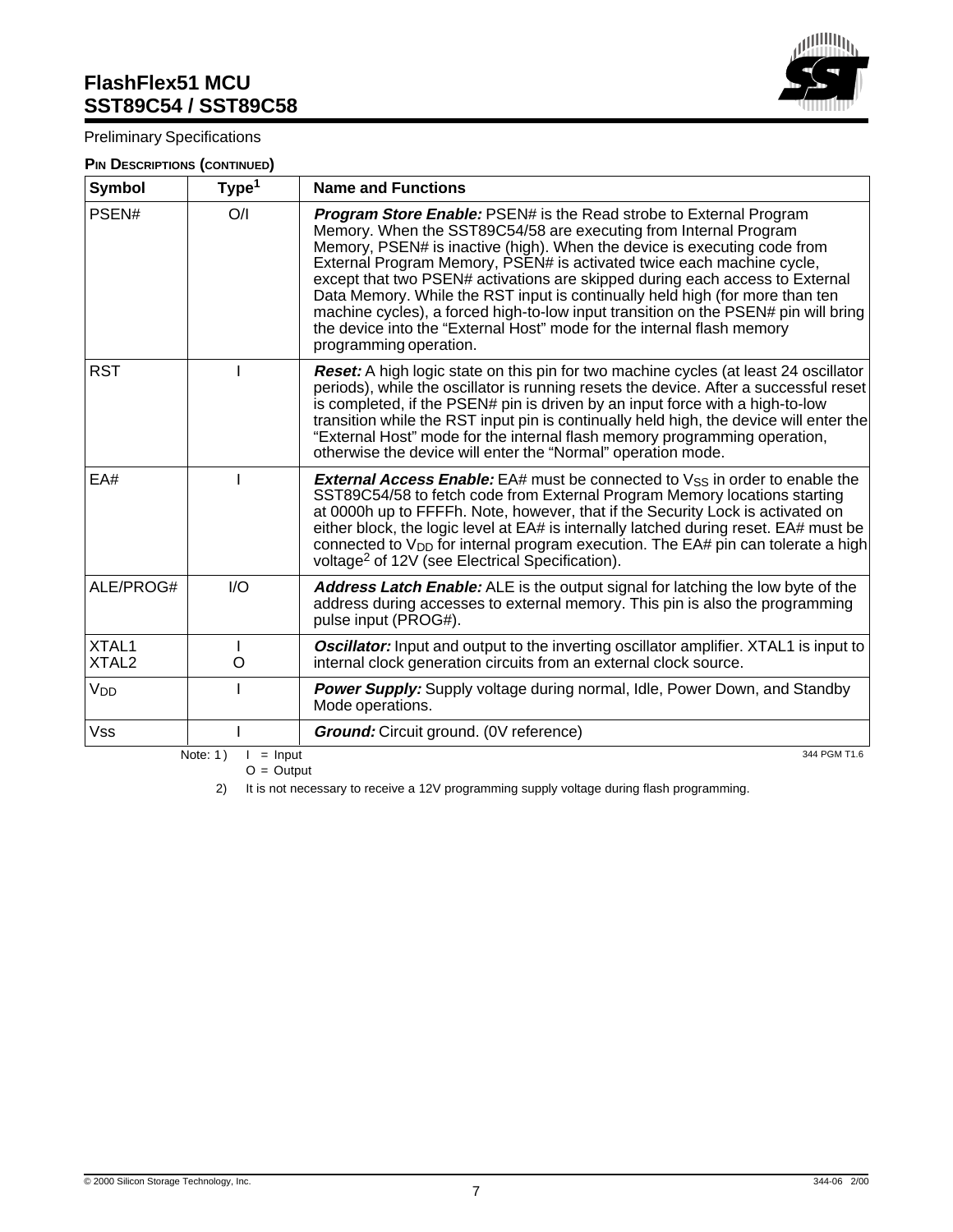**PIN DESCRIPTIONS (CONTINUED)**

| Symbol | Type[1] | Name and Functions |
|---|---|---|
| PSEN# | O/I | ***Program Store Enable:*** PSEN# is the Read strobe to External Program Memory. When the SST89C54/58 are executing from Internal Program Memory, PSEN# is inactive (high). When the device is executing code from External Program Memory, PSEN# is activated twice each machine cycle, except that two PSEN# activations are skipped during each access to External Data Memory. While the RST input is continually held high (for more than ten machine cycles), a forced high-to-low input transition on the PSEN# pin will bring the device into the "External Host" mode for the internal flash memory programming operation. |
| RST | I | ***Reset:*** A high logic state on this pin for two machine cycles (at least 24 oscillator periods), while the oscillator is running resets the device. After a successful reset is completed, if the PSEN# pin is driven by an input force with a high-to-low transition while the RST input pin is continually held high, the device will enter the "External Host" mode for the internal flash memory programming operation, otherwise the device will enter the "Normal" operation mode. |
| EA# | I | ***External Access Enable:*** EA# must be connected to $V_{SS}$ in order to enable the SST89C54/58 to fetch code from External Program Memory locations starting at 0000h up to FFFFh. Note, however, that if the Security Lock is activated on either block, the logic level at EA# is internally latched during reset. EA# must be connected to $V_{DD}$ for internal program execution. The EA# pin can tolerate a high voltage[2] of 12V (see Electrical Specification). |
| ALE/PROG# | I/O | ***Address Latch Enable:*** ALE is the output signal for latching the low byte of the address during accesses to external memory. This pin is also the programming pulse input (PROG#). |
| XTAL1<br>XTAL2 | I<br>O | ***Oscillator:*** Input and output to the inverting oscillator amplifier. XTAL1 is input to internal clock generation circuits from an external clock source. |
| $V_{DD}$ | I | ***Power Supply:*** Supply voltage during normal, Idle, Power Down, and Standby Mode operations. |
| Vss | I | ***Ground:*** Circuit ground. (0V reference) |

Note: 1) I = Input
O = Output

2) It is not necessary to receive a 12V programming supply voltage during flash programming.

344 PGM T1.6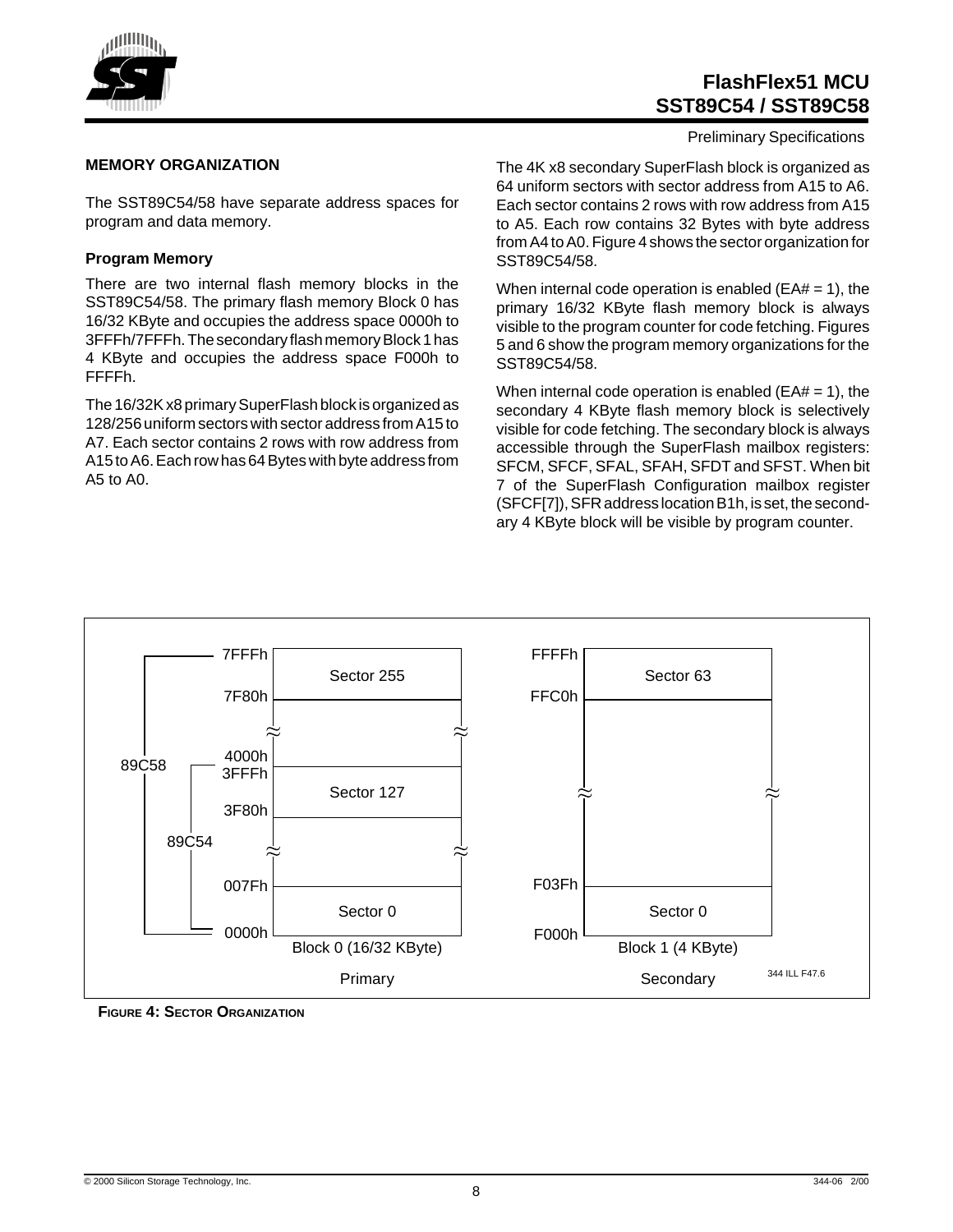## MEMORY ORGANIZATION

The SST89C54/58 have separate address spaces for program and data memory.

### Program Memory

There are two internal flash memory blocks in the SST89C54/58. The primary flash memory Block 0 has 16/32 KByte and occupies the address space 0000h to 3FFFh/7FFFh. The secondary flash memory Block 1 has 4 KByte and occupies the address space F000h to FFFFh.

The 16/32K x8 primary SuperFlash block is organized as 128/256 uniform sectors with sector address from A15 to A7. Each sector contains 2 rows with row address from A15 to A6. Each row has 64 Bytes with byte address from A5 to A0.

The 4K x8 secondary SuperFlash block is organized as 64 uniform sectors with sector address from A15 to A6. Each sector contains 2 rows with row address from A15 to A5. Each row contains 32 Bytes with byte address from A4 to A0. Figure 4 shows the sector organization for SST89C54/58.

When internal code operation is enabled (EA# = 1), the primary 16/32 KByte flash memory block is always visible to the program counter for code fetching. Figures 5 and 6 show the program memory organizations for the SST89C54/58.

When internal code operation is enabled (EA# = 1), the secondary 4 KByte flash memory block is selectively visible for code fetching. The secondary block is always accessible through the SuperFlash mailbox registers: SFCM, SFCF, SFAL, SFAH, SFDT and SFST. When bit 7 of the SuperFlash Configuration mailbox register (SFCF[7]), SFR address location B1h, is set, the secondary 4 KByte block will be visible by program counter.

| Block 0 (16/32 KByte) – Primary | Address | | Block 1 (4 KByte) – Secondary | Address |
|---|---|---|---|---|
| Sector 255 | 7FFFh – 7F80h (89C58) | | Sector 63 | FFFFh – FFC0h |
| ≈ | | | ≈ | |
| Sector 127 | 3FFFh – 3F80h (89C54: 0000h–3FFFh; 4000h above) | | | |
| ≈ | | | | |
| Sector 0 | 007Fh – 0000h | | Sector 0 | F03Fh – F000h |

344 ILL F47.6

**FIGURE 4: SECTOR ORGANIZATION**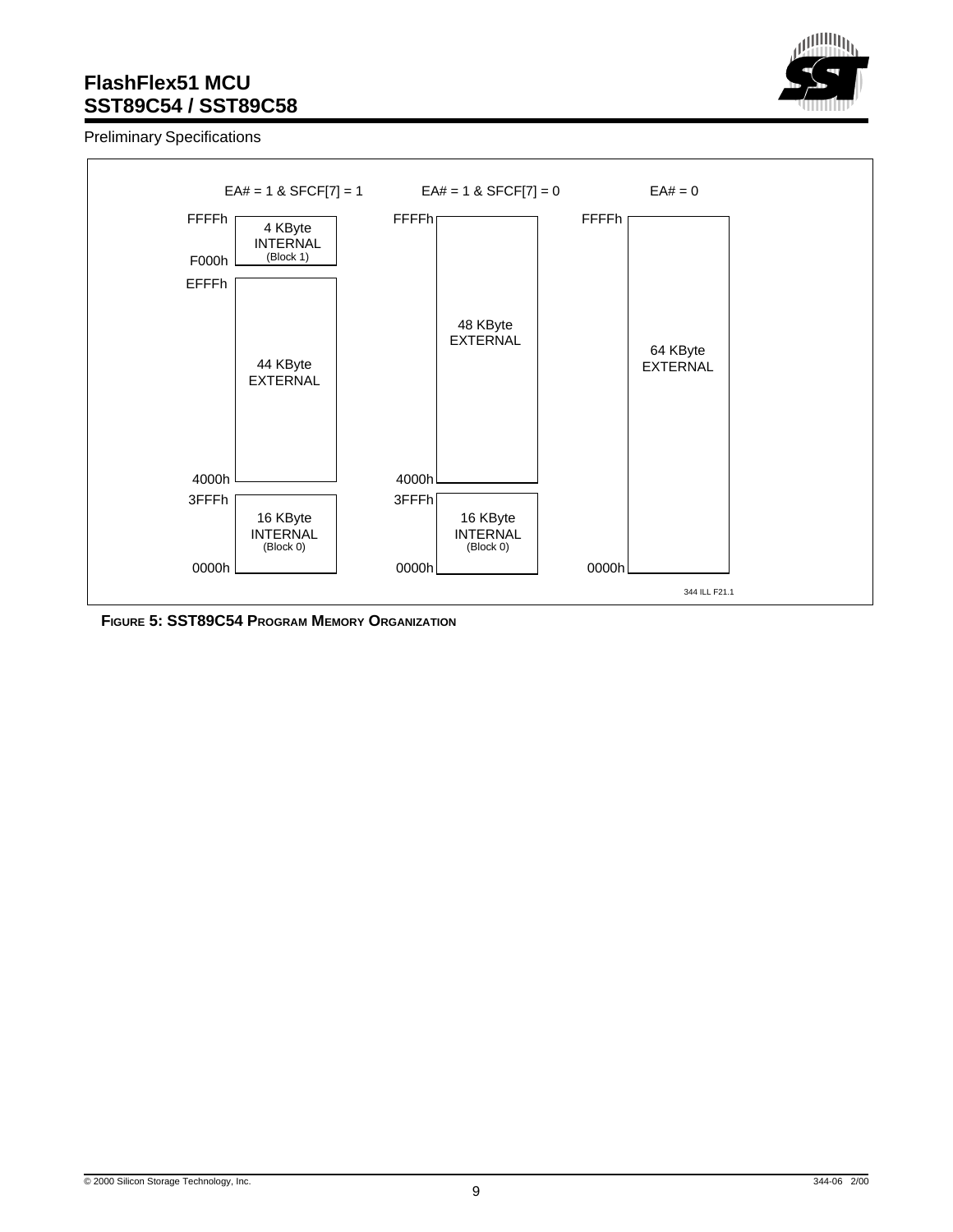| EA# = 1 & SFCF[7] = 1 | | EA# = 1 & SFCF[7] = 0 | | EA# = 0 | |
|---|---|---|---|---|---|
| FFFFh – F000h | 4 KByte INTERNAL (Block 1) | FFFFh – 4000h | 48 KByte EXTERNAL | FFFFh – 0000h | 64 KByte EXTERNAL |
| EFFFh – 4000h | 44 KByte EXTERNAL | | | | |
| 3FFFh – 0000h | 16 KByte INTERNAL (Block 0) | 3FFFh – 0000h | 16 KByte INTERNAL (Block 0) | | |

344 ILL F21.1

**FIGURE 5: SST89C54 PROGRAM MEMORY ORGANIZATION**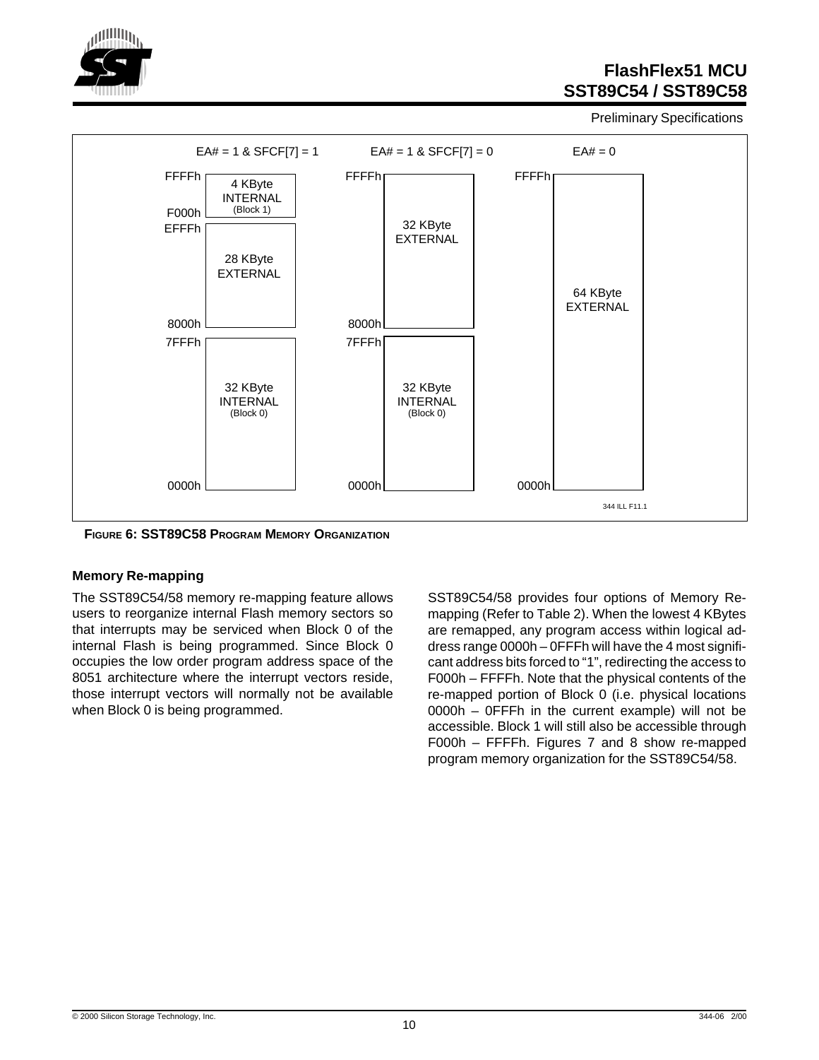Preliminary Specifications

| EA# = 1 & SFCF[7] = 1 | | EA# = 1 & SFCF[7] = 0 | | EA# = 0 | |
|---|---|---|---|---|---|
| FFFFh – F000h | 4 KByte INTERNAL (Block 1) | FFFFh – 8000h | 32 KByte EXTERNAL | FFFFh – 0000h | 64 KByte EXTERNAL |
| EFFFh – 8000h | 28 KByte EXTERNAL | | | | |
| 7FFFh – 0000h | 32 KByte INTERNAL (Block 0) | 7FFFh – 0000h | 32 KByte INTERNAL (Block 0) | | |

344 ILL F11.1

**FIGURE 6: SST89C58 PROGRAM MEMORY ORGANIZATION**

### Memory Re-mapping

The SST89C54/58 memory re-mapping feature allows users to reorganize internal Flash memory sectors so that interrupts may be serviced when Block 0 of the internal Flash is being programmed. Since Block 0 occupies the low order program address space of the 8051 architecture where the interrupt vectors reside, those interrupt vectors will normally not be available when Block 0 is being programmed.

SST89C54/58 provides four options of Memory Re-mapping (Refer to Table 2). When the lowest 4 KBytes are remapped, any program access within logical address range 0000h – 0FFFh will have the 4 most significant address bits forced to "1", redirecting the access to F000h – FFFFh. Note that the physical contents of the re-mapped portion of Block 0 (i.e. physical locations 0000h – 0FFFh in the current example) will not be accessible. Block 1 will still also be accessible through F000h – FFFFh. Figures 7 and 8 show re-mapped program memory organization for the SST89C54/58.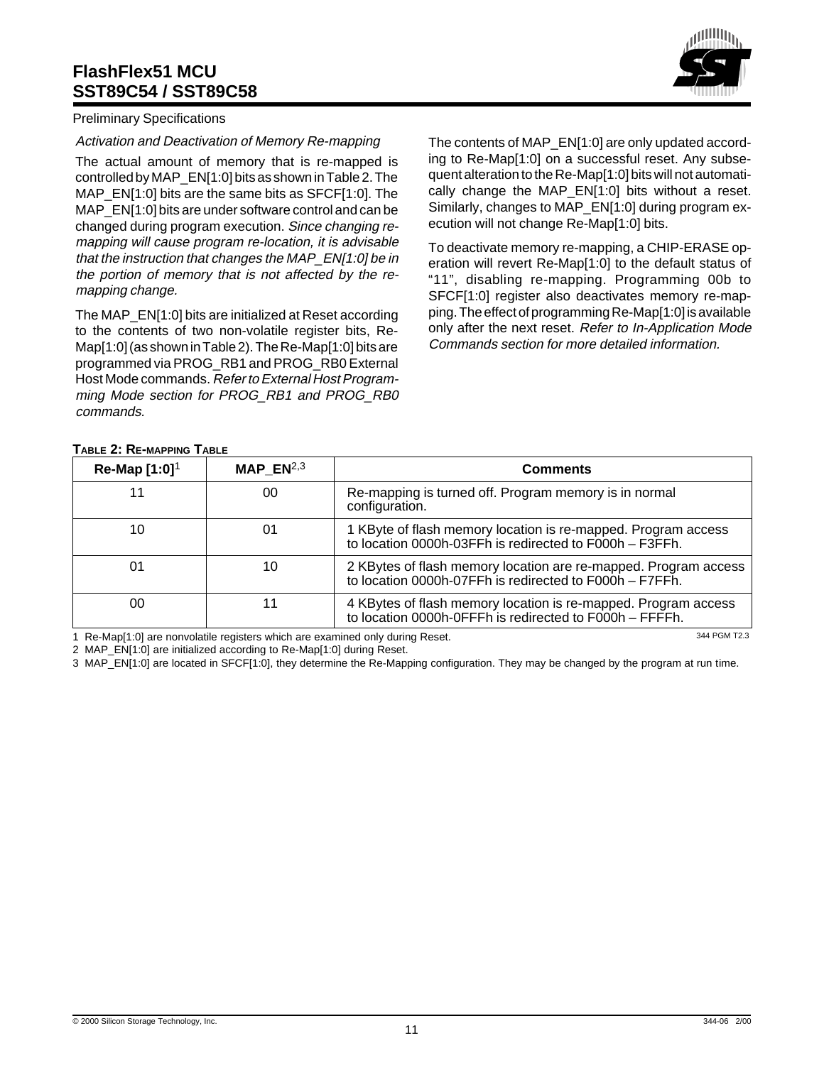*Activation and Deactivation of Memory Re-mapping*

The actual amount of memory that is re-mapped is controlled by MAP_EN[1:0] bits as shown in Table 2. The MAP_EN[1:0] bits are the same bits as SFCF[1:0]. The MAP_EN[1:0] bits are under software control and can be changed during program execution. *Since changing re-mapping will cause program re-location, it is advisable that the instruction that changes the MAP_EN[1:0] be in the portion of memory that is not affected by the re-mapping change.*

The MAP_EN[1:0] bits are initialized at Reset according to the contents of two non-volatile register bits, Re-Map[1:0] (as shown in Table 2). The Re-Map[1:0] bits are programmed via PROG_RB1 and PROG_RB0 External Host Mode commands. *Refer to External Host Programming Mode section for PROG_RB1 and PROG_RB0 commands.*

The contents of MAP_EN[1:0] are only updated according to Re-Map[1:0] on a successful reset. Any subsequent alteration to the Re-Map[1:0] bits will not automatically change the MAP_EN[1:0] bits without a reset. Similarly, changes to MAP_EN[1:0] during program execution will not change Re-Map[1:0] bits.

To deactivate memory re-mapping, a CHIP-ERASE operation will revert Re-Map[1:0] to the default status of "11", disabling re-mapping. Programming 00b to SFCF[1:0] register also deactivates memory re-mapping. The effect of programming Re-Map[1:0] is available only after the next reset. *Refer to In-Application Mode Commands section for more detailed information.*

**Table 2: Re-mapping Table**

| Re-Map [1:0][1] | MAP_EN[2,3] | Comments |
|---|---|---|
| 11 | 00 | Re-mapping is turned off. Program memory is in normal configuration. |
| 10 | 01 | 1 KByte of flash memory location is re-mapped. Program access to location 0000h-03FFh is redirected to F000h – F3FFh. |
| 01 | 10 | 2 KBytes of flash memory location are re-mapped. Program access to location 0000h-07FFh is redirected to F000h – F7FFh. |
| 00 | 11 | 4 KBytes of flash memory location is re-mapped. Program access to location 0000h-0FFFh is redirected to F000h – FFFFh. |

1 Re-Map[1:0] are nonvolatile registers which are examined only during Reset.

2 MAP_EN[1:0] are initialized according to Re-Map[1:0] during Reset.

3 MAP_EN[1:0] are located in SFCF[1:0], they determine the Re-Mapping configuration. They may be changed by the program at run time.

344 PGM T2.3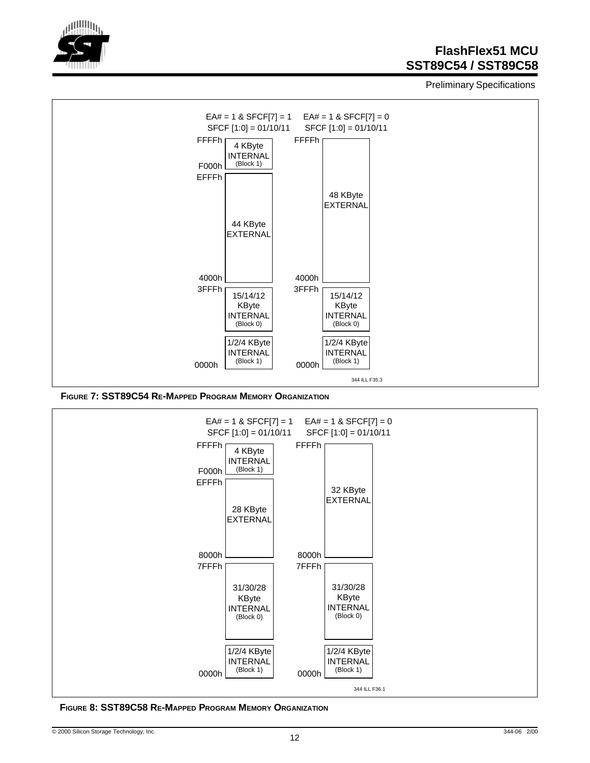Preliminary Specifications

| EA# = 1 & SFCF[7] = 1<br>SFCF [1:0] = 01/10/11 | | EA# = 1 & SFCF[7] = 0<br>SFCF [1:0] = 01/10/11 | |
|---|---|---|---|
| FFFFh – F000h | 4 KByte INTERNAL (Block 1) | FFFFh – 4000h | 48 KByte EXTERNAL |
| EFFFh – 4000h | 44 KByte EXTERNAL | | |
| 3FFFh | 15/14/12 KByte INTERNAL (Block 0) | 3FFFh | 15/14/12 KByte INTERNAL (Block 0) |
| 0000h | 1/2/4 KByte INTERNAL (Block 1) | 0000h | 1/2/4 KByte INTERNAL (Block 1) |

344 ILL F35.3

**FIGURE 7: SST89C54 RE-MAPPED PROGRAM MEMORY ORGANIZATION**

| EA# = 1 & SFCF[7] = 1<br>SFCF [1:0] = 01/10/11 | | EA# = 1 & SFCF[7] = 0<br>SFCF [1:0] = 01/10/11 | |
|---|---|---|---|
| FFFFh – F000h | 4 KByte INTERNAL (Block 1) | FFFFh – 8000h | 32 KByte EXTERNAL |
| EFFFh – 8000h | 28 KByte EXTERNAL | | |
| 7FFFh | 31/30/28 KByte INTERNAL (Block 0) | 7FFFh | 31/30/28 KByte INTERNAL (Block 0) |
| 0000h | 1/2/4 KByte INTERNAL (Block 1) | 0000h | 1/2/4 KByte INTERNAL (Block 1) |

344 ILL F36.1

**FIGURE 8: SST89C58 RE-MAPPED PROGRAM MEMORY ORGANIZATION**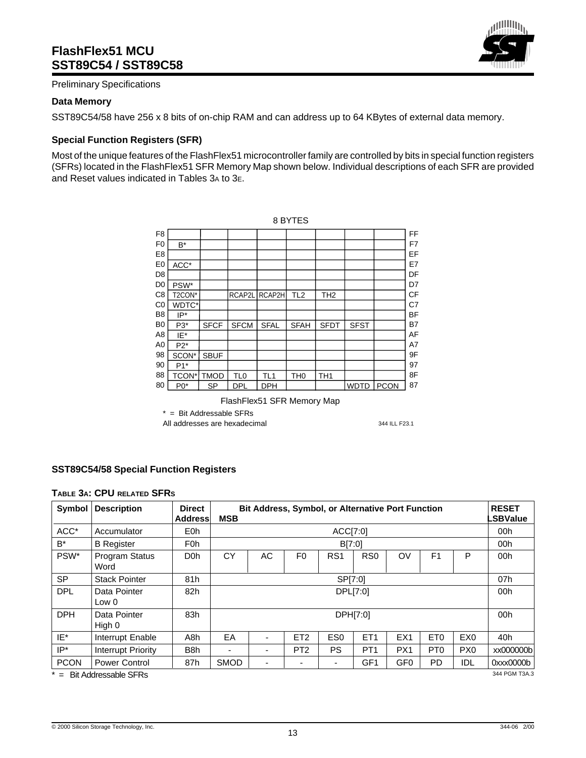Preliminary Specifications

### Data Memory

SST89C54/58 have 256 x 8 bits of on-chip RAM and can address up to 64 KBytes of external data memory.

### Special Function Registers (SFR)

Most of the unique features of the FlashFlex51 microcontroller family are controlled by bits in special function registers (SFRs) located in the FlashFlex51 SFR Memory Map shown below. Individual descriptions of each SFR are provided and Reset values indicated in Tables 3A to 3E.

8 BYTES

| | | | | | | | | | |
|---|---|---|---|---|---|---|---|---|---|
| F8 | | | | | | | | | FF |
| F0 | B* | | | | | | | | F7 |
| E8 | | | | | | | | | EF |
| E0 | ACC* | | | | | | | | E7 |
| D8 | | | | | | | | | DF |
| D0 | PSW* | | | | | | | | D7 |
| C8 | T2CON* | | RCAP2L | RCAP2H | TL2 | TH2 | | | CF |
| C0 | WDTC* | | | | | | | | C7 |
| B8 | IP* | | | | | | | | BF |
| B0 | P3* | SFCF | SFCM | SFAL | SFAH | SFDT | SFST | | B7 |
| A8 | IE* | | | | | | | | AF |
| A0 | P2* | | | | | | | | A7 |
| 98 | SCON* | SBUF | | | | | | | 9F |
| 90 | P1* | | | | | | | | 97 |
| 88 | TCON* | TMOD | TL0 | TL1 | TH0 | TH1 | | | 8F |
| 80 | P0* | SP | DPL | DPH | | | WDTD | PCON | 87 |

FlashFlex51 SFR Memory Map

* = Bit Addressable SFRs
All addresses are hexadecimal

344 ILL F23.1

### SST89C54/58 Special Function Registers

**TABLE 3A: CPU RELATED SFRS**

| Symbol | Description | Direct Address | Bit Address, Symbol, or Alternative Port Function MSB | | | | | | | LSB | RESET Value |
|---|---|---|---|---|---|---|---|---|---|---|---|
| ACC* | Accumulator | E0h | ACC[7:0] | | | | | | | | 00h |
| B* | B Register | F0h | B[7:0] | | | | | | | | 00h |
| PSW* | Program Status Word | D0h | CY | AC | F0 | RS1 | RS0 | OV | F1 | P | 00h |
| SP | Stack Pointer | 81h | SP[7:0] | | | | | | | | 07h |
| DPL | Data Pointer Low 0 | 82h | DPL[7:0] | | | | | | | | 00h |
| DPH | Data Pointer High 0 | 83h | DPH[7:0] | | | | | | | | 00h |
| IE* | Interrupt Enable | A8h | EA | - | ET2 | ES0 | ET1 | EX1 | ET0 | EX0 | 40h |
| IP* | Interrupt Priority | B8h | - | - | PT2 | PS | PT1 | PX1 | PT0 | PX0 | xx000000b |
| PCON | Power Control | 87h | SMOD | - | - | - | GF1 | GF0 | PD | IDL | 0xxx0000b |

* = Bit Addressable SFRs

344 PGM T3A.3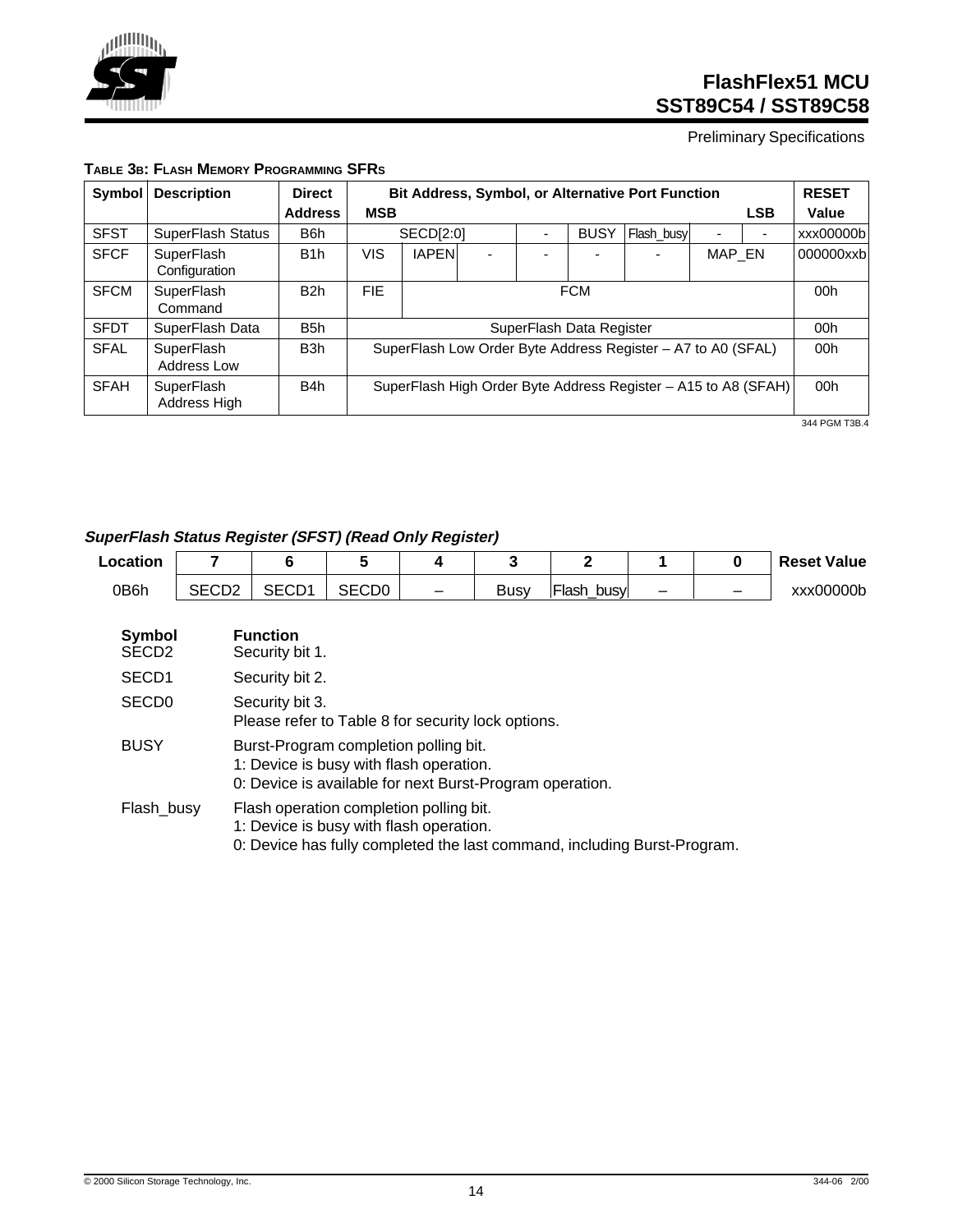**Table 3b: Flash Memory Programming SFRs**

| Symbol | Description | Direct Address | MSB | | | | | | | LSB | RESET Value |
|---|---|---|---|---|---|---|---|---|---|---|---|
| SFST | SuperFlash Status | B6h | SECD[2:0] | | | - | BUSY | Flash_busy | - | - | xxx00000b |
| SFCF | SuperFlash Configuration | B1h | VIS | IAPEN | - | - | - | - | MAP_EN | | 000000xxb |
| SFCM | SuperFlash Command | B2h | FIE | FCM | | | | | | | 00h |
| SFDT | SuperFlash Data | B5h | SuperFlash Data Register | | | | | | | | 00h |
| SFAL | SuperFlash Address Low | B3h | SuperFlash Low Order Byte Address Register – A7 to A0 (SFAL) | | | | | | | | 00h |
| SFAH | SuperFlash Address High | B4h | SuperFlash High Order Byte Address Register – A15 to A8 (SFAH) | | | | | | | | 00h |

344 PGM T3B.4

***SuperFlash Status Register (SFST) (Read Only Register)***

| Location | 7 | 6 | 5 | 4 | 3 | 2 | 1 | 0 | Reset Value |
|---|---|---|---|---|---|---|---|---|---|
| 0B6h | SECD2 | SECD1 | SECD0 | – | Busy | Flash_busy | – | – | xxx00000b |

| Symbol | Function |
|---|---|
| SECD2 | Security bit 1. |
| SECD1 | Security bit 2. |
| SECD0 | Security bit 3.<br>Please refer to Table 8 for security lock options. |
| BUSY | Burst-Program completion polling bit.<br>1: Device is busy with flash operation.<br>0: Device is available for next Burst-Program operation. |
| Flash_busy | Flash operation completion polling bit.<br>1: Device is busy with flash operation.<br>0: Device has fully completed the last command, including Burst-Program. |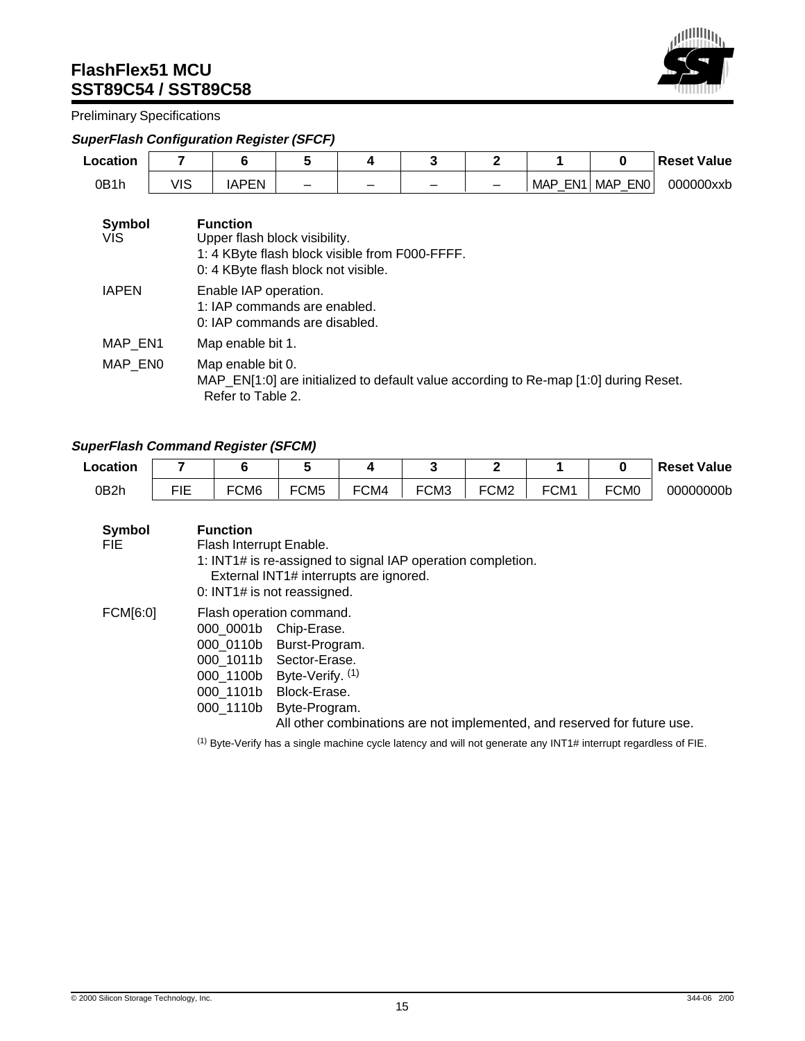Preliminary Specifications

***SuperFlash Configuration Register (SFCF)***

| Location | 7 | 6 | 5 | 4 | 3 | 2 | 1 | 0 | Reset Value |
|---|---|---|---|---|---|---|---|---|---|
| 0B1h | VIS | IAPEN | – | – | – | – | MAP_EN1 | MAP_EN0 | 000000xxb |

| Symbol | Function |
|---|---|
| VIS | Upper flash block visibility.<br>1: 4 KByte flash block visible from F000-FFFF.<br>0: 4 KByte flash block not visible. |
| IAPEN | Enable IAP operation.<br>1: IAP commands are enabled.<br>0: IAP commands are disabled. |
| MAP_EN1 | Map enable bit 1. |
| MAP_EN0 | Map enable bit 0.<br>MAP_EN[1:0] are initialized to default value according to Re-map [1:0] during Reset. Refer to Table 2. |

***SuperFlash Command Register (SFCM)***

| Location | 7 | 6 | 5 | 4 | 3 | 2 | 1 | 0 | Reset Value |
|---|---|---|---|---|---|---|---|---|---|
| 0B2h | FIE | FCM6 | FCM5 | FCM4 | FCM3 | FCM2 | FCM1 | FCM0 | 00000000b |

| Symbol | Function |
|---|---|
| FIE | Flash Interrupt Enable.<br>1: INT1# is re-assigned to signal IAP operation completion. External INT1# interrupts are ignored.<br>0: INT1# is not reassigned. |
| FCM[6:0] | Flash operation command.<br>000_0001b Chip-Erase.<br>000_0110b Burst-Program.<br>000_1011b Sector-Erase.<br>000_1100b Byte-Verify. (1)<br>000_1101b Block-Erase.<br>000_1110b Byte-Program.<br>All other combinations are not implemented, and reserved for future use. |

(1) Byte-Verify has a single machine cycle latency and will not generate any INT1# interrupt regardless of FIE.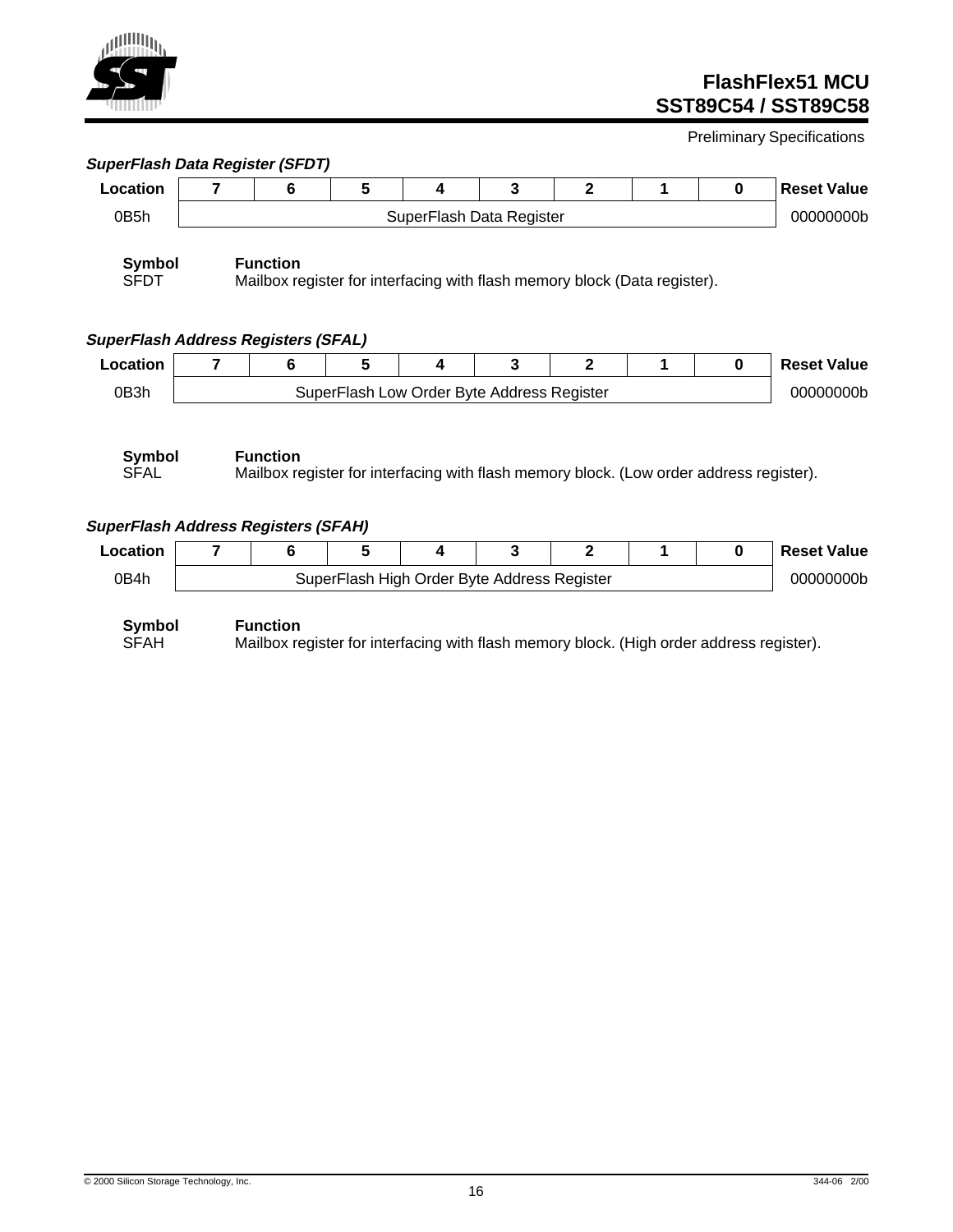***SuperFlash Data Register (SFDT)***

| Location | 7 | 6 | 5 | 4 | 3 | 2 | 1 | 0 | Reset Value |
|---|---|---|---|---|---|---|---|---|---|
| 0B5h | SuperFlash Data Register | | | | | | | | 00000000b |

| Symbol | Function |
|---|---|
| SFDT | Mailbox register for interfacing with flash memory block (Data register). |

***SuperFlash Address Registers (SFAL)***

| Location | 7 | 6 | 5 | 4 | 3 | 2 | 1 | 0 | Reset Value |
|---|---|---|---|---|---|---|---|---|---|
| 0B3h | SuperFlash Low Order Byte Address Register | | | | | | | | 00000000b |

| Symbol | Function |
|---|---|
| SFAL | Mailbox register for interfacing with flash memory block. (Low order address register). |

***SuperFlash Address Registers (SFAH)***

| Location | 7 | 6 | 5 | 4 | 3 | 2 | 1 | 0 | Reset Value |
|---|---|---|---|---|---|---|---|---|---|
| 0B4h | SuperFlash High Order Byte Address Register | | | | | | | | 00000000b |

| Symbol | Function |
|---|---|
| SFAH | Mailbox register for interfacing with flash memory block. (High order address register). |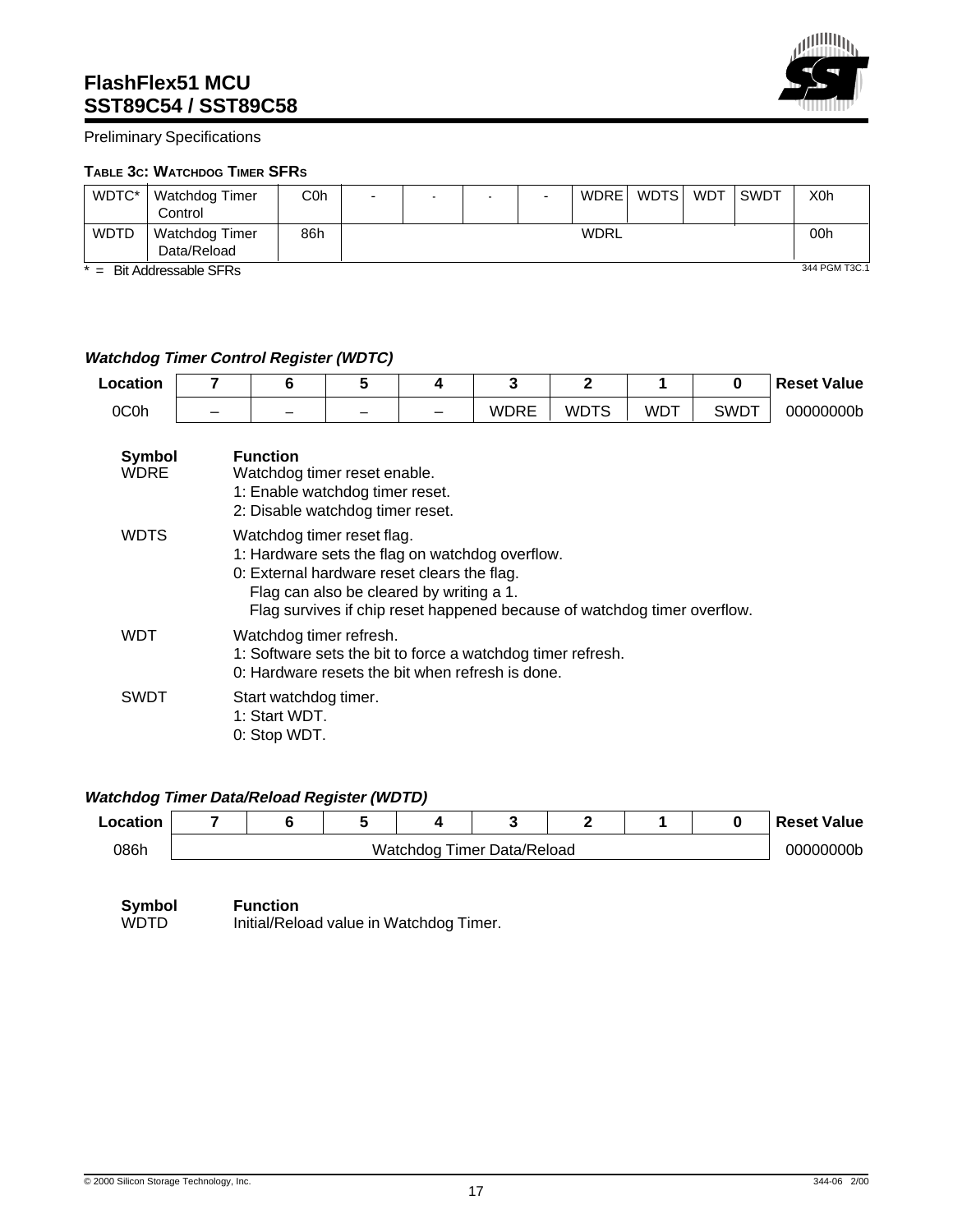Preliminary Specifications

#### TABLE 3C: WATCHDOG TIMER SFRS

| | | | | | | | | | | | |
|---|---|---|---|---|---|---|---|---|---|---|---|
| WDTC* | Watchdog Timer Control | C0h | - | - | - | - | WDRE | WDTS | WDT | SWDT | X0h |
| WDTD | Watchdog Timer Data/Reload | 86h | WDRL | | | | | | | | 00h |

\* = Bit Addressable SFRs

344 PGM T3C.1

#### *Watchdog Timer Control Register (WDTC)*

| Location | 7 | 6 | 5 | 4 | 3 | 2 | 1 | 0 | Reset Value |
|---|---|---|---|---|---|---|---|---|---|
| 0C0h | – | – | – | – | WDRE | WDTS | WDT | SWDT | 00000000b |

**Symbol** **Function**

WDRE — Watchdog timer reset enable.
1: Enable watchdog timer reset.
2: Disable watchdog timer reset.

WDTS — Watchdog timer reset flag.
1: Hardware sets the flag on watchdog overflow.
0: External hardware reset clears the flag.
Flag can also be cleared by writing a 1.
Flag survives if chip reset happened because of watchdog timer overflow.

WDT — Watchdog timer refresh.
1: Software sets the bit to force a watchdog timer refresh.
0: Hardware resets the bit when refresh is done.

SWDT — Start watchdog timer.
1: Start WDT.
0: Stop WDT.

#### *Watchdog Timer Data/Reload Register (WDTD)*

| Location | 7 | 6 | 5 | 4 | 3 | 2 | 1 | 0 | Reset Value |
|---|---|---|---|---|---|---|---|---|---|
| 086h | Watchdog Timer Data/Reload | | | | | | | | 00000000b |

**Symbol** **Function**

WDTD — Initial/Reload value in Watchdog Timer.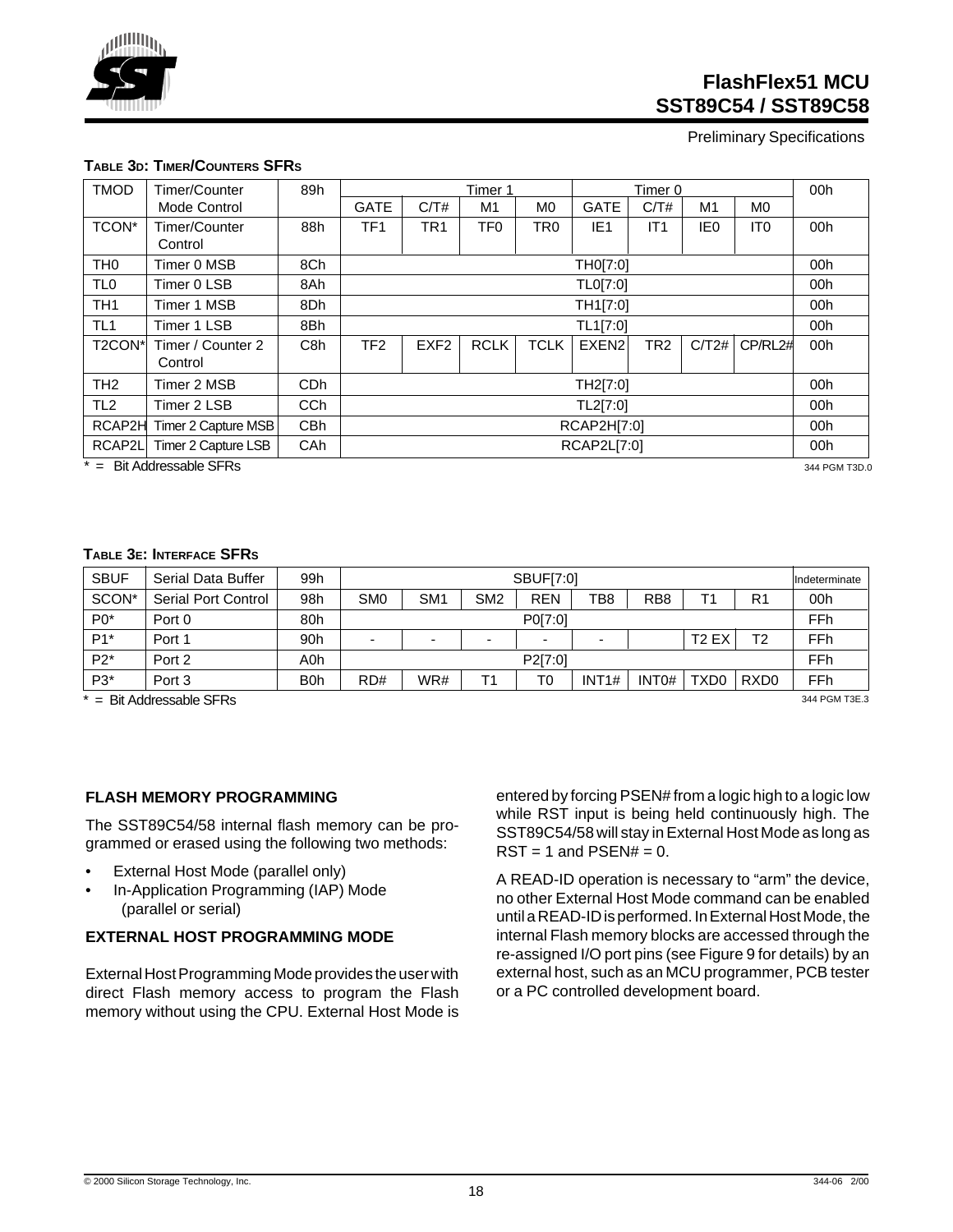**TABLE 3D: TIMER/COUNTERS SFRS**

| | | | | | | | | | | | |
|---|---|---|---|---|---|---|---|---|---|---|---|
| TMOD | Timer/Counter Mode Control | 89h | Timer 1 | | | | Timer 0 | | | | 00h |
| | | | GATE | C/T# | M1 | M0 | GATE | C/T# | M1 | M0 | |
| TCON* | Timer/Counter Control | 88h | TF1 | TR1 | TF0 | TR0 | IE1 | IT1 | IE0 | IT0 | 00h |
| TH0 | Timer 0 MSB | 8Ch | TH0[7:0] | | | | | | | | 00h |
| TL0 | Timer 0 LSB | 8Ah | TL0[7:0] | | | | | | | | 00h |
| TH1 | Timer 1 MSB | 8Dh | TH1[7:0] | | | | | | | | 00h |
| TL1 | Timer 1 LSB | 8Bh | TL1[7:0] | | | | | | | | 00h |
| T2CON* | Timer / Counter 2 Control | C8h | TF2 | EXF2 | RCLK | TCLK | EXEN2 | TR2 | C/T2# | CP/RL2# | 00h |
| TH2 | Timer 2 MSB | CDh | TH2[7:0] | | | | | | | | 00h |
| TL2 | Timer 2 LSB | CCh | TL2[7:0] | | | | | | | | 00h |
| RCAP2H | Timer 2 Capture MSB | CBh | RCAP2H[7:0] | | | | | | | | 00h |
| RCAP2L | Timer 2 Capture LSB | CAh | RCAP2L[7:0] | | | | | | | | 00h |

* = Bit Addressable SFRs

344 PGM T3D.0

**TABLE 3E: INTERFACE SFRS**

| | | | | | | | | | | | |
|---|---|---|---|---|---|---|---|---|---|---|---|
| SBUF | Serial Data Buffer | 99h | SBUF[7:0] | | | | | | | | Indeterminate |
| SCON* | Serial Port Control | 98h | SM0 | SM1 | SM2 | REN | TB8 | RB8 | T1 | R1 | 00h |
| P0* | Port 0 | 80h | P0[7:0] | | | | | | | | FFh |
| P1* | Port 1 | 90h | - | - | - | - | - | | T2 EX | T2 | FFh |
| P2* | Port 2 | A0h | P2[7:0] | | | | | | | | FFh |
| P3* | Port 3 | B0h | RD# | WR# | T1 | T0 | INT1# | INT0# | TXD0 | RXD0 | FFh |

* = Bit Addressable SFRs

344 PGM T3E.3

### FLASH MEMORY PROGRAMMING

The SST89C54/58 internal flash memory can be programmed or erased using the following two methods:

- External Host Mode (parallel only)
- In-Application Programming (IAP) Mode (parallel or serial)

### EXTERNAL HOST PROGRAMMING MODE

External Host Programming Mode provides the user with direct Flash memory access to program the Flash memory without using the CPU. External Host Mode is entered by forcing PSEN# from a logic high to a logic low while RST input is being held continuously high. The SST89C54/58 will stay in External Host Mode as long as RST = 1 and PSEN# = 0.

A READ-ID operation is necessary to "arm" the device, no other External Host Mode command can be enabled until a READ-ID is performed. In External Host Mode, the internal Flash memory blocks are accessed through the re-assigned I/O port pins (see Figure 9 for details) by an external host, such as an MCU programmer, PCB tester or a PC controlled development board.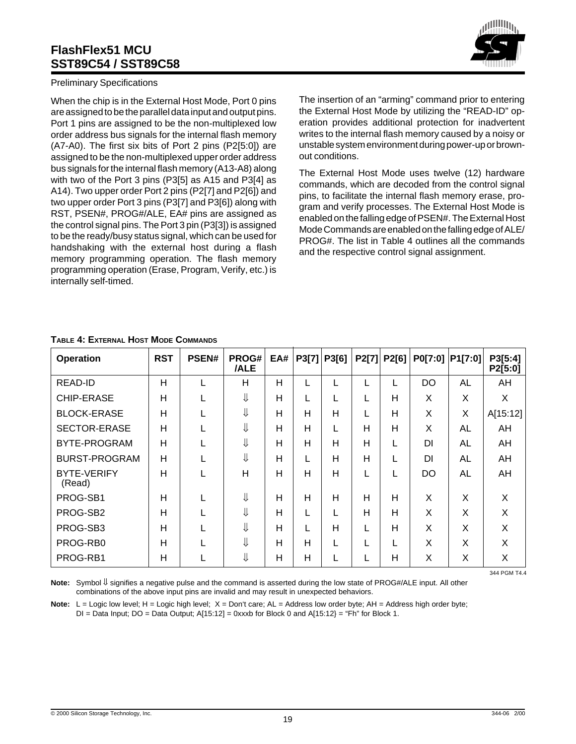Preliminary Specifications

When the chip is in the External Host Mode, Port 0 pins are assigned to be the parallel data input and output pins. Port 1 pins are assigned to be the non-multiplexed low order address bus signals for the internal flash memory (A7-A0). The first six bits of Port 2 pins (P2[5:0]) are assigned to be the non-multiplexed upper order address bus signals for the internal flash memory (A13-A8) along with two of the Port 3 pins (P3[5] as A15 and P3[4] as A14). Two upper order Port 2 pins (P2[7] and P2[6]) and two upper order Port 3 pins (P3[7] and P3[6]) along with RST, PSEN#, PROG#/ALE, EA# pins are assigned as the control signal pins. The Port 3 pin (P3[3]) is assigned to be the ready/busy status signal, which can be used for handshaking with the external host during a flash memory programming operation. The flash memory programming operation (Erase, Program, Verify, etc.) is internally self-timed.

The insertion of an “arming” command prior to entering the External Host Mode by utilizing the “READ-ID” operation provides additional protection for inadvertent writes to the internal flash memory caused by a noisy or unstable system environment during power-up or brown-out conditions.

The External Host Mode uses twelve (12) hardware commands, which are decoded from the control signal pins, to facilitate the internal flash memory erase, program and verify processes. The External Host Mode is enabled on the falling edge of PSEN#. The External Host Mode Commands are enabled on the falling edge of ALE/PROG#. The list in Table 4 outlines all the commands and the respective control signal assignment.

**TABLE 4: EXTERNAL HOST MODE COMMANDS**

| Operation | RST | PSEN# | PROG#/ALE | EA# | P3[7] | P3[6] | P2[7] | P2[6] | P0[7:0] | P1[7:0] | P3[5:4] P2[5:0] |
|---|---|---|---|---|---|---|---|---|---|---|---|
| READ-ID | H | L | H | H | L | L | L | L | DO | AL | AH |
| CHIP-ERASE | H | L | ⇓ | H | L | L | L | H | X | X | X |
| BLOCK-ERASE | H | L | ⇓ | H | H | H | L | H | X | X | A[15:12] |
| SECTOR-ERASE | H | L | ⇓ | H | H | L | H | H | X | AL | AH |
| BYTE-PROGRAM | H | L | ⇓ | H | H | H | H | L | DI | AL | AH |
| BURST-PROGRAM | H | L | ⇓ | H | L | H | H | L | DI | AL | AH |
| BYTE-VERIFY (Read) | H | L | H | H | H | H | L | L | DO | AL | AH |
| PROG-SB1 | H | L | ⇓ | H | H | H | H | H | X | X | X |
| PROG-SB2 | H | L | ⇓ | H | L | L | H | H | X | X | X |
| PROG-SB3 | H | L | ⇓ | H | L | H | L | H | X | X | X |
| PROG-RB0 | H | L | ⇓ | H | H | L | L | L | X | X | X |
| PROG-RB1 | H | L | ⇓ | H | H | L | L | H | X | X | X |

344 PGM T4.4

**Note:** Symbol ⇓ signifies a negative pulse and the command is asserted during the low state of PROG#/ALE input. All other combinations of the above input pins are invalid and may result in unexpected behaviors.

**Note:** L = Logic low level; H = Logic high level; X = Don't care; AL = Address low order byte; AH = Address high order byte; DI = Data Input; DO = Data Output; A[15:12] = 0xxxb for Block 0 and A[15:12} = “Fh” for Block 1.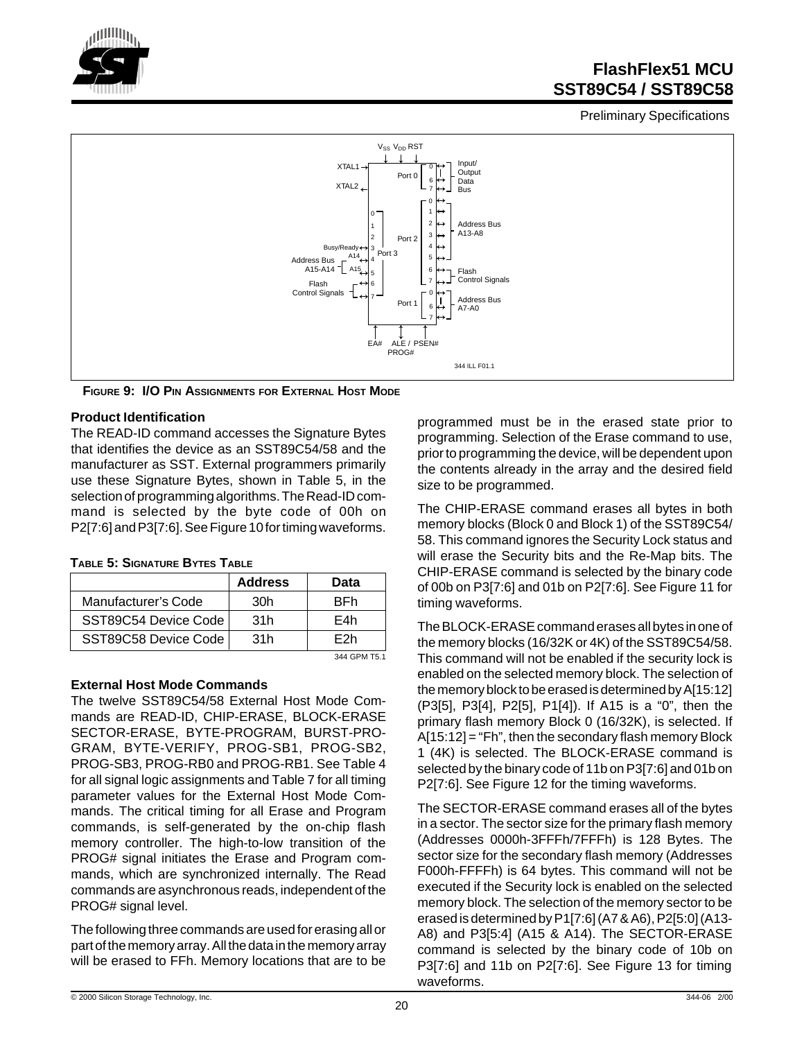**Figure 9: I/O Pin Assignments for External Host Mode**

### Product Identification

The READ-ID command accesses the Signature Bytes that identifies the device as an SST89C54/58 and the manufacturer as SST. External programmers primarily use these Signature Bytes, shown in Table 5, in the selection of programming algorithms. The Read-ID command is selected by the byte code of 00h on P2[7:6] and P3[7:6]. See Figure 10 for timing waveforms.

**Table 5: Signature Bytes Table**

| | Address | Data |
|---|---|---|
| Manufacturer's Code | 30h | BFh |
| SST89C54 Device Code | 31h | E4h |
| SST89C58 Device Code | 31h | E2h |

344 GPM T5.1

### External Host Mode Commands

The twelve SST89C54/58 External Host Mode Commands are READ-ID, CHIP-ERASE, BLOCK-ERASE SECTOR-ERASE, BYTE-PROGRAM, BURST-PROGRAM, BYTE-VERIFY, PROG-SB1, PROG-SB2, PROG-SB3, PROG-RB0 and PROG-RB1. See Table 4 for all signal logic assignments and Table 7 for all timing parameter values for the External Host Mode Commands. The critical timing for all Erase and Program commands, is self-generated by the on-chip flash memory controller. The high-to-low transition of the PROG# signal initiates the Erase and Program commands, which are synchronized internally. The Read commands are asynchronous reads, independent of the PROG# signal level.

The following three commands are used for erasing all or part of the memory array. All the data in the memory array will be erased to FFh. Memory locations that are to be programmed must be in the erased state prior to programming. Selection of the Erase command to use, prior to programming the device, will be dependent upon the contents already in the array and the desired field size to be programmed.

The CHIP-ERASE command erases all bytes in both memory blocks (Block 0 and Block 1) of the SST89C54/58. This command ignores the Security Lock status and will erase the Security bits and the Re-Map bits. The CHIP-ERASE command is selected by the binary code of 00b on P3[7:6] and 01b on P2[7:6]. See Figure 11 for timing waveforms.

The BLOCK-ERASE command erases all bytes in one of the memory blocks (16/32K or 4K) of the SST89C54/58. This command will not be enabled if the security lock is enabled on the selected memory block. The selection of the memory block to be erased is determined by A[15:12] (P3[5], P3[4], P2[5], P1[4]). If A15 is a "0", then the primary flash memory Block 0 (16/32K), is selected. If A[15:12] = "Fh", then the secondary flash memory Block 1 (4K) is selected. The BLOCK-ERASE command is selected by the binary code of 11b on P3[7:6] and 01b on P2[7:6]. See Figure 12 for the timing waveforms.

The SECTOR-ERASE command erases all of the bytes in a sector. The sector size for the primary flash memory (Addresses 0000h-3FFFh/7FFFh) is 128 Bytes. The sector size for the secondary flash memory (Addresses F000h-FFFFh) is 64 bytes. This command will not be executed if the Security lock is enabled on the selected memory block. The selection of the memory sector to be erased is determined by P1[7:6] (A7 & A6), P2[5:0] (A13-A8) and P3[5:4] (A15 & A14). The SECTOR-ERASE command is selected by the binary code of 10b on P3[7:6] and 11b on P2[7:6]. See Figure 13 for timing waveforms.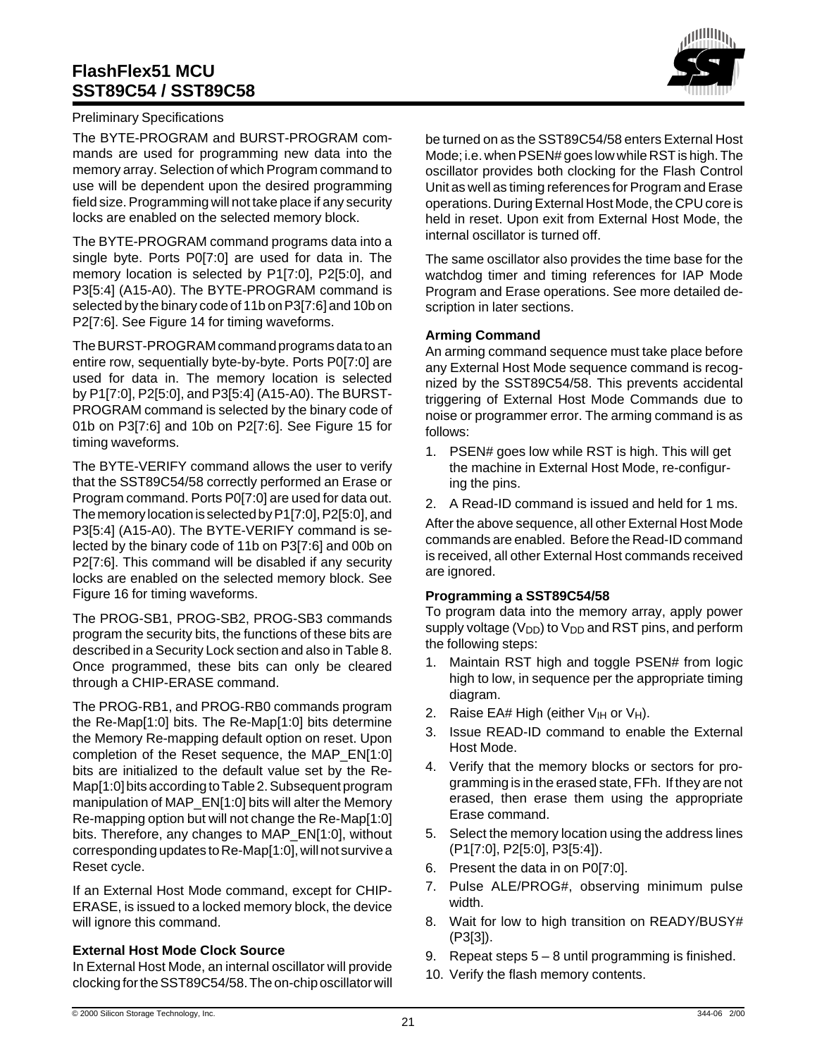The BYTE-PROGRAM and BURST-PROGRAM commands are used for programming new data into the memory array. Selection of which Program command to use will be dependent upon the desired programming field size. Programming will not take place if any security locks are enabled on the selected memory block.

The BYTE-PROGRAM command programs data into a single byte. Ports P0[7:0] are used for data in. The memory location is selected by P1[7:0], P2[5:0], and P3[5:4] (A15-A0). The BYTE-PROGRAM command is selected by the binary code of 11b on P3[7:6] and 10b on P2[7:6]. See Figure 14 for timing waveforms.

The BURST-PROGRAM command programs data to an entire row, sequentially byte-by-byte. Ports P0[7:0] are used for data in. The memory location is selected by P1[7:0], P2[5:0], and P3[5:4] (A15-A0). The BURST-PROGRAM command is selected by the binary code of 01b on P3[7:6] and 10b on P2[7:6]. See Figure 15 for timing waveforms.

The BYTE-VERIFY command allows the user to verify that the SST89C54/58 correctly performed an Erase or Program command. Ports P0[7:0] are used for data out. The memory location is selected by P1[7:0], P2[5:0], and P3[5:4] (A15-A0). The BYTE-VERIFY command is selected by the binary code of 11b on P3[7:6] and 00b on P2[7:6]. This command will be disabled if any security locks are enabled on the selected memory block. See Figure 16 for timing waveforms.

The PROG-SB1, PROG-SB2, PROG-SB3 commands program the security bits, the functions of these bits are described in a Security Lock section and also in Table 8. Once programmed, these bits can only be cleared through a CHIP-ERASE command.

The PROG-RB1, and PROG-RB0 commands program the Re-Map[1:0] bits. The Re-Map[1:0] bits determine the Memory Re-mapping default option on reset. Upon completion of the Reset sequence, the MAP_EN[1:0] bits are initialized to the default value set by the Re-Map[1:0] bits according to Table 2. Subsequent program manipulation of MAP_EN[1:0] bits will alter the Memory Re-mapping option but will not change the Re-Map[1:0] bits. Therefore, any changes to MAP_EN[1:0], without corresponding updates to Re-Map[1:0], will not survive a Reset cycle.

If an External Host Mode command, except for CHIP-ERASE, is issued to a locked memory block, the device will ignore this command.

**External Host Mode Clock Source**

In External Host Mode, an internal oscillator will provide clocking for the SST89C54/58. The on-chip oscillator will be turned on as the SST89C54/58 enters External Host Mode; i.e. when PSEN# goes low while RST is high. The oscillator provides both clocking for the Flash Control Unit as well as timing references for Program and Erase operations. During External Host Mode, the CPU core is held in reset. Upon exit from External Host Mode, the internal oscillator is turned off.

The same oscillator also provides the time base for the watchdog timer and timing references for IAP Mode Program and Erase operations. See more detailed description in later sections.

**Arming Command**

An arming command sequence must take place before any External Host Mode sequence command is recognized by the SST89C54/58. This prevents accidental triggering of External Host Mode Commands due to noise or programmer error. The arming command is as follows:

1. PSEN# goes low while RST is high. This will get the machine in External Host Mode, re-configuring the pins.
2. A Read-ID command is issued and held for 1 ms.

After the above sequence, all other External Host Mode commands are enabled. Before the Read-ID command is received, all other External Host commands received are ignored.

**Programming a SST89C54/58**

To program data into the memory array, apply power supply voltage ($V_{DD}$) to $V_{DD}$ and RST pins, and perform the following steps:

1. Maintain RST high and toggle PSEN# from logic high to low, in sequence per the appropriate timing diagram.
2. Raise EA# High (either $V_{IH}$ or $V_H$).
3. Issue READ-ID command to enable the External Host Mode.
4. Verify that the memory blocks or sectors for programming is in the erased state, FFh. If they are not erased, then erase them using the appropriate Erase command.
5. Select the memory location using the address lines (P1[7:0], P2[5:0], P3[5:4]).
6. Present the data in on P0[7:0].
7. Pulse ALE/PROG#, observing minimum pulse width.
8. Wait for low to high transition on READY/BUSY# (P3[3]).
9. Repeat steps 5 – 8 until programming is finished.
10. Verify the flash memory contents.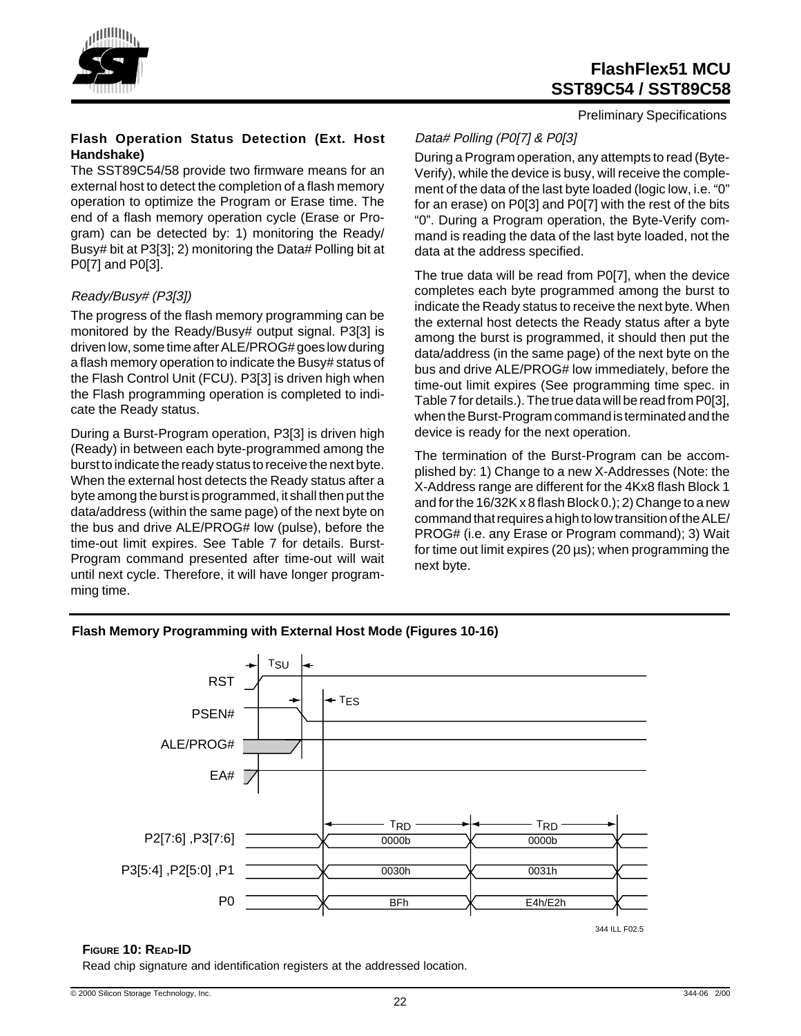**Flash Operation Status Detection (Ext. Host Handshake)**

The SST89C54/58 provide two firmware means for an external host to detect the completion of a flash memory operation to optimize the Program or Erase time. The end of a flash memory operation cycle (Erase or Program) can be detected by: 1) monitoring the Ready/Busy# bit at P3[3]; 2) monitoring the Data# Polling bit at P0[7] and P0[3].

*Ready/Busy# (P3[3])*

The progress of the flash memory programming can be monitored by the Ready/Busy# output signal. P3[3] is driven low, some time after ALE/PROG# goes low during a flash memory operation to indicate the Busy# status of the Flash Control Unit (FCU). P3[3] is driven high when the Flash programming operation is completed to indicate the Ready status.

During a Burst-Program operation, P3[3] is driven high (Ready) in between each byte-programmed among the burst to indicate the ready status to receive the next byte. When the external host detects the Ready status after a byte among the burst is programmed, it shall then put the data/address (within the same page) of the next byte on the bus and drive ALE/PROG# low (pulse), before the time-out limit expires. See Table 7 for details. Burst-Program command presented after time-out will wait until next cycle. Therefore, it will have longer programming time.

*Data# Polling (P0[7] & P0[3]*

During a Program operation, any attempts to read (Byte-Verify), while the device is busy, will receive the complement of the data of the last byte loaded (logic low, i.e. "0" for an erase) on P0[3] and P0[7] with the rest of the bits "0". During a Program operation, the Byte-Verify command is reading the data of the last byte loaded, not the data at the address specified.

The true data will be read from P0[7], when the device completes each byte programmed among the burst to indicate the Ready status to receive the next byte. When the external host detects the Ready status after a byte among the burst is programmed, it should then put the data/address (in the same page) of the next byte on the bus and drive ALE/PROG# low immediately, before the time-out limit expires (See programming time spec. in Table 7 for details.). The true data will be read from P0[3], when the Burst-Program command is terminated and the device is ready for the next operation.

The termination of the Burst-Program can be accomplished by: 1) Change to a new X-Addresses (Note: the X-Address range are different for the 4Kx8 flash Block 1 and for the 16/32K x 8 flash Block 0.); 2) Change to a new command that requires a high to low transition of the ALE/PROG# (i.e. any Erase or Program command); 3) Wait for time out limit expires (20 µs); when programming the next byte.

## Flash Memory Programming with External Host Mode (Figures 10-16)

$T_{SU}$ $T_{ES}$ $T_{RD}$ $T_{RD}$

RST, PSEN#, ALE/PROG#, EA#

| Signal | | |
|---|---|---|
| P2[7:6] ,P3[7:6] | 0000b | 0000b |
| P3[5:4] ,P2[5:0] ,P1 | 0030h | 0031h |
| P0 | BFh | E4h/E2h |

344 ILL F02.5

**FIGURE 10: READ-ID**

Read chip signature and identification registers at the addressed location.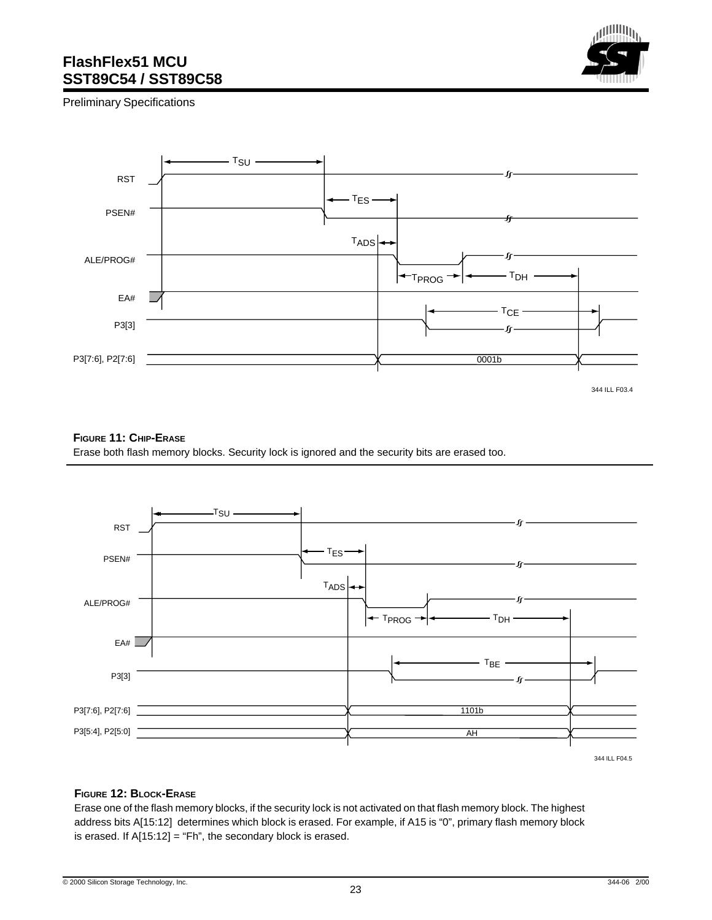RST

PSEN#

ALE/PROG#

EA#

P3[3]

P3[7:6], P2[7:6]

$T_{SU}$ $T_{ES}$ $T_{ADS}$ $T_{PROG}$ $T_{DH}$ $T_{CE}$

0001b

344 ILL F03.4

**FIGURE 11: CHIP-ERASE**

Erase both flash memory blocks. Security lock is ignored and the security bits are erased too.

---

RST

PSEN#

ALE/PROG#

EA#

P3[3]

P3[7:6], P2[7:6]

P3[5:4], P2[5:0]

$T_{SU}$ $T_{ES}$ $T_{ADS}$ $T_{PROG}$ $T_{DH}$ $T_{BE}$

1101b

AH

344 ILL F04.5

**FIGURE 12: BLOCK-ERASE**

Erase one of the flash memory blocks, if the security lock is not activated on that flash memory block. The highest address bits A[15:12] determines which block is erased. For example, if A15 is "0", primary flash memory block is erased. If A[15:12] = "Fh", the secondary block is erased.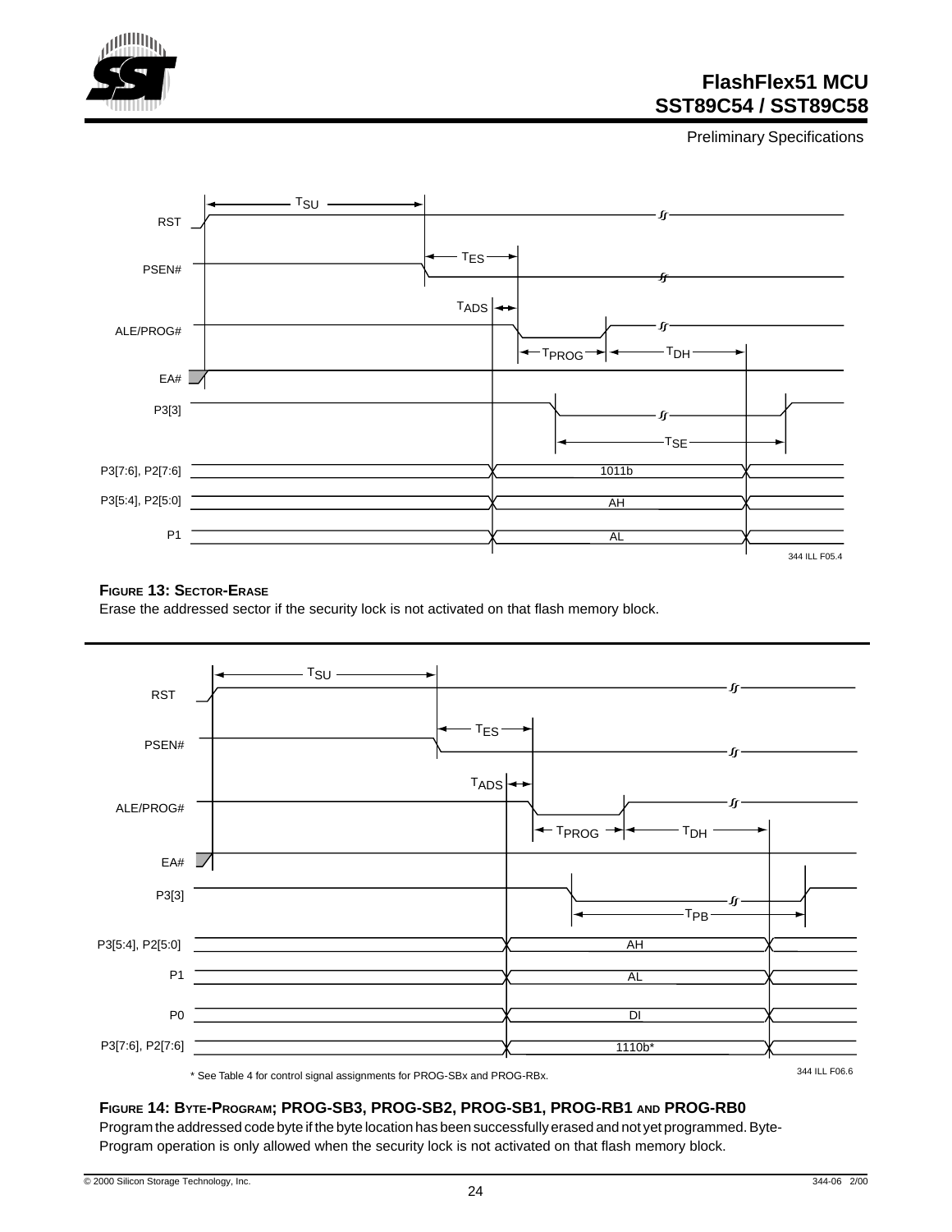**FIGURE 13: SECTOR-ERASE**

Erase the addressed sector if the security lock is not activated on that flash memory block.

* See Table 4 for control signal assignments for PROG-SBx and PROG-RBx.

**FIGURE 14: BYTE-PROGRAM; PROG-SB3, PROG-SB2, PROG-SB1, PROG-RB1 AND PROG-RB0**

Program the addressed code byte if the byte location has been successfully erased and not yet programmed. Byte-Program operation is only allowed when the security lock is not activated on that flash memory block.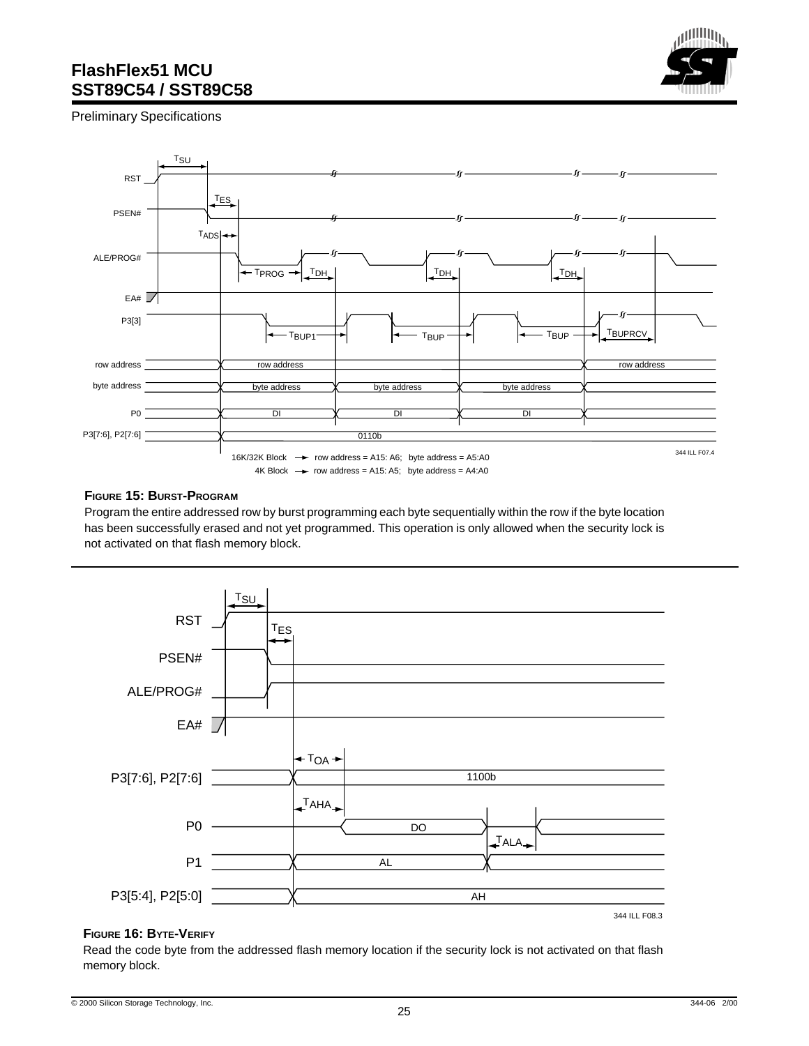**FIGURE 15: BURST-PROGRAM**

Program the entire addressed row by burst programming each byte sequentially within the row if the byte location has been successfully erased and not yet programmed. This operation is only allowed when the security lock is not activated on that flash memory block.

**FIGURE 16: BYTE-VERIFY**

Read the code byte from the addressed flash memory location if the security lock is not activated on that flash memory block.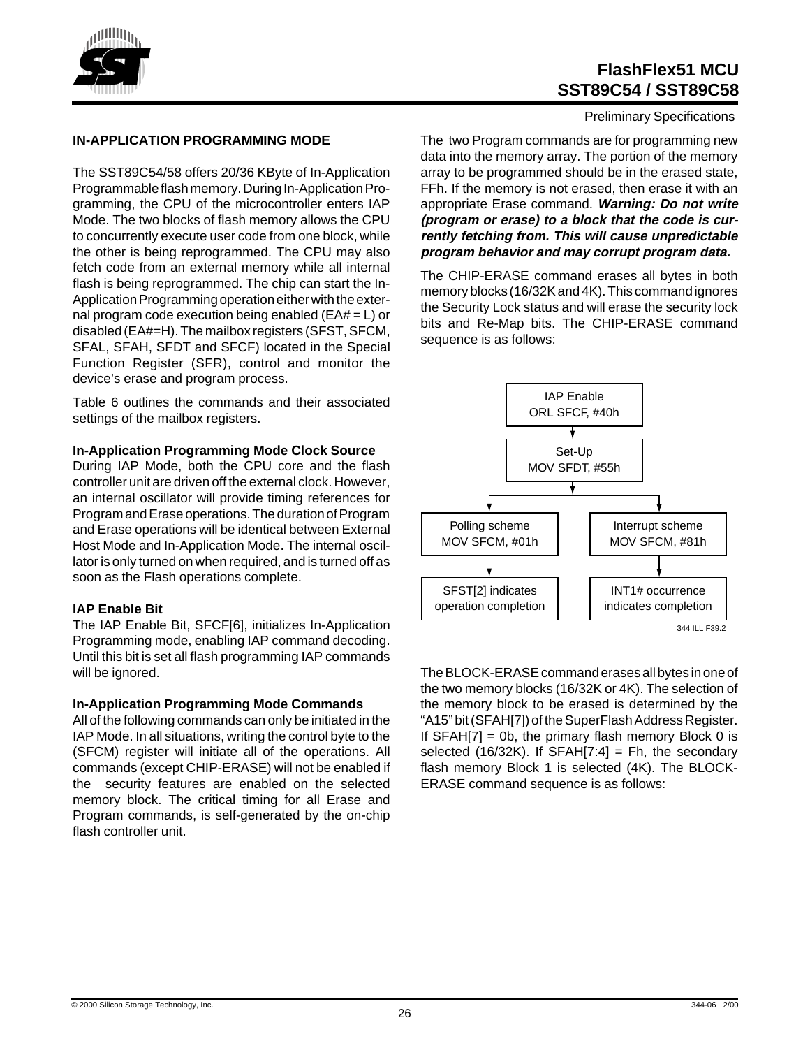Preliminary Specifications

### IN-APPLICATION PROGRAMMING MODE

The SST89C54/58 offers 20/36 KByte of In-Application Programmable flash memory. During In-Application Programming, the CPU of the microcontroller enters IAP Mode. The two blocks of flash memory allows the CPU to concurrently execute user code from one block, while the other is being reprogrammed. The CPU may also fetch code from an external memory while all internal flash is being reprogrammed. The chip can start the In-Application Programming operation either with the external program code execution being enabled (EA# = L) or disabled (EA#=H). The mailbox registers (SFST, SFCM, SFAL, SFAH, SFDT and SFCF) located in the Special Function Register (SFR), control and monitor the device's erase and program process.

Table 6 outlines the commands and their associated settings of the mailbox registers.

**In-Application Programming Mode Clock Source**

During IAP Mode, both the CPU core and the flash controller unit are driven off the external clock. However, an internal oscillator will provide timing references for Program and Erase operations. The duration of Program and Erase operations will be identical between External Host Mode and In-Application Mode. The internal oscillator is only turned on when required, and is turned off as soon as the Flash operations complete.

**IAP Enable Bit**

The IAP Enable Bit, SFCF[6], initializes In-Application Programming mode, enabling IAP command decoding. Until this bit is set all flash programming IAP commands will be ignored.

**In-Application Programming Mode Commands**

All of the following commands can only be initiated in the IAP Mode. In all situations, writing the control byte to the (SFCM) register will initiate all of the operations. All commands (except CHIP-ERASE) will not be enabled if the security features are enabled on the selected memory block. The critical timing for all Erase and Program commands, is self-generated by the on-chip flash controller unit.

The two Program commands are for programming new data into the memory array. The portion of the memory array to be programmed should be in the erased state, FFh. If the memory is not erased, then erase it with an appropriate Erase command. ***Warning: Do not write (program or erase) to a block that the code is currently fetching from. This will cause unpredictable program behavior and may corrupt program data.***

The CHIP-ERASE command erases all bytes in both memory blocks (16/32K and 4K). This command ignores the Security Lock status and will erase the security lock bits and Re-Map bits. The CHIP-ERASE command sequence is as follows:

- IAP Enable: ORL SFCF, #40h
- Set-Up: MOV SFDT, #55h
- Polling scheme: MOV SFCM, #01h → SFST[2] indicates operation completion
- Interrupt scheme: MOV SFCM, #81h → INT1# occurrence indicates completion

344 ILL F39.2

The BLOCK-ERASE command erases all bytes in one of the two memory blocks (16/32K or 4K). The selection of the memory block to be erased is determined by the "A15" bit (SFAH[7]) of the SuperFlash Address Register. If SFAH[7] = 0b, the primary flash memory Block 0 is selected (16/32K). If SFAH[7:4] = Fh, the secondary flash memory Block 1 is selected (4K). The BLOCK-ERASE command sequence is as follows: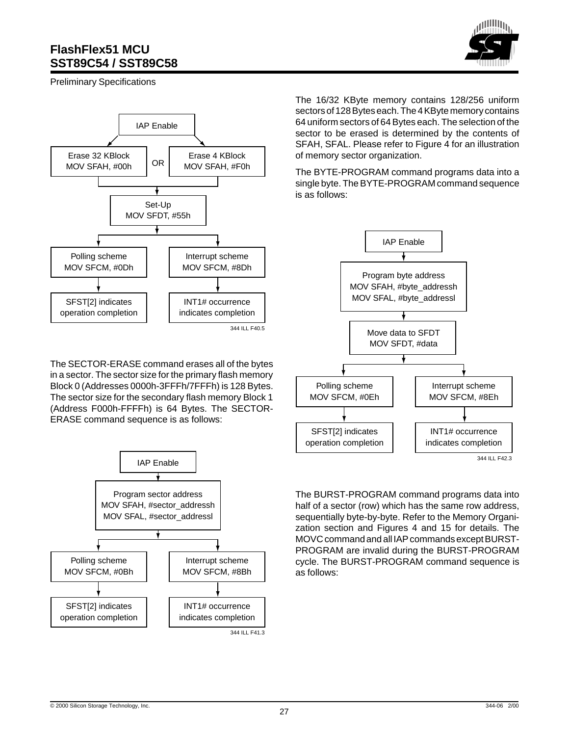IAP Enable

Erase 32 KBlock
MOV SFAH, #00h

OR

Erase 4 KBlock
MOV SFAH, #F0h

Set-Up
MOV SFDT, #55h

Polling scheme
MOV SFCM, #0Dh

Interrupt scheme
MOV SFCM, #8Dh

SFST[2] indicates operation completion

INT1# occurrence indicates completion

344 ILL F40.5

The SECTOR-ERASE command erases all of the bytes in a sector. The sector size for the primary flash memory Block 0 (Addresses 0000h-3FFFh/7FFFh) is 128 Bytes. The sector size for the secondary flash memory Block 1 (Address F000h-FFFFh) is 64 Bytes. The SECTOR-ERASE command sequence is as follows:

IAP Enable

Program sector address
MOV SFAH, #sector_addressh
MOV SFAL, #sector_addressl

Polling scheme
MOV SFCM, #0Bh

Interrupt scheme
MOV SFCM, #8Bh

SFST[2] indicates operation completion

INT1# occurrence indicates completion

344 ILL F41.3

The 16/32 KByte memory contains 128/256 uniform sectors of 128 Bytes each. The 4 KByte memory contains 64 uniform sectors of 64 Bytes each. The selection of the sector to be erased is determined by the contents of SFAH, SFAL. Please refer to Figure 4 for an illustration of memory sector organization.

The BYTE-PROGRAM command programs data into a single byte. The BYTE-PROGRAM command sequence is as follows:

IAP Enable

Program byte address
MOV SFAH, #byte_addressh
MOV SFAL, #byte_addressl

Move data to SFDT
MOV SFDT, #data

Polling scheme
MOV SFCM, #0Eh

Interrupt scheme
MOV SFCM, #8Eh

SFST[2] indicates operation completion

INT1# occurrence indicates completion

344 ILL F42.3

The BURST-PROGRAM command programs data into half of a sector (row) which has the same row address, sequentially byte-by-byte. Refer to the Memory Organization section and Figures 4 and 15 for details. The MOVC command and all IAP commands except BURST-PROGRAM are invalid during the BURST-PROGRAM cycle. The BURST-PROGRAM command sequence is as follows: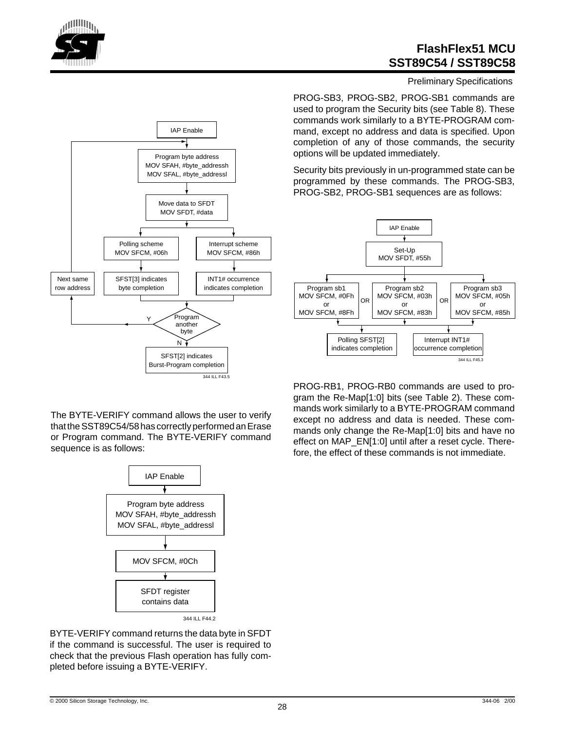IAP Enable

Program byte address
MOV SFAH, #byte_addressh
MOV SFAL, #byte_addressl

Move data to SFDT
MOV SFDT, #data

Polling scheme
MOV SFCM, #06h

Interrupt scheme
MOV SFCM, #86h

SFST[3] indicates byte completion

INT1# occurrence indicates completion

Next same row address

Program another byte (Y / N)

SFST[2] indicates Burst-Program completion

344 ILL F43.5

The BYTE-VERIFY command allows the user to verify that the SST89C54/58 has correctly performed an Erase or Program command. The BYTE-VERIFY command sequence is as follows:

IAP Enable

Program byte address
MOV SFAH, #byte_addressh
MOV SFAL, #byte_addressl

MOV SFCM, #0Ch

SFDT register contains data

344 ILL F44.2

BYTE-VERIFY command returns the data byte in SFDT if the command is successful. The user is required to check that the previous Flash operation has fully completed before issuing a BYTE-VERIFY.

PROG-SB3, PROG-SB2, PROG-SB1 commands are used to program the Security bits (see Table 8). These commands work similarly to a BYTE-PROGRAM command, except no address and data is specified. Upon completion of any of those commands, the security options will be updated immediately.

Security bits previously in un-programmed state can be programmed by these commands. The PROG-SB3, PROG-SB2, PROG-SB1 sequences are as follows:

IAP Enable

Set-Up
MOV SFDT, #55h

Program sb1
MOV SFCM, #0Fh
or
MOV SFCM, #8Fh

OR

Program sb2
MOV SFCM, #03h
or
MOV SFCM, #83h

OR

Program sb3
MOV SFCM, #05h
or
MOV SFCM, #85h

Polling SFST[2] indicates completion

Interrupt INT1# occurrence completion

344 ILL F45.3

PROG-RB1, PROG-RB0 commands are used to program the Re-Map[1:0] bits (see Table 2). These commands work similarly to a BYTE-PROGRAM command except no address and data is needed. These commands only change the Re-Map[1:0] bits and have no effect on MAP_EN[1:0] until after a reset cycle. Therefore, the effect of these commands is not immediate.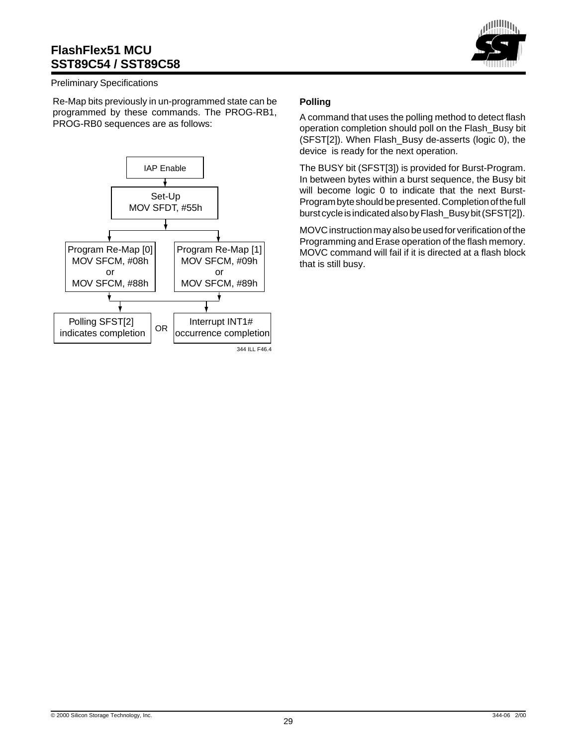Re-Map bits previously in un-programmed state can be programmed by these commands. The PROG-RB1, PROG-RB0 sequences are as follows:

IAP Enable

Set-Up
MOV SFDT, #55h

Program Re-Map [0]
MOV SFCM, #08h
or
MOV SFCM, #88h

Program Re-Map [1]
MOV SFCM, #09h
or
MOV SFCM, #89h

Polling SFST[2]
indicates completion

OR

Interrupt INT1#
occurrence completion

344 ILL F46.4

### Polling

A command that uses the polling method to detect flash operation completion should poll on the Flash_Busy bit (SFST[2]). When Flash_Busy de-asserts (logic 0), the device is ready for the next operation.

The BUSY bit (SFST[3]) is provided for Burst-Program. In between bytes within a burst sequence, the Busy bit will become logic 0 to indicate that the next Burst-Program byte should be presented. Completion of the full burst cycle is indicated also by Flash_Busy bit (SFST[2]).

MOVC instruction may also be used for verification of the Programming and Erase operation of the flash memory. MOVC command will fail if it is directed at a flash block that is still busy.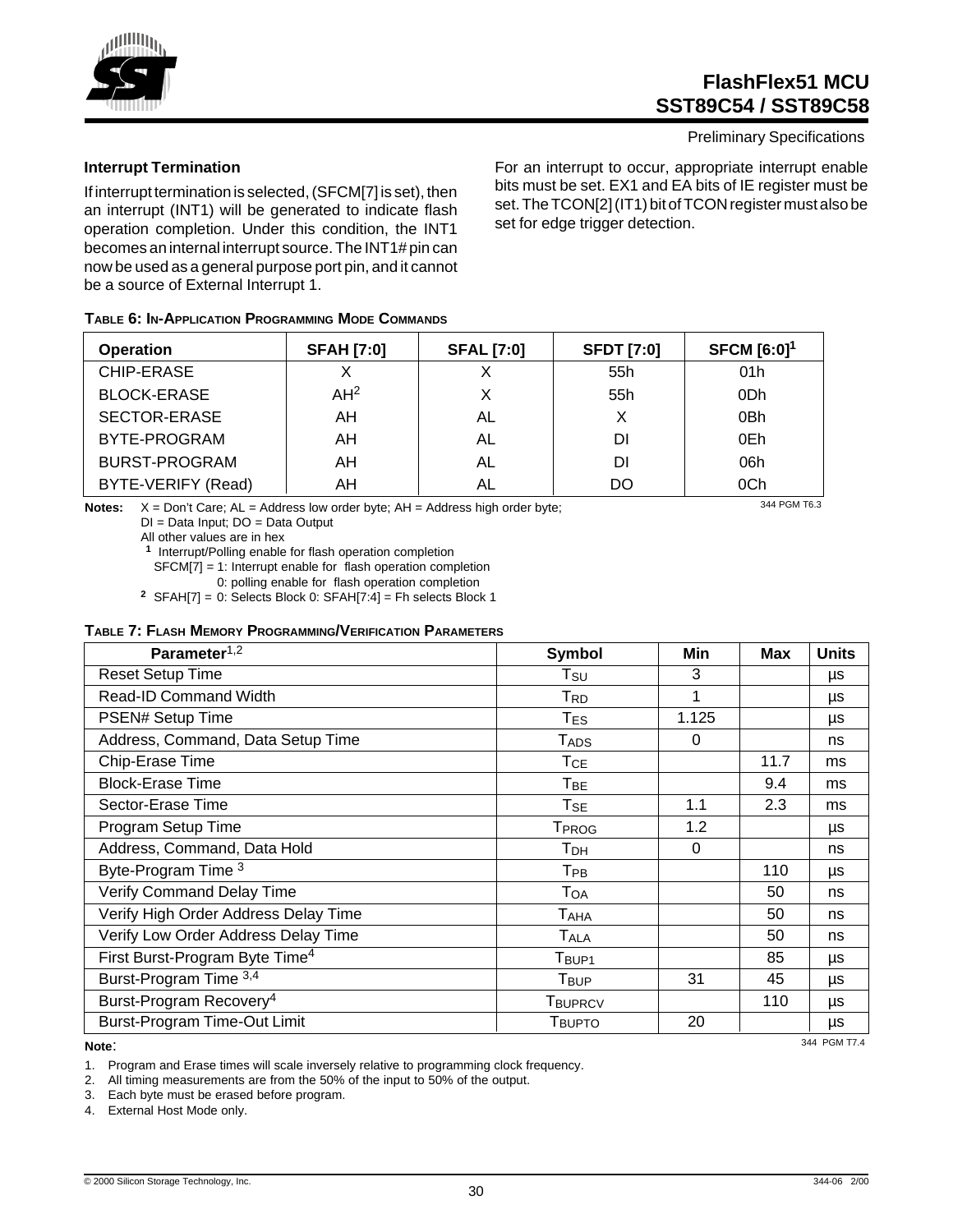### Interrupt Termination

If interrupt termination is selected, (SFCM[7] is set), then an interrupt (INT1) will be generated to indicate flash operation completion. Under this condition, the INT1 becomes an internal interrupt source. The INT1# pin can now be used as a general purpose port pin, and it cannot be a source of External Interrupt 1.

For an interrupt to occur, appropriate interrupt enable bits must be set. EX1 and EA bits of IE register must be set. The TCON[2] (IT1) bit of TCON register must also be set for edge trigger detection.

**TABLE 6: IN-APPLICATION PROGRAMMING MODE COMMANDS**

| Operation | SFAH [7:0] | SFAL [7:0] | SFDT [7:0] | SFCM [6:0][1] |
|---|---|---|---|---|
| CHIP-ERASE | X | X | 55h | 01h |
| BLOCK-ERASE | AH[2] | X | 55h | 0Dh |
| SECTOR-ERASE | AH | AL | X | 0Bh |
| BYTE-PROGRAM | AH | AL | DI | 0Eh |
| BURST-PROGRAM | AH | AL | DI | 06h |
| BYTE-VERIFY (Read) | AH | AL | DO | 0Ch |

344 PGM T6.3

**Notes:** X = Don't Care; AL = Address low order byte; AH = Address high order byte;
DI = Data Input; DO = Data Output
All other values are in hex
[1] Interrupt/Polling enable for flash operation completion
SFCM[7] = 1: Interrupt enable for flash operation completion
0: polling enable for flash operation completion
[2] SFAH[7] = 0: Selects Block 0: SFAH[7:4] = Fh selects Block 1

**TABLE 7: FLASH MEMORY PROGRAMMING/VERIFICATION PARAMETERS**

| Parameter[1,2] | Symbol | Min | Max | Units |
|---|---|---|---|---|
| Reset Setup Time | $T_{SU}$ | 3 | | µs |
| Read-ID Command Width | $T_{RD}$ | 1 | | µs |
| PSEN# Setup Time | $T_{ES}$ | 1.125 | | µs |
| Address, Command, Data Setup Time | $T_{ADS}$ | 0 | | ns |
| Chip-Erase Time | $T_{CE}$ | | 11.7 | ms |
| Block-Erase Time | $T_{BE}$ | | 9.4 | ms |
| Sector-Erase Time | $T_{SE}$ | 1.1 | 2.3 | ms |
| Program Setup Time | $T_{PROG}$ | 1.2 | | µs |
| Address, Command, Data Hold | $T_{DH}$ | 0 | | ns |
| Byte-Program Time [3] | $T_{PB}$ | | 110 | µs |
| Verify Command Delay Time | $T_{OA}$ | | 50 | ns |
| Verify High Order Address Delay Time | $T_{AHA}$ | | 50 | ns |
| Verify Low Order Address Delay Time | $T_{ALA}$ | | 50 | ns |
| First Burst-Program Byte Time[4] | $T_{BUP1}$ | | 85 | µs |
| Burst-Program Time [3,4] | $T_{BUP}$ | 31 | 45 | µs |
| Burst-Program Recovery[4] | $T_{BUPRCV}$ | | 110 | µs |
| Burst-Program Time-Out Limit | $T_{BUPTO}$ | 20 | | µs |

344 PGM T7.4

**Note**:

1. Program and Erase times will scale inversely relative to programming clock frequency.
2. All timing measurements are from the 50% of the input to 50% of the output.
3. Each byte must be erased before program.
4. External Host Mode only.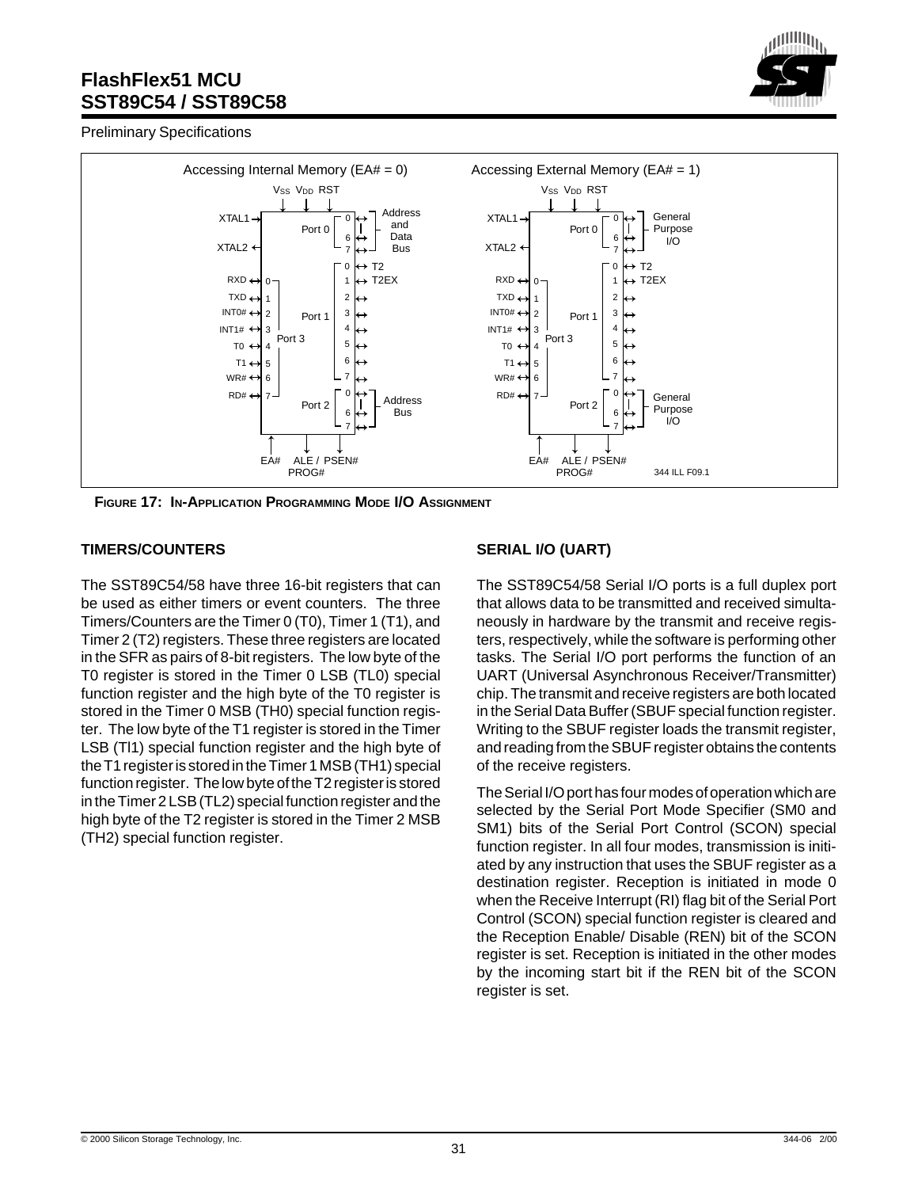**FIGURE 17: IN-APPLICATION PROGRAMMING MODE I/O ASSIGNMENT**

## TIMERS/COUNTERS

The SST89C54/58 have three 16-bit registers that can be used as either timers or event counters. The three Timers/Counters are the Timer 0 (T0), Timer 1 (T1), and Timer 2 (T2) registers. These three registers are located in the SFR as pairs of 8-bit registers. The low byte of the T0 register is stored in the Timer 0 LSB (TL0) special function register and the high byte of the T0 register is stored in the Timer 0 MSB (TH0) special function register. The low byte of the T1 register is stored in the Timer LSB (Tl1) special function register and the high byte of the T1 register is stored in the Timer 1 MSB (TH1) special function register. The low byte of the T2 register is stored in the Timer 2 LSB (TL2) special function register and the high byte of the T2 register is stored in the Timer 2 MSB (TH2) special function register.

## SERIAL I/O (UART)

The SST89C54/58 Serial I/O ports is a full duplex port that allows data to be transmitted and received simultaneously in hardware by the transmit and receive registers, respectively, while the software is performing other tasks. The Serial I/O port performs the function of an UART (Universal Asynchronous Receiver/Transmitter) chip. The transmit and receive registers are both located in the Serial Data Buffer (SBUF special function register. Writing to the SBUF register loads the transmit register, and reading from the SBUF register obtains the contents of the receive registers.

The Serial I/O port has four modes of operation which are selected by the Serial Port Mode Specifier (SM0 and SM1) bits of the Serial Port Control (SCON) special function register. In all four modes, transmission is initiated by any instruction that uses the SBUF register as a destination register. Reception is initiated in mode 0 when the Receive Interrupt (RI) flag bit of the Serial Port Control (SCON) special function register is cleared and the Reception Enable/ Disable (REN) bit of the SCON register is set. Reception is initiated in the other modes by the incoming start bit if the REN bit of the SCON register is set.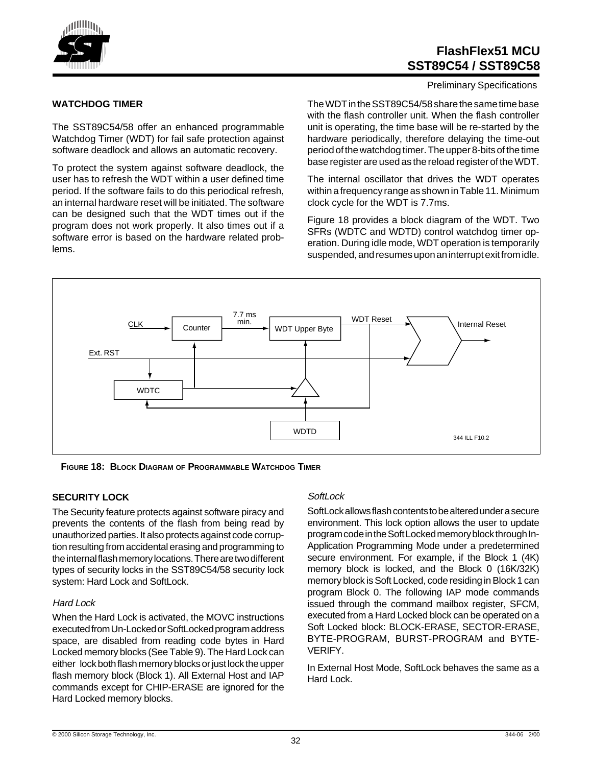## WATCHDOG TIMER

The SST89C54/58 offer an enhanced programmable Watchdog Timer (WDT) for fail safe protection against software deadlock and allows an automatic recovery.

To protect the system against software deadlock, the user has to refresh the WDT within a user defined time period. If the software fails to do this periodical refresh, an internal hardware reset will be initiated. The software can be designed such that the WDT times out if the program does not work properly. It also times out if a software error is based on the hardware related problems.

The WDT in the SST89C54/58 share the same time base with the flash controller unit. When the flash controller unit is operating, the time base will be re-started by the hardware periodically, therefore delaying the time-out period of the watchdog timer. The upper 8-bits of the time base register are used as the reload register of the WDT.

The internal oscillator that drives the WDT operates within a frequency range as shown in Table 11. Minimum clock cycle for the WDT is 7.7ms.

Figure 18 provides a block diagram of the WDT. Two SFRs (WDTC and WDTD) control watchdog timer operation. During idle mode, WDT operation is temporarily suspended, and resumes upon an interrupt exit from idle.

**FIGURE 18: BLOCK DIAGRAM OF PROGRAMMABLE WATCHDOG TIMER**

## SECURITY LOCK

The Security feature protects against software piracy and prevents the contents of the flash from being read by unauthorized parties. It also protects against code corruption resulting from accidental erasing and programming to the internal flash memory locations. There are two different types of security locks in the SST89C54/58 security lock system: Hard Lock and SoftLock.

### *Hard Lock*

When the Hard Lock is activated, the MOVC instructions executed from Un-Locked or SoftLocked program address space, are disabled from reading code bytes in Hard Locked memory blocks (See Table 9). The Hard Lock can either lock both flash memory blocks or just lock the upper flash memory block (Block 1). All External Host and IAP commands except for CHIP-ERASE are ignored for the Hard Locked memory blocks.

### *SoftLock*

SoftLock allows flash contents to be altered under a secure environment. This lock option allows the user to update program code in the Soft Locked memory block through In-Application Programming Mode under a predetermined secure environment. For example, if the Block 1 (4K) memory block is locked, and the Block 0 (16K/32K) memory block is Soft Locked, code residing in Block 1 can program Block 0. The following IAP mode commands issued through the command mailbox register, SFCM, executed from a Hard Locked block can be operated on a Soft Locked block: BLOCK-ERASE, SECTOR-ERASE, BYTE-PROGRAM, BURST-PROGRAM and BYTE-VERIFY.

In External Host Mode, SoftLock behaves the same as a Hard Lock.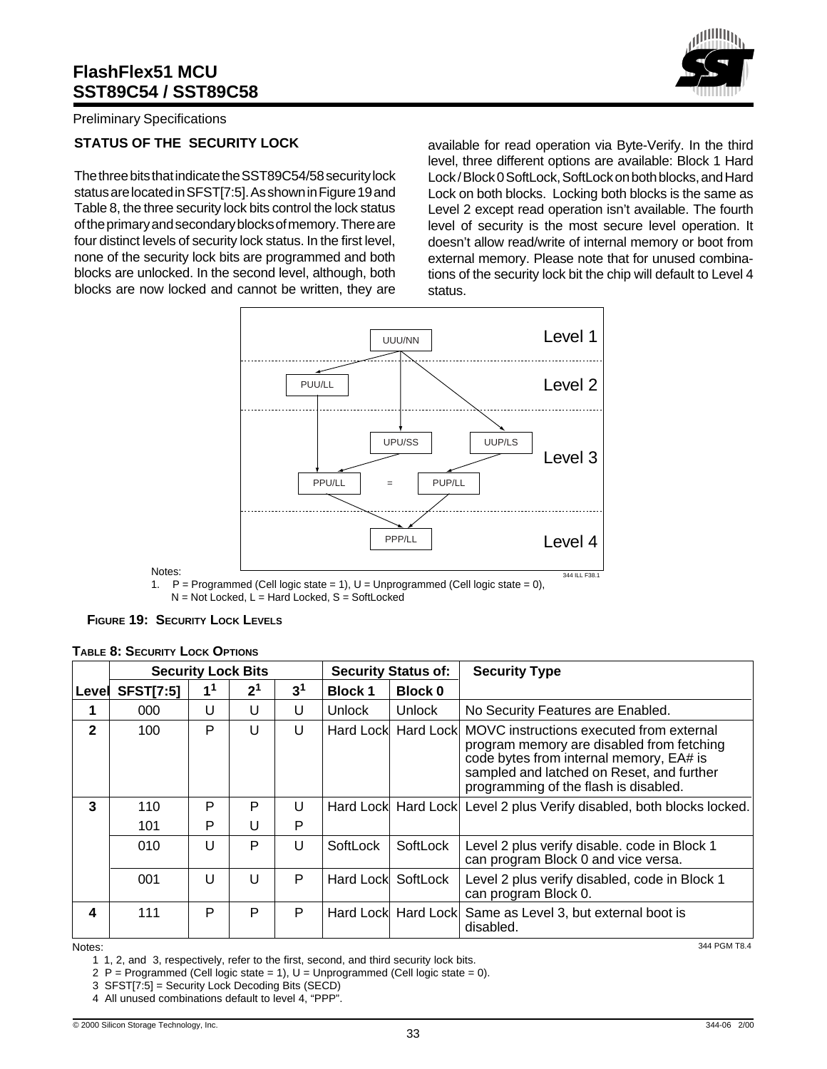Preliminary Specifications

### STATUS OF THE SECURITY LOCK

The three bits that indicate the SST89C54/58 security lock status are located in SFST[7:5]. As shown in Figure 19 and Table 8, the three security lock bits control the lock status of the primary and secondary blocks of memory. There are four distinct levels of security lock status. In the first level, none of the security lock bits are programmed and both blocks are unlocked. In the second level, although, both blocks are now locked and cannot be written, they are available for read operation via Byte-Verify. In the third level, three different options are available: Block 1 Hard Lock / Block 0 SoftLock, SoftLock on both blocks, and Hard Lock on both blocks. Locking both blocks is the same as Level 2 except read operation isn't available. The fourth level of security is the most secure level operation. It doesn't allow read/write of internal memory or boot from external memory. Please note that for unused combinations of the security lock bit the chip will default to Level 4 status.

Level 1: UUU/NN

Level 2: PUU/LL

Level 3: UPU/SS, UUP/LS, PPU/LL = PUP/LL

Level 4: PPP/LL

344 ILL F38.1

Notes:
1. P = Programmed (Cell logic state = 1), U = Unprogrammed (Cell logic state = 0), N = Not Locked, L = Hard Locked, S = SoftLocked

**FIGURE 19: SECURITY LOCK LEVELS**

**TABLE 8: SECURITY LOCK OPTIONS**

| | Security Lock Bits | | | | Security Status of: | | Security Type |
|---|---|---|---|---|---|---|---|
| Level | SFST[7:5] | 1[1] | 2[1] | 3[1] | Block 1 | Block 0 | |
| 1 | 000 | U | U | U | Unlock | Unlock | No Security Features are Enabled. |
| 2 | 100 | P | U | U | Hard Lock | Hard Lock | MOVC instructions executed from external program memory are disabled from fetching code bytes from internal memory, EA# is sampled and latched on Reset, and further programming of the flash is disabled. |
| 3 | 110 | P | P | U | Hard Lock | Hard Lock | Level 2 plus Verify disabled, both blocks locked. |
| | 101 | P | U | P | | | |
| | 010 | U | P | U | SoftLock | SoftLock | Level 2 plus verify disable. code in Block 1 can program Block 0 and vice versa. |
| | 001 | U | U | P | Hard Lock | SoftLock | Level 2 plus verify disabled, code in Block 1 can program Block 0. |
| 4 | 111 | P | P | P | Hard Lock | Hard Lock | Same as Level 3, but external boot is disabled. |

344 PGM T8.4

Notes:

1 1, 2, and 3, respectively, refer to the first, second, and third security lock bits.

2 P = Programmed (Cell logic state = 1), U = Unprogrammed (Cell logic state = 0).

3 SFST[7:5] = Security Lock Decoding Bits (SECD)

4 All unused combinations default to level 4, "PPP".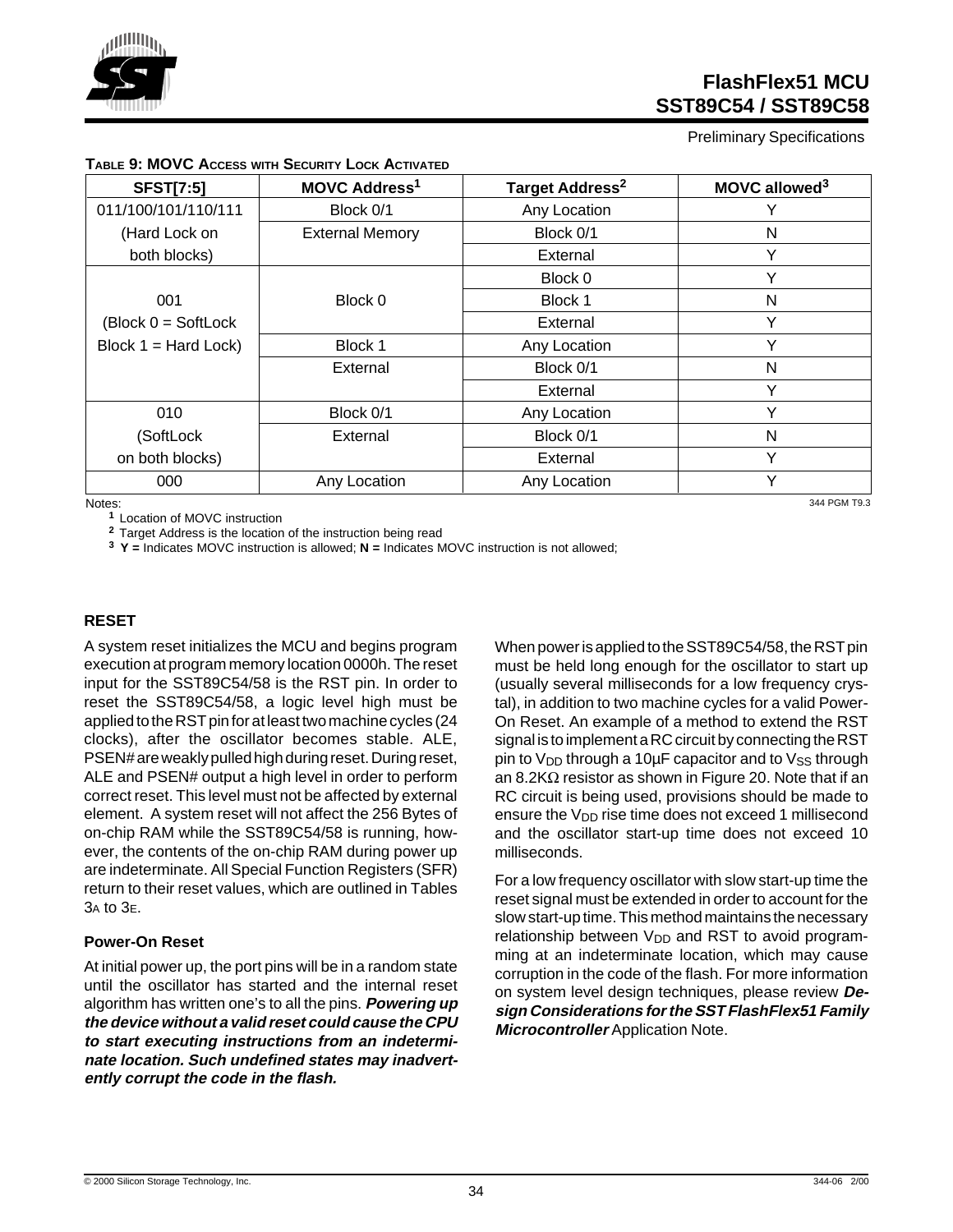**Table 9: MOVC Access with Security Lock Activated**

| SFST[7:5] | MOVC Address[1] | Target Address[2] | MOVC allowed[3] |
|---|---|---|---|
| 011/100/101/110/111 | Block 0/1 | Any Location | Y |
| (Hard Lock on | External Memory | Block 0/1 | N |
| both blocks) | | External | Y |
| | | Block 0 | Y |
| 001 | Block 0 | Block 1 | N |
| (Block 0 = SoftLock | | External | Y |
| Block 1 = Hard Lock) | Block 1 | Any Location | Y |
| | External | Block 0/1 | N |
| | | External | Y |
| 010 | Block 0/1 | Any Location | Y |
| (SoftLock | External | Block 0/1 | N |
| on both blocks) | | External | Y |
| 000 | Any Location | Any Location | Y |

344 PGM T9.3

Notes:

[1] Location of MOVC instruction

[2] Target Address is the location of the instruction being read

[3] **Y =** Indicates MOVC instruction is allowed; **N =** Indicates MOVC instruction is not allowed;

## RESET

A system reset initializes the MCU and begins program execution at program memory location 0000h. The reset input for the SST89C54/58 is the RST pin. In order to reset the SST89C54/58, a logic level high must be applied to the RST pin for at least two machine cycles (24 clocks), after the oscillator becomes stable. ALE, PSEN# are weakly pulled high during reset. During reset, ALE and PSEN# output a high level in order to perform correct reset. This level must not be affected by external element. A system reset will not affect the 256 Bytes of on-chip RAM while the SST89C54/58 is running, however, the contents of the on-chip RAM during power up are indeterminate. All Special Function Registers (SFR) return to their reset values, which are outlined in Tables 3A to 3E.

### Power-On Reset

At initial power up, the port pins will be in a random state until the oscillator has started and the internal reset algorithm has written one's to all the pins. ***Powering up the device without a valid reset could cause the CPU to start executing instructions from an indeterminate location. Such undefined states may inadvertently corrupt the code in the flash.***

When power is applied to the SST89C54/58, the RST pin must be held long enough for the oscillator to start up (usually several milliseconds for a low frequency crystal), in addition to two machine cycles for a valid Power-On Reset. An example of a method to extend the RST signal is to implement a RC circuit by connecting the RST pin to $V_{DD}$ through a 10µF capacitor and to $V_{SS}$ through an 8.2KΩ resistor as shown in Figure 20. Note that if an RC circuit is being used, provisions should be made to ensure the $V_{DD}$ rise time does not exceed 1 millisecond and the oscillator start-up time does not exceed 10 milliseconds.

For a low frequency oscillator with slow start-up time the reset signal must be extended in order to account for the slow start-up time. This method maintains the necessary relationship between $V_{DD}$ and RST to avoid programming at an indeterminate location, which may cause corruption in the code of the flash. For more information on system level design techniques, please review ***Design Considerations for the SST FlashFlex51 Family Microcontroller*** Application Note.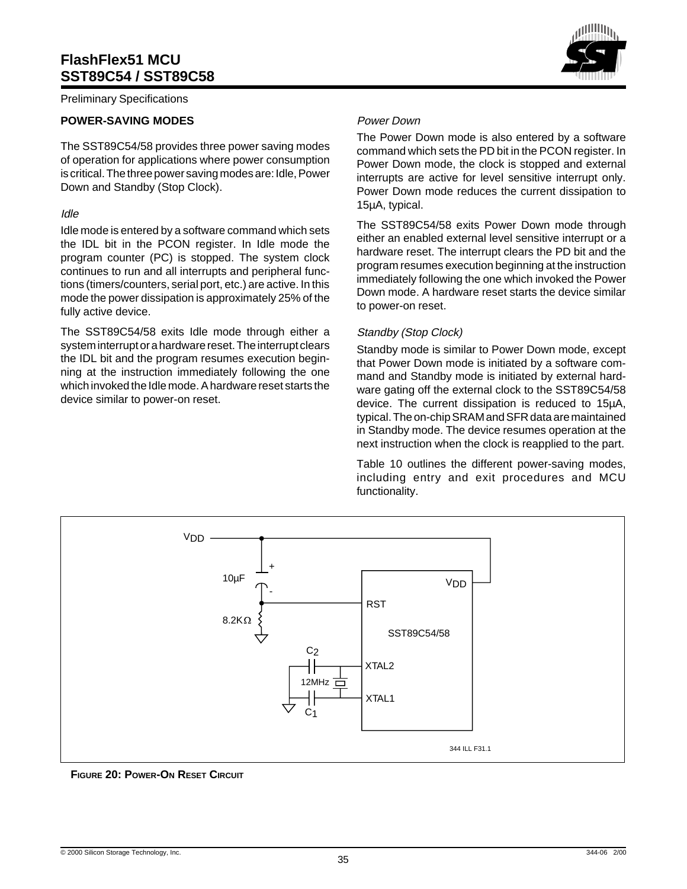## POWER-SAVING MODES

The SST89C54/58 provides three power saving modes of operation for applications where power consumption is critical. The three power saving modes are: Idle, Power Down and Standby (Stop Clock).

### *Idle*

Idle mode is entered by a software command which sets the IDL bit in the PCON register. In Idle mode the program counter (PC) is stopped. The system clock continues to run and all interrupts and peripheral functions (timers/counters, serial port, etc.) are active. In this mode the power dissipation is approximately 25% of the fully active device.

The SST89C54/58 exits Idle mode through either a system interrupt or a hardware reset. The interrupt clears the IDL bit and the program resumes execution beginning at the instruction immediately following the one which invoked the Idle mode. A hardware reset starts the device similar to power-on reset.

### *Power Down*

The Power Down mode is also entered by a software command which sets the PD bit in the PCON register. In Power Down mode, the clock is stopped and external interrupts are active for level sensitive interrupt only. Power Down mode reduces the current dissipation to 15µA, typical.

The SST89C54/58 exits Power Down mode through either an enabled external level sensitive interrupt or a hardware reset. The interrupt clears the PD bit and the program resumes execution beginning at the instruction immediately following the one which invoked the Power Down mode. A hardware reset starts the device similar to power-on reset.

### *Standby (Stop Clock)*

Standby mode is similar to Power Down mode, except that Power Down mode is initiated by a software command and Standby mode is initiated by external hardware gating off the external clock to the SST89C54/58 device. The current dissipation is reduced to 15µA, typical. The on-chip SRAM and SFR data are maintained in Standby mode. The device resumes operation at the next instruction when the clock is reapplied to the part.

Table 10 outlines the different power-saving modes, including entry and exit procedures and MCU functionality.

$V_{DD}$ 10µF + - 8.2KΩ $C_2$ 12MHz $C_1$ $V_{DD}$ RST SST89C54/58 XTAL2 XTAL1

344 ILL F31.1

**FIGURE 20: POWER-ON RESET CIRCUIT**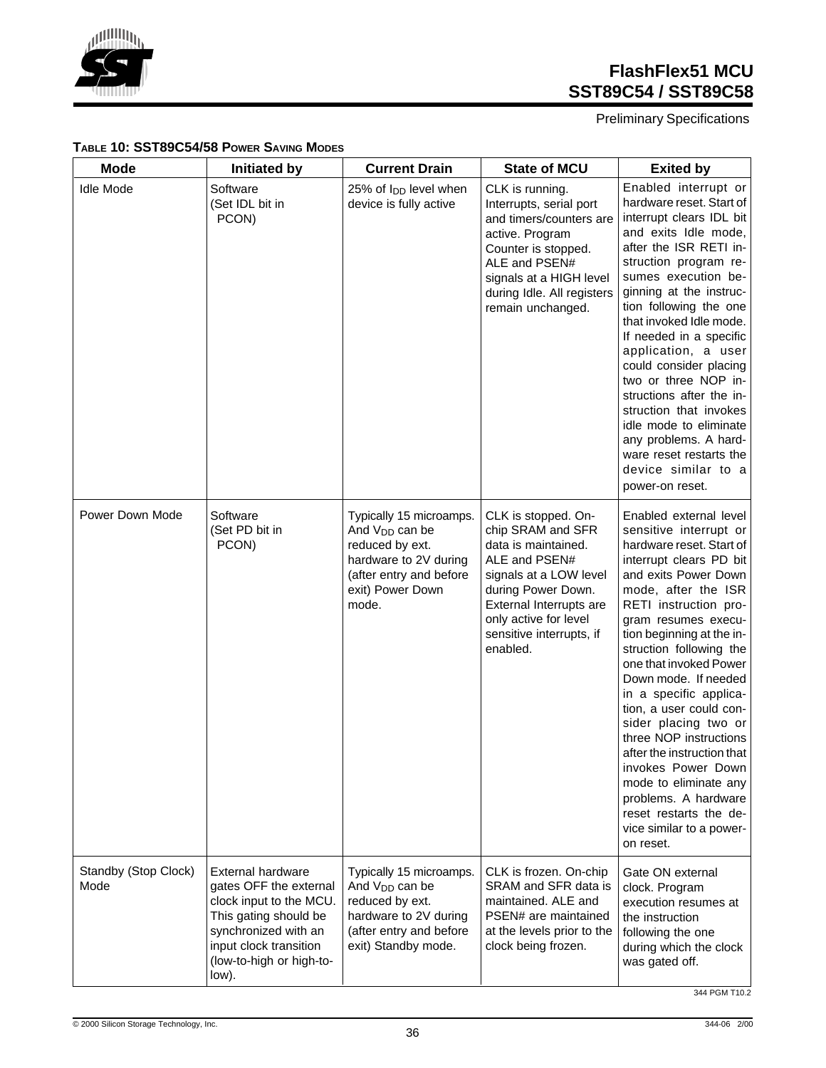**TABLE 10: SST89C54/58 POWER SAVING MODES**

| Mode | Initiated by | Current Drain | State of MCU | Exited by |
|---|---|---|---|---|
| Idle Mode | Software (Set IDL bit in PCON) | 25% of $I_{DD}$ level when device is fully active | CLK is running. Interrupts, serial port and timers/counters are active. Program Counter is stopped. ALE and PSEN# signals at a HIGH level during Idle. All registers remain unchanged. | Enabled interrupt or hardware reset. Start of interrupt clears IDL bit and exits Idle mode, after the ISR RETI instruction program resumes execution beginning at the instruction following the one that invoked Idle mode. If needed in a specific application, a user could consider placing two or three NOP instructions after the instruction that invokes idle mode to eliminate any problems. A hardware reset restarts the device similar to a power-on reset. |
| Power Down Mode | Software (Set PD bit in PCON) | Typically 15 microamps. And $V_{DD}$ can be reduced by ext. hardware to 2V during (after entry and before exit) Power Down mode. | CLK is stopped. On-chip SRAM and SFR data is maintained. ALE and PSEN# signals at a LOW level during Power Down. External Interrupts are only active for level sensitive interrupts, if enabled. | Enabled external level sensitive interrupt or hardware reset. Start of interrupt clears PD bit and exits Power Down mode, after the ISR RETI instruction program resumes execution beginning at the instruction following the one that invoked Power Down mode. If needed in a specific application, a user could consider placing two or three NOP instructions after the instruction that invokes Power Down mode to eliminate any problems. A hardware reset restarts the device similar to a power-on reset. |
| Standby (Stop Clock) Mode | External hardware gates OFF the external clock input to the MCU. This gating should be synchronized with an input clock transition (low-to-high or high-to-low). | Typically 15 microamps. And $V_{DD}$ can be reduced by ext. hardware to 2V during (after entry and before exit) Standby mode. | CLK is frozen. On-chip SRAM and SFR data is maintained. ALE and PSEN# are maintained at the levels prior to the clock being frozen. | Gate ON external clock. Program execution resumes at the instruction following the one during which the clock was gated off. |

344 PGM T10.2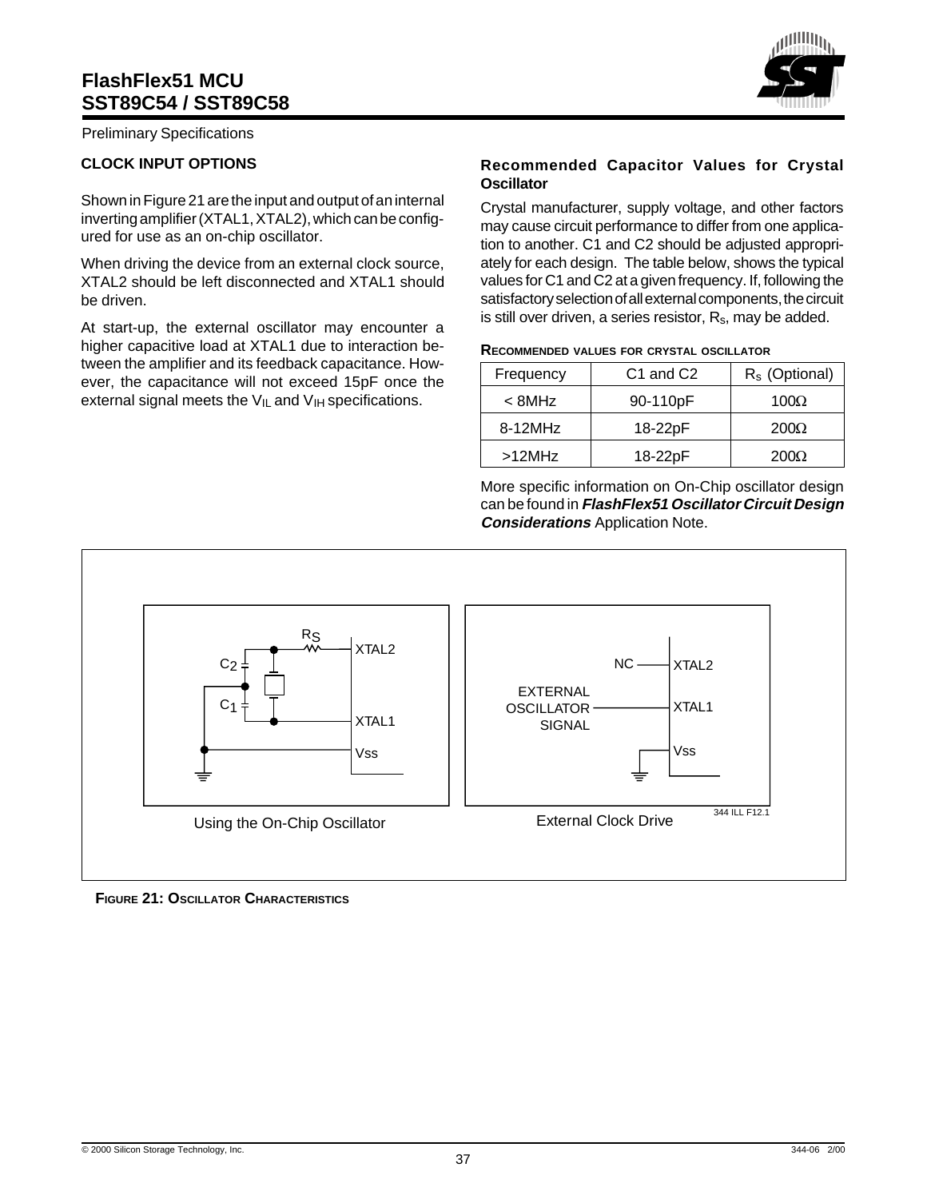## CLOCK INPUT OPTIONS

Shown in Figure 21 are the input and output of an internal inverting amplifier (XTAL1, XTAL2), which can be configured for use as an on-chip oscillator.

When driving the device from an external clock source, XTAL2 should be left disconnected and XTAL1 should be driven.

At start-up, the external oscillator may encounter a higher capacitive load at XTAL1 due to interaction between the amplifier and its feedback capacitance. However, the capacitance will not exceed 15pF once the external signal meets the $V_{IL}$ and $V_{IH}$ specifications.

### Recommended Capacitor Values for Crystal Oscillator

Crystal manufacturer, supply voltage, and other factors may cause circuit performance to differ from one application to another. C1 and C2 should be adjusted appropriately for each design. The table below, shows the typical values for C1 and C2 at a given frequency. If, following the satisfactory selection of all external components, the circuit is still over driven, a series resistor, $R_S$, may be added.

**RECOMMENDED VALUES FOR CRYSTAL OSCILLATOR**

| Frequency | C1 and C2 | $R_s$ (Optional) |
|---|---|---|
| < 8MHz | 90-110pF | 100Ω |
| 8-12MHz | 18-22pF | 200Ω |
| >12MHz | 18-22pF | 200Ω |

More specific information on On-Chip oscillator design can be found in ***FlashFlex51 Oscillator Circuit Design Considerations*** Application Note.

Using the On-Chip Oscillator

External Clock Drive

**FIGURE 21: OSCILLATOR CHARACTERISTICS**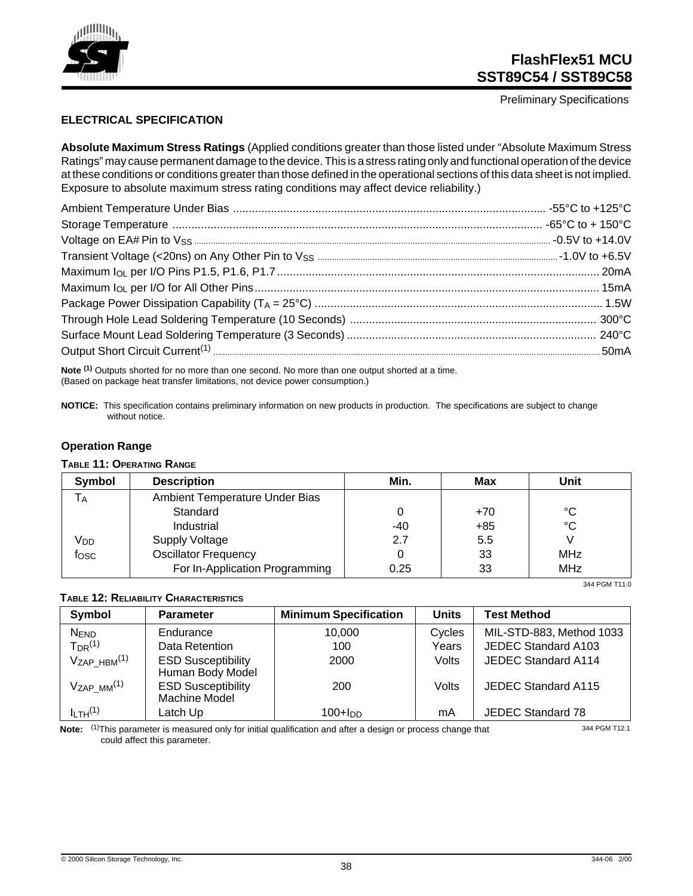Preliminary Specifications

## ELECTRICAL SPECIFICATION

**Absolute Maximum Stress Ratings** (Applied conditions greater than those listed under "Absolute Maximum Stress Ratings" may cause permanent damage to the device. This is a stress rating only and functional operation of the device at these conditions or conditions greater than those defined in the operational sections of this data sheet is not implied. Exposure to absolute maximum stress rating conditions may affect device reliability.)

Ambient Temperature Under Bias .......... -55°C to +125°C
Storage Temperature .......... -65°C to + 150°C
Voltage on EA# Pin to $V_{SS}$ .......... -0.5V to +14.0V
Transient Voltage (<20ns) on Any Other Pin to $V_{SS}$ .......... -1.0V to +6.5V
Maximum $I_{OL}$ per I/O Pins P1.5, P1.6, P1.7 .......... 20mA
Maximum $I_{OL}$ per I/O for All Other Pins .......... 15mA
Package Power Dissipation Capability ($T_A$ = 25°C) .......... 1.5W
Through Hole Lead Soldering Temperature (10 Seconds) .......... 300°C
Surface Mount Lead Soldering Temperature (3 Seconds) .......... 240°C
Output Short Circuit Current[1] .......... 50mA

**Note [1]** Outputs shorted for no more than one second. No more than one output shorted at a time.
(Based on package heat transfer limitations, not device power consumption.)

**NOTICE:** This specification contains preliminary information on new products in production. The specifications are subject to change without notice.

### Operation Range

**TABLE 11: OPERATING RANGE**

| Symbol | Description | Min. | Max | Unit |
|---|---|---|---|---|
| $T_A$ | Ambient Temperature Under Bias | | | |
| | Standard | 0 | +70 | °C |
| | Industrial | -40 | +85 | °C |
| $V_{DD}$ | Supply Voltage | 2.7 | 5.5 | V |
| $f_{OSC}$ | Oscillator Frequency | 0 | 33 | MHz |
| | For In-Application Programming | 0.25 | 33 | MHz |

344 PGM T11.0

**TABLE 12: RELIABILITY CHARACTERISTICS**

| Symbol | Parameter | Minimum Specification | Units | Test Method |
|---|---|---|---|---|
| $N_{END}$ | Endurance | 10,000 | Cycles | MIL-STD-883, Method 1033 |
| $T_{DR}$[1] | Data Retention | 100 | Years | JEDEC Standard A103 |
| $V_{ZAP\_HBM}$[1] | ESD Susceptibility Human Body Model | 2000 | Volts | JEDEC Standard A114 |
| $V_{ZAP\_MM}$[1] | ESD Susceptibility Machine Model | 200 | Volts | JEDEC Standard A115 |
| $I_{LTH}$[1] | Latch Up | 100+$I_{DD}$ | mA | JEDEC Standard 78 |

**Note:** [1]This parameter is measured only for initial qualification and after a design or process change that could affect this parameter.

344 PGM T12.1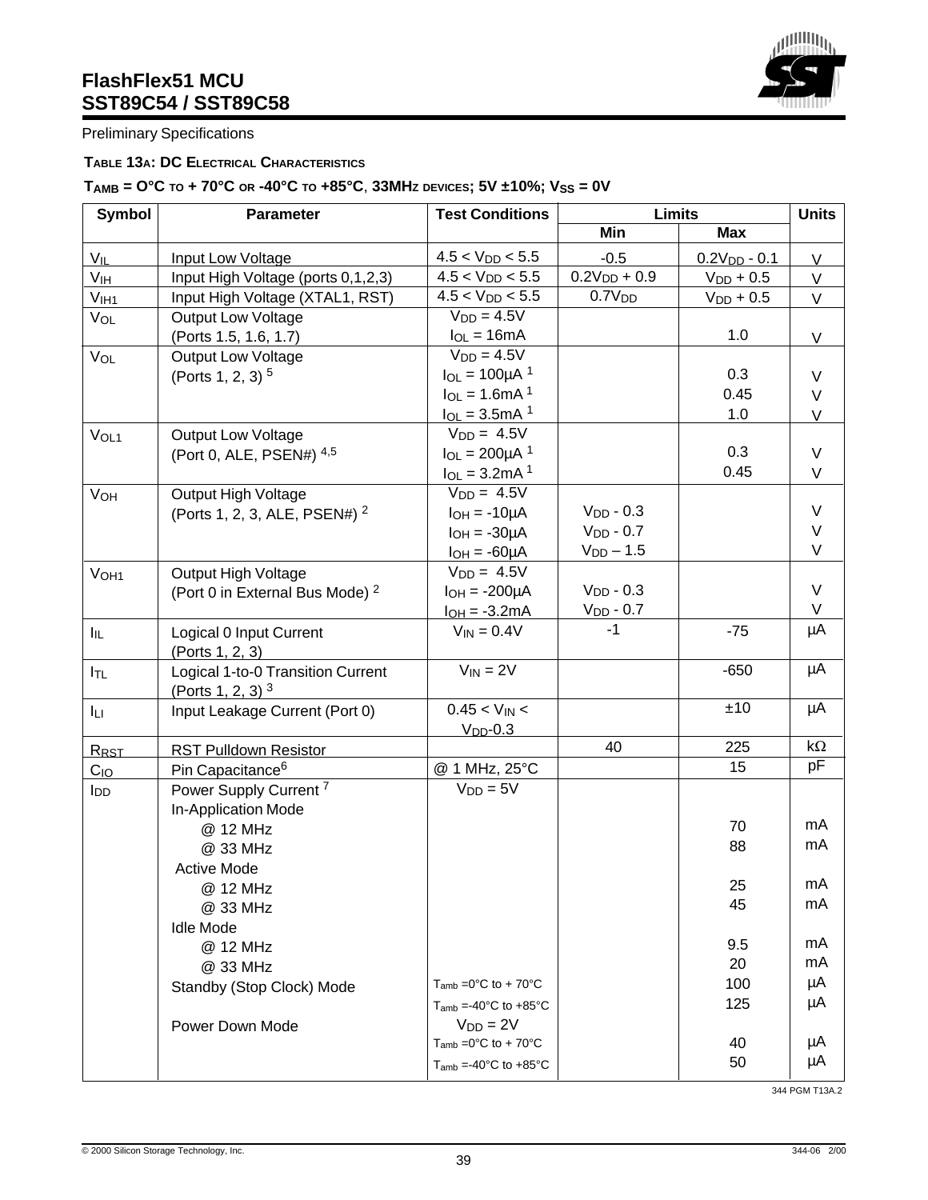Preliminary Specifications

**TABLE 13A: DC ELECTRICAL CHARACTERISTICS**

**$T_{AMB}$ = 0°C TO + 70°C OR -40°C TO +85°C, 33MHZ DEVICES; 5V ±10%; $V_{SS}$ = 0V**

| Symbol | Parameter | Test Conditions | Limits | | Units |
|---|---|---|---|---|---|
| | | | Min | Max | |
| $V_{IL}$ | Input Low Voltage | $4.5 < V_{DD} < 5.5$ | -0.5 | $0.2V_{DD}$ - 0.1 | V |
| $V_{IH}$ | Input High Voltage (ports 0,1,2,3) | $4.5 < V_{DD} < 5.5$ | $0.2V_{DD}$ + 0.9 | $V_{DD}$ + 0.5 | V |
| $V_{IH1}$ | Input High Voltage (XTAL1, RST) | $4.5 < V_{DD} < 5.5$ | $0.7V_{DD}$ | $V_{DD}$ + 0.5 | V |
| $V_{OL}$ | Output Low Voltage (Ports 1.5, 1.6, 1.7) | $V_{DD}$ = 4.5V<br>$I_{OL}$ = 16mA | | 1.0 | V |
| $V_{OL}$ | Output Low Voltage (Ports 1, 2, 3) [5] | $V_{DD}$ = 4.5V<br>$I_{OL}$ = 100µA [1]<br>$I_{OL}$ = 1.6mA [1]<br>$I_{OL}$ = 3.5mA [1] | | <br>0.3<br>0.45<br>1.0 | <br>V<br>V<br>V |
| $V_{OL1}$ | Output Low Voltage (Port 0, ALE, PSEN#) [4,5] | $V_{DD}$ = 4.5V<br>$I_{OL}$ = 200µA [1]<br>$I_{OL}$ = 3.2mA [1] | | <br>0.3<br>0.45 | <br>V<br>V |
| $V_{OH}$ | Output High Voltage (Ports 1, 2, 3, ALE, PSEN#) [2] | $V_{DD}$ = 4.5V<br>$I_{OH}$ = -10µA<br>$I_{OH}$ = -30µA<br>$I_{OH}$ = -60µA | <br>$V_{DD}$ - 0.3<br>$V_{DD}$ - 0.7<br>$V_{DD}$ – 1.5 | | <br>V<br>V<br>V |
| $V_{OH1}$ | Output High Voltage (Port 0 in External Bus Mode) [2] | $V_{DD}$ = 4.5V<br>$I_{OH}$ = -200µA<br>$I_{OH}$ = -3.2mA | <br>$V_{DD}$ - 0.3<br>$V_{DD}$ - 0.7 | | <br>V<br>V |
| $I_{IL}$ | Logical 0 Input Current (Ports 1, 2, 3) | $V_{IN}$ = 0.4V | -1 | -75 | µA |
| $I_{TL}$ | Logical 1-to-0 Transition Current (Ports 1, 2, 3) [3] | $V_{IN}$ = 2V | | -650 | µA |
| $I_{LI}$ | Input Leakage Current (Port 0) | $0.45 < V_{IN} < V_{DD}$-0.3 | | ±10 | µA |
| $R_{RST}$ | RST Pulldown Resistor | | 40 | 225 | kΩ |
| $C_{IO}$ | Pin Capacitance[6] | @ 1 MHz, 25°C | | 15 | pF |
| $I_{DD}$ | Power Supply Current [7]<br>In-Application Mode<br>@ 12 MHz<br>@ 33 MHz<br>Active Mode<br>@ 12 MHz<br>@ 33 MHz<br>Idle Mode<br>@ 12 MHz<br>@ 33 MHz<br>Standby (Stop Clock) Mode<br><br>Power Down Mode<br><br> | $V_{DD}$ = 5V<br><br><br><br><br><br><br><br><br><br>$T_{amb}$ =0°C to + 70°C<br>$T_{amb}$ =-40°C to +85°C<br>$V_{DD}$ = 2V<br>$T_{amb}$ =0°C to + 70°C<br>$T_{amb}$ =-40°C to +85°C | | <br><br>70<br>88<br><br>25<br>45<br><br>9.5<br>20<br>100<br>125<br><br>40<br>50 | <br><br>mA<br>mA<br><br>mA<br>mA<br><br>mA<br>mA<br>µA<br>µA<br><br>µA<br>µA |

344 PGM T13A.2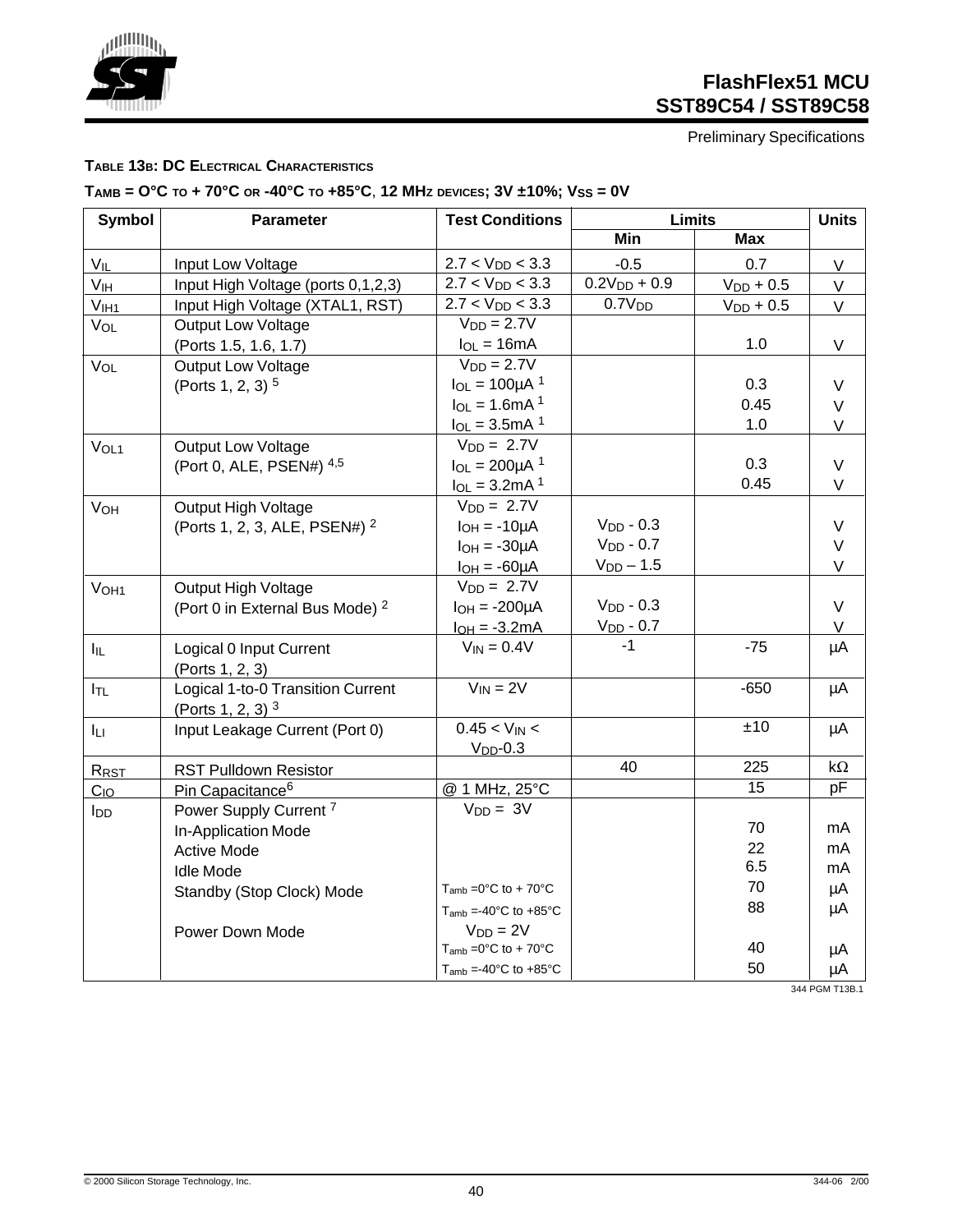Preliminary Specifications

**Table 13b: DC Electrical Characteristics**

**$T_{AMB}$ = O°C to + 70°C or -40°C to +85°C, 12 MHz devices; 3V ±10%; $V_{SS}$ = 0V**

| Symbol | Parameter | Test Conditions | Limits | | Units |
|---|---|---|---|---|---|
| | | | Min | Max | |
| $V_{IL}$ | Input Low Voltage | $2.7 < V_{DD} < 3.3$ | -0.5 | 0.7 | V |
| $V_{IH}$ | Input High Voltage (ports 0,1,2,3) | $2.7 < V_{DD} < 3.3$ | $0.2V_{DD} + 0.9$ | $V_{DD} + 0.5$ | V |
| $V_{IH1}$ | Input High Voltage (XTAL1, RST) | $2.7 < V_{DD} < 3.3$ | $0.7V_{DD}$ | $V_{DD} + 0.5$ | V |
| $V_{OL}$ | Output Low Voltage (Ports 1.5, 1.6, 1.7) | $V_{DD}$ = 2.7V<br>$I_{OL}$ = 16mA | | 1.0 | V |
| $V_{OL}$ | Output Low Voltage (Ports 1, 2, 3) [5] | $V_{DD}$ = 2.7V<br>$I_{OL}$ = 100µA [1]<br>$I_{OL}$ = 1.6mA [1]<br>$I_{OL}$ = 3.5mA [1] | | <br>0.3<br>0.45<br>1.0 | <br>V<br>V<br>V |
| $V_{OL1}$ | Output Low Voltage (Port 0, ALE, PSEN#) [4,5] | $V_{DD}$ = 2.7V<br>$I_{OL}$ = 200µA [1]<br>$I_{OL}$ = 3.2mA [1] | | <br>0.3<br>0.45 | <br>V<br>V |
| $V_{OH}$ | Output High Voltage (Ports 1, 2, 3, ALE, PSEN#) [2] | $V_{DD}$ = 2.7V<br>$I_{OH}$ = -10µA<br>$I_{OH}$ = -30µA<br>$I_{OH}$ = -60µA | <br>$V_{DD}$ - 0.3<br>$V_{DD}$ - 0.7<br>$V_{DD}$ – 1.5 | | <br>V<br>V<br>V |
| $V_{OH1}$ | Output High Voltage (Port 0 in External Bus Mode) [2] | $V_{DD}$ = 2.7V<br>$I_{OH}$ = -200µA<br>$I_{OH}$ = -3.2mA | <br>$V_{DD}$ - 0.3<br>$V_{DD}$ - 0.7 | | <br>V<br>V |
| $I_{IL}$ | Logical 0 Input Current (Ports 1, 2, 3) | $V_{IN}$ = 0.4V | -1 | -75 | µA |
| $I_{TL}$ | Logical 1-to-0 Transition Current (Ports 1, 2, 3) [3] | $V_{IN}$ = 2V | | -650 | µA |
| $I_{LI}$ | Input Leakage Current (Port 0) | $0.45 < V_{IN} < V_{DD}$-0.3 | | ±10 | µA |
| $R_{RST}$ | RST Pulldown Resistor | | 40 | 225 | kΩ |
| $C_{IO}$ | Pin Capacitance[6] | @ 1 MHz, 25°C | | 15 | pF |
| $I_{DD}$ | Power Supply Current [7] | $V_{DD}$ = 3V | | | |
| | In-Application Mode | | | 70 | mA |
| | Active Mode | | | 22 | mA |
| | Idle Mode | | | 6.5 | mA |
| | Standby (Stop Clock) Mode | $T_{amb}$ =0°C to + 70°C | | 70 | µA |
| | | $T_{amb}$ =-40°C to +85°C | | 88 | µA |
| | Power Down Mode | $V_{DD}$ = 2V<br>$T_{amb}$ =0°C to + 70°C | | 40 | µA |
| | | $T_{amb}$ =-40°C to +85°C | | 50 | µA |

344 PGM T13B.1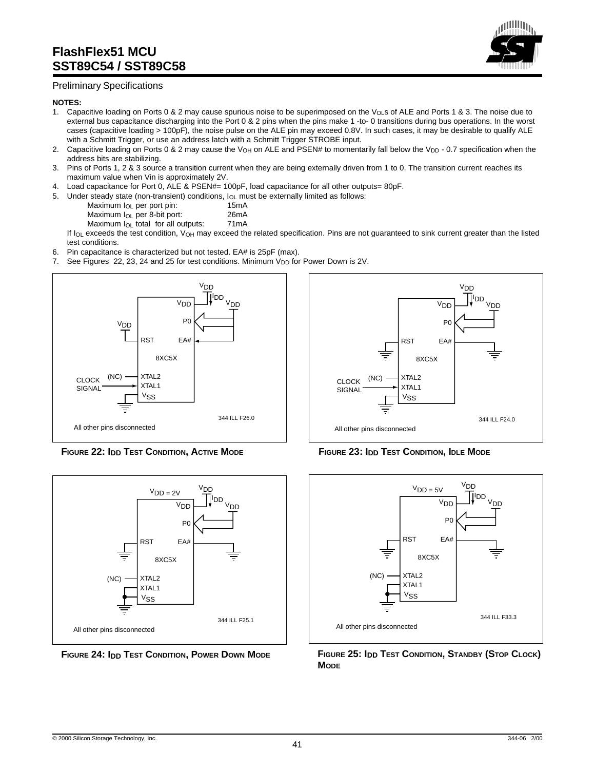**NOTES:**

1. Capacitive loading on Ports 0 & 2 may cause spurious noise to be superimposed on the $V_{OL}$s of ALE and Ports 1 & 3. The noise due to external bus capacitance discharging into the Port 0 & 2 pins when the pins make 1 -to- 0 transitions during bus operations. In the worst cases (capacitive loading > 100pF), the noise pulse on the ALE pin may exceed 0.8V. In such cases, it may be desirable to qualify ALE with a Schmitt Trigger, or use an address latch with a Schmitt Trigger STROBE input.
2. Capacitive loading on Ports 0 & 2 may cause the $V_{OH}$ on ALE and PSEN# to momentarily fall below the $V_{DD}$ - 0.7 specification when the address bits are stabilizing.
3. Pins of Ports 1, 2 & 3 source a transition current when they are being externally driven from 1 to 0. The transition current reaches its maximum value when Vin is approximately 2V.
4. Load capacitance for Port 0, ALE & PSEN#= 100pF, load capacitance for all other outputs= 80pF.
5. Under steady state (non-transient) conditions, $I_{OL}$ must be externally limited as follows:

   Maximum $I_{OL}$ per port pin: 15mA
   Maximum $I_{OL}$ per 8-bit port: 26mA
   Maximum $I_{OL}$ total for all outputs: 71mA

   If $I_{OL}$ exceeds the test condition, $V_{OH}$ may exceed the related specification. Pins are not guaranteed to sink current greater than the listed test conditions.
6. Pin capacitance is characterized but not tested. EA# is 25pF (max).
7. See Figures 22, 23, 24 and 25 for test conditions. Minimum $V_{DD}$ for Power Down is 2V.

**FIGURE 22: $I_{DD}$ TEST CONDITION, ACTIVE MODE**

**FIGURE 23: $I_{DD}$ TEST CONDITION, IDLE MODE**

**FIGURE 24: $I_{DD}$ TEST CONDITION, POWER DOWN MODE**

**FIGURE 25: $I_{DD}$ TEST CONDITION, STANDBY (STOP CLOCK) MODE**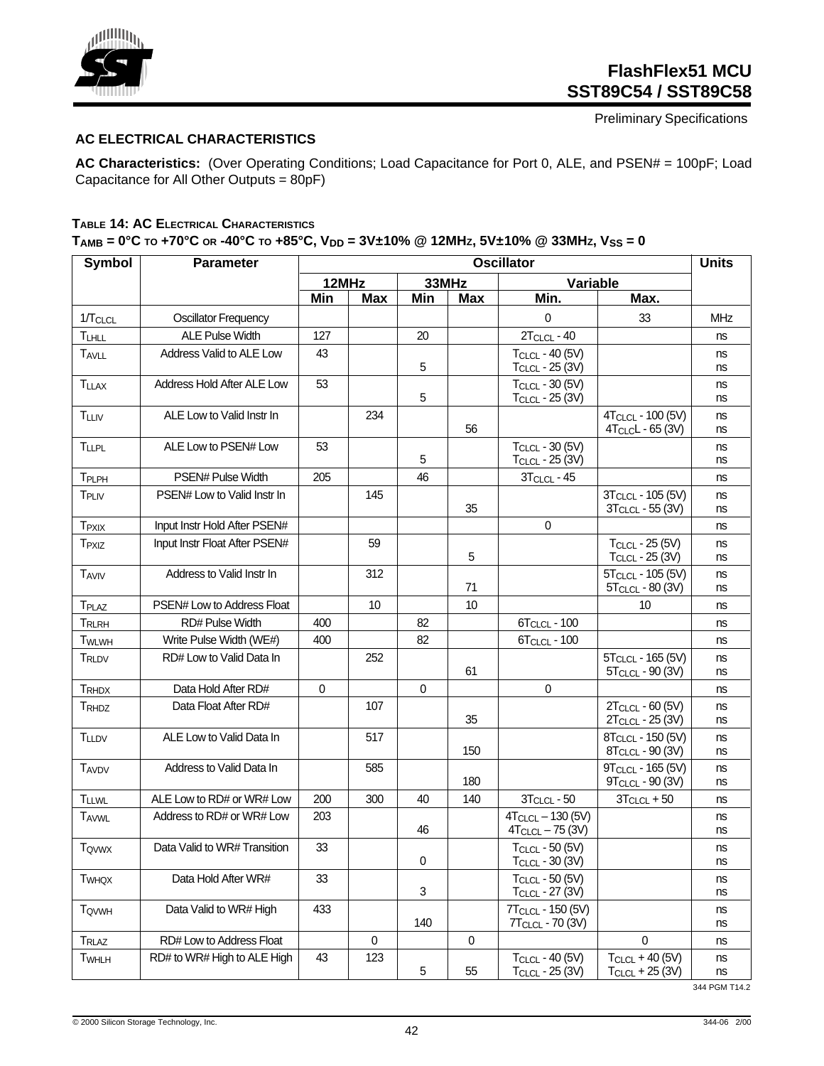## AC ELECTRICAL CHARACTERISTICS

**AC Characteristics:** (Over Operating Conditions; Load Capacitance for Port 0, ALE, and PSEN# = 100pF; Load Capacitance for All Other Outputs = 80pF)

**TABLE 14: AC ELECTRICAL CHARACTERISTICS**

**$T_{AMB}$ = 0°C to +70°C or -40°C to +85°C, $V_{DD}$ = 3V±10% @ 12MHz, 5V±10% @ 33MHz, $V_{SS}$ = 0**

| Symbol | Parameter | Oscillator | | | | | | Units |
|---|---|---|---|---|---|---|---|---|
| | | 12MHz | | 33MHz | | Variable | | |
| | | Min | Max | Min | Max | Min. | Max. | |
| $1/T_{CLCL}$ | Oscillator Frequency | | | | | 0 | 33 | MHz |
| $T_{LHLL}$ | ALE Pulse Width | 127 | | 20 | | $2T_{CLCL}$ - 40 | | ns |
| $T_{AVLL}$ | Address Valid to ALE Low | 43 | | 5 | | $T_{CLCL}$ - 40 (5V)<br>$T_{CLCL}$ - 25 (3V) | | ns<br>ns |
| $T_{LLAX}$ | Address Hold After ALE Low | 53 | | 5 | | $T_{CLCL}$ - 30 (5V)<br>$T_{CLCL}$ - 25 (3V) | | ns<br>ns |
| $T_{LLIV}$ | ALE Low to Valid Instr In | | 234 | | 56 | | $4T_{CLCL}$ - 100 (5V)<br>$4T_{CLCL}$ - 65 (3V) | ns<br>ns |
| $T_{LLPL}$ | ALE Low to PSEN# Low | 53 | | 5 | | $T_{CLCL}$ - 30 (5V)<br>$T_{CLCL}$ - 25 (3V) | | ns<br>ns |
| $T_{PLPH}$ | PSEN# Pulse Width | 205 | | 46 | | $3T_{CLCL}$ - 45 | | ns |
| $T_{PLIV}$ | PSEN# Low to Valid Instr In | | 145 | | 35 | | $3T_{CLCL}$ - 105 (5V)<br>$3T_{CLCL}$ - 55 (3V) | ns<br>ns |
| $T_{PXIX}$ | Input Instr Hold After PSEN# | | | | | 0 | | ns |
| $T_{PXIZ}$ | Input Instr Float After PSEN# | | 59 | | 5 | | $T_{CLCL}$ - 25 (5V)<br>$T_{CLCL}$ - 25 (3V) | ns<br>ns |
| $T_{AVIV}$ | Address to Valid Instr In | | 312 | | 71 | | $5T_{CLCL}$ - 105 (5V)<br>$5T_{CLCL}$ - 80 (3V) | ns<br>ns |
| $T_{PLAZ}$ | PSEN# Low to Address Float | | 10 | | 10 | | 10 | ns |
| $T_{RLRH}$ | RD# Pulse Width | 400 | | 82 | | $6T_{CLCL}$ - 100 | | ns |
| $T_{WLWH}$ | Write Pulse Width (WE#) | 400 | | 82 | | $6T_{CLCL}$ - 100 | | ns |
| $T_{RLDV}$ | RD# Low to Valid Data In | | 252 | | 61 | | $5T_{CLCL}$ - 165 (5V)<br>$5T_{CLCL}$ - 90 (3V) | ns<br>ns |
| $T_{RHDX}$ | Data Hold After RD# | 0 | | 0 | | 0 | | ns |
| $T_{RHDZ}$ | Data Float After RD# | | 107 | | 35 | | $2T_{CLCL}$ - 60 (5V)<br>$2T_{CLCL}$ - 25 (3V) | ns<br>ns |
| $T_{LLDV}$ | ALE Low to Valid Data In | | 517 | | 150 | | $8T_{CLCL}$ - 150 (5V)<br>$8T_{CLCL}$ - 90 (3V) | ns<br>ns |
| $T_{AVDV}$ | Address to Valid Data In | | 585 | | 180 | | $9T_{CLCL}$ - 165 (5V)<br>$9T_{CLCL}$ - 90 (3V) | ns<br>ns |
| $T_{LLWL}$ | ALE Low to RD# or WR# Low | 200 | 300 | 40 | 140 | $3T_{CLCL}$ - 50 | $3T_{CLCL}$ + 50 | ns |
| $T_{AVWL}$ | Address to RD# or WR# Low | 203 | | 46 | | $4T_{CLCL}$ – 130 (5V)<br>$4T_{CLCL}$ – 75 (3V) | | ns<br>ns |
| $T_{QVWX}$ | Data Valid to WR# Transition | 33 | | 0 | | $T_{CLCL}$ - 50 (5V)<br>$T_{CLCL}$ - 30 (3V) | | ns<br>ns |
| $T_{WHQX}$ | Data Hold After WR# | 33 | | 3 | | $T_{CLCL}$ - 50 (5V)<br>$T_{CLCL}$ - 27 (3V) | | ns<br>ns |
| $T_{QVWH}$ | Data Valid to WR# High | 433 | | 140 | | $7T_{CLCL}$ - 150 (5V)<br>$7T_{CLCL}$ - 70 (3V) | | ns<br>ns |
| $T_{RLAZ}$ | RD# Low to Address Float | | 0 | | 0 | | 0 | ns |
| $T_{WHLH}$ | RD# to WR# High to ALE High | 43 | 123 | 5 | 55 | $T_{CLCL}$ - 40 (5V)<br>$T_{CLCL}$ - 25 (3V) | $T_{CLCL}$ + 40 (5V)<br>$T_{CLCL}$ + 25 (3V) | ns<br>ns |

344 PGM T14.2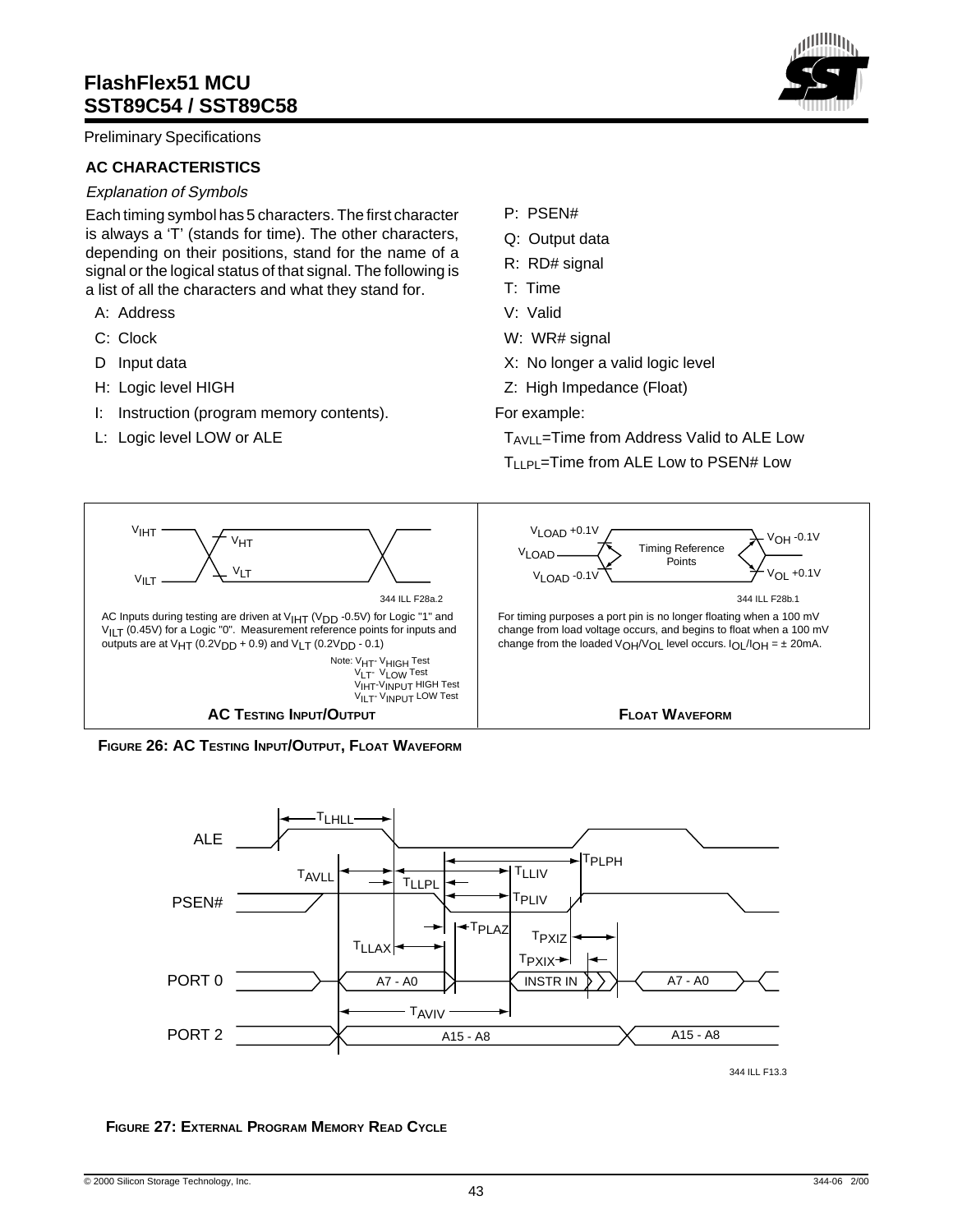## AC CHARACTERISTICS

*Explanation of Symbols*

Each timing symbol has 5 characters. The first character is always a 'T' (stands for time). The other characters, depending on their positions, stand for the name of a signal or the logical status of that signal. The following is a list of all the characters and what they stand for.

- A: Address
- C: Clock
- D Input data
- H: Logic level HIGH
- I: Instruction (program memory contents).
- L: Logic level LOW or ALE
- P: PSEN#
- Q: Output data
- R: RD# signal
- T: Time
- V: Valid
- W: WR# signal
- X: No longer a valid logic level
- Z: High Impedance (Float)

For example:

$T_{AVLL}$=Time from Address Valid to ALE Low

$T_{LLPL}$=Time from ALE Low to PSEN# Low

$V_{IHT}$ $V_{HT}$ $V_{LT}$ $V_{ILT}$

344 ILL F28a.2

AC Inputs during testing are driven at $V_{IHT}$ ($V_{DD}$ -0.5V) for Logic "1" and $V_{ILT}$ (0.45V) for a Logic "0". Measurement reference points for inputs and outputs are at $V_{HT}$ (0.2$V_{DD}$ + 0.9) and $V_{LT}$ (0.2$V_{DD}$ - 0.1)

Note: $V_{HT}$- $V_{HIGH}$ Test
$V_{LT}$- $V_{LOW}$ Test
$V_{IHT}$-$V_{INPUT}$ HIGH Test
$V_{ILT}$- $V_{INPUT}$ LOW Test

**AC TESTING INPUT/OUTPUT**

$V_{LOAD}$ +0.1V $V_{LOAD}$ $V_{LOAD}$ -0.1V Timing Reference Points $V_{OH}$ -0.1V $V_{OL}$ +0.1V

344 ILL F28b.1

For timing purposes a port pin is no longer floating when a 100 mV change from load voltage occurs, and begins to float when a 100 mV change from the loaded $V_{OH}$/$V_{OL}$ level occurs. $I_{OL}$/$I_{OH}$ = ± 20mA.

**FLOAT WAVEFORM**

**FIGURE 26: AC TESTING INPUT/OUTPUT, FLOAT WAVEFORM**

ALE, PSEN#, PORT 0, PORT 2; $T_{LHLL}$, $T_{AVLL}$, $T_{LLPL}$, $T_{LLIV}$, $T_{PLPH}$, $T_{PLIV}$, $T_{PLAZ}$, $T_{LLAX}$, $T_{PXIZ}$, $T_{PXIX}$, $T_{AVIV}$; A7 - A0, INSTR IN, A7 - A0, A15 - A8, A15 - A8

344 ILL F13.3

**FIGURE 27: EXTERNAL PROGRAM MEMORY READ CYCLE**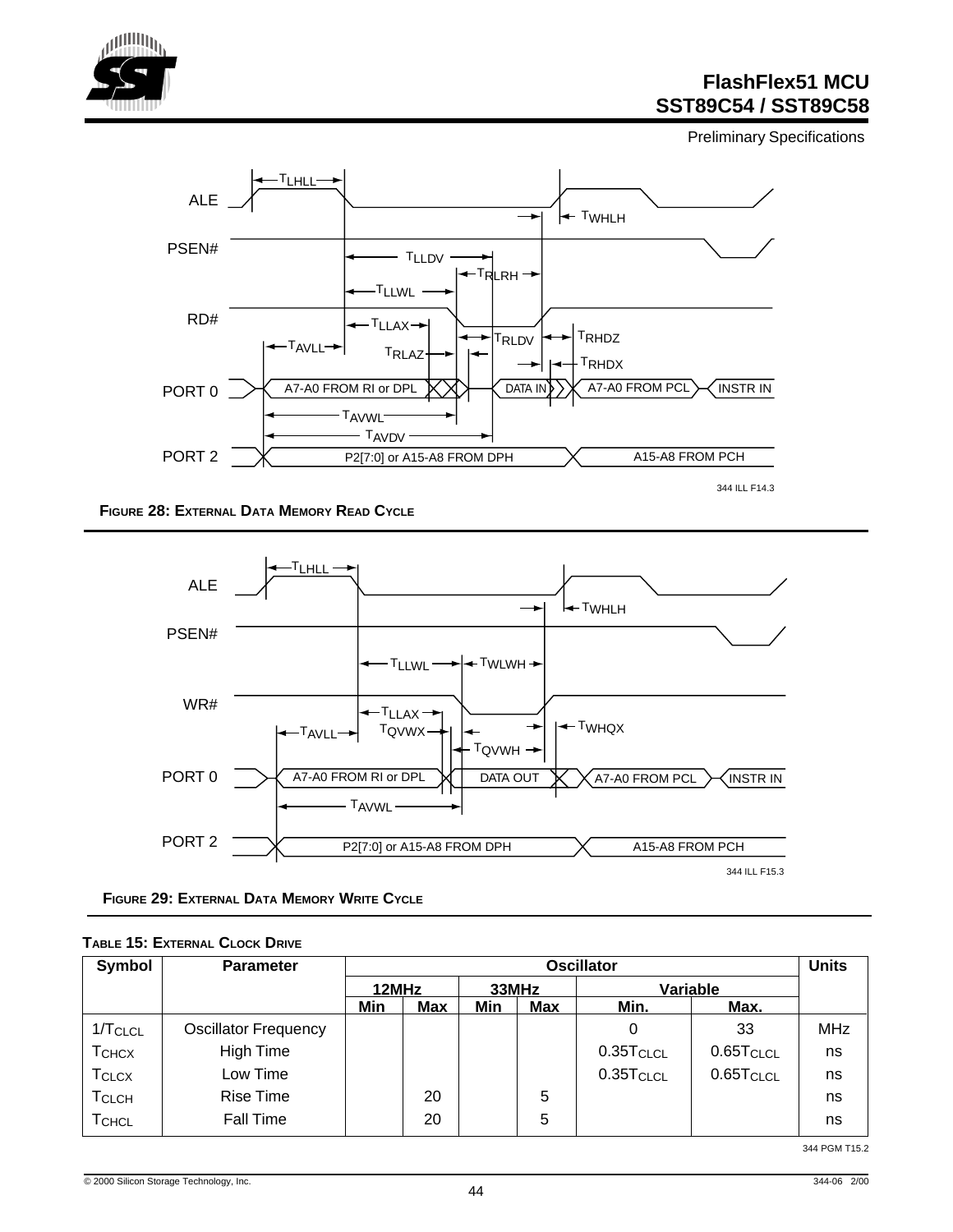Figure 28: External Data Memory Read Cycle

Figure 29: External Data Memory Write Cycle

**Table 15: External Clock Drive**

| Symbol | Parameter | Oscillator | | | | | | Units |
|---|---|---|---|---|---|---|---|---|
| | | 12MHz | | 33MHz | | Variable | | |
| | | Min | Max | Min | Max | Min. | Max. | |
| $1/T_{CLCL}$ | Oscillator Frequency | | | | | 0 | 33 | MHz |
| $T_{CHCX}$ | High Time | | | | | $0.35T_{CLCL}$ | $0.65T_{CLCL}$ | ns |
| $T_{CLCX}$ | Low Time | | | | | $0.35T_{CLCL}$ | $0.65T_{CLCL}$ | ns |
| $T_{CLCH}$ | Rise Time | | 20 | | 5 | | | ns |
| $T_{CHCL}$ | Fall Time | | 20 | | 5 | | | ns |

344 PGM T15.2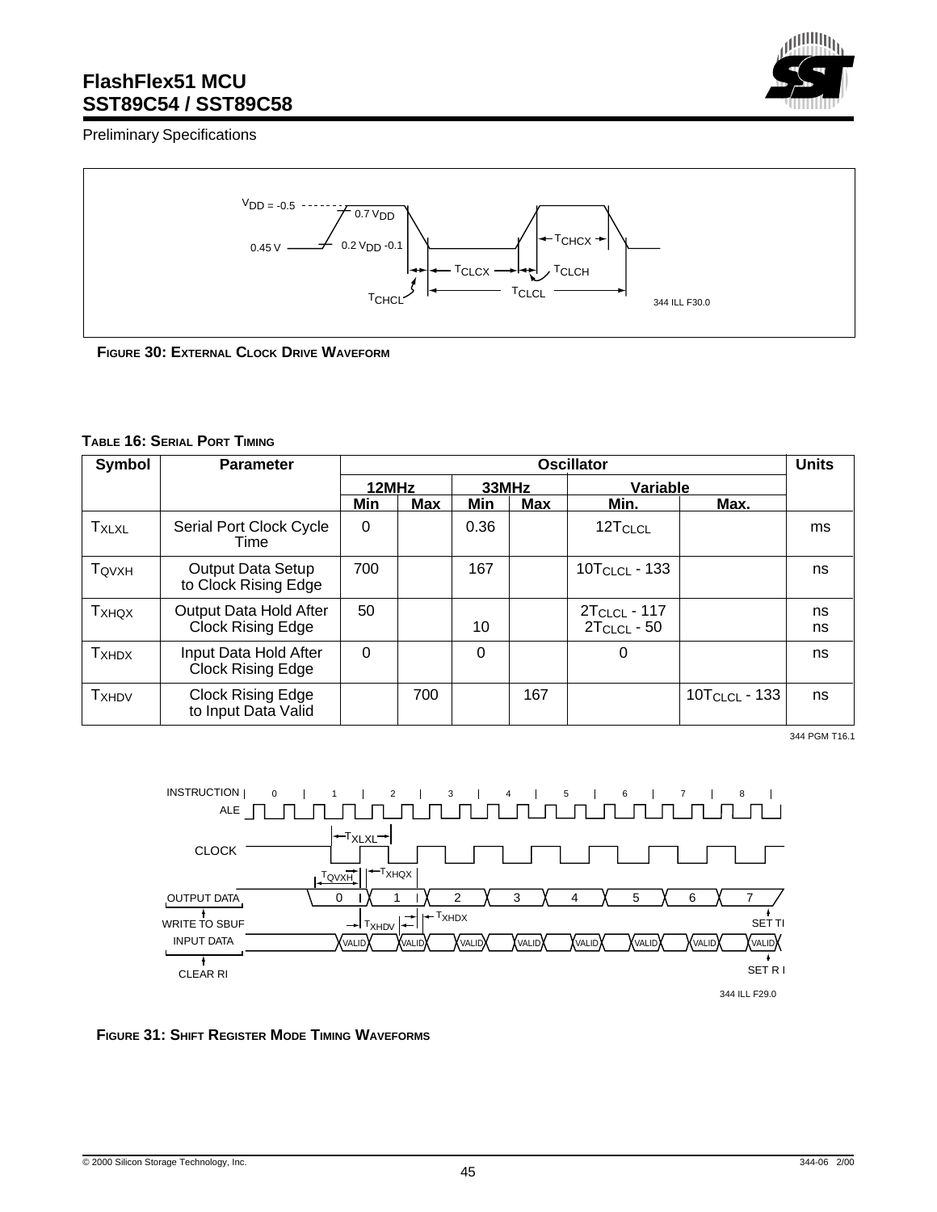FIGURE 30: EXTERNAL CLOCK DRIVE WAVEFORM

TABLE 16: SERIAL PORT TIMING

| Symbol | Parameter | Oscillator | | | | | | Units |
|---|---|---|---|---|---|---|---|---|
| | | 12MHz | | 33MHz | | Variable | | |
| | | Min | Max | Min | Max | Min. | Max. | |
| $T_{XLXL}$ | Serial Port Clock Cycle Time | 0 | | 0.36 | | $12T_{CLCL}$ | | ms |
| $T_{QVXH}$ | Output Data Setup to Clock Rising Edge | 700 | | 167 | | $10T_{CLCL}$ - 133 | | ns |
| $T_{XHQX}$ | Output Data Hold After Clock Rising Edge | 50 | | 10 | | $2T_{CLCL}$ - 117<br>$2T_{CLCL}$ - 50 | | ns<br>ns |
| $T_{XHDX}$ | Input Data Hold After Clock Rising Edge | 0 | | 0 | | 0 | | ns |
| $T_{XHDV}$ | Clock Rising Edge to Input Data Valid | | 700 | | 167 | | $10T_{CLCL}$ - 133 | ns |

344 PGM T16.1

FIGURE 31: SHIFT REGISTER MODE TIMING WAVEFORMS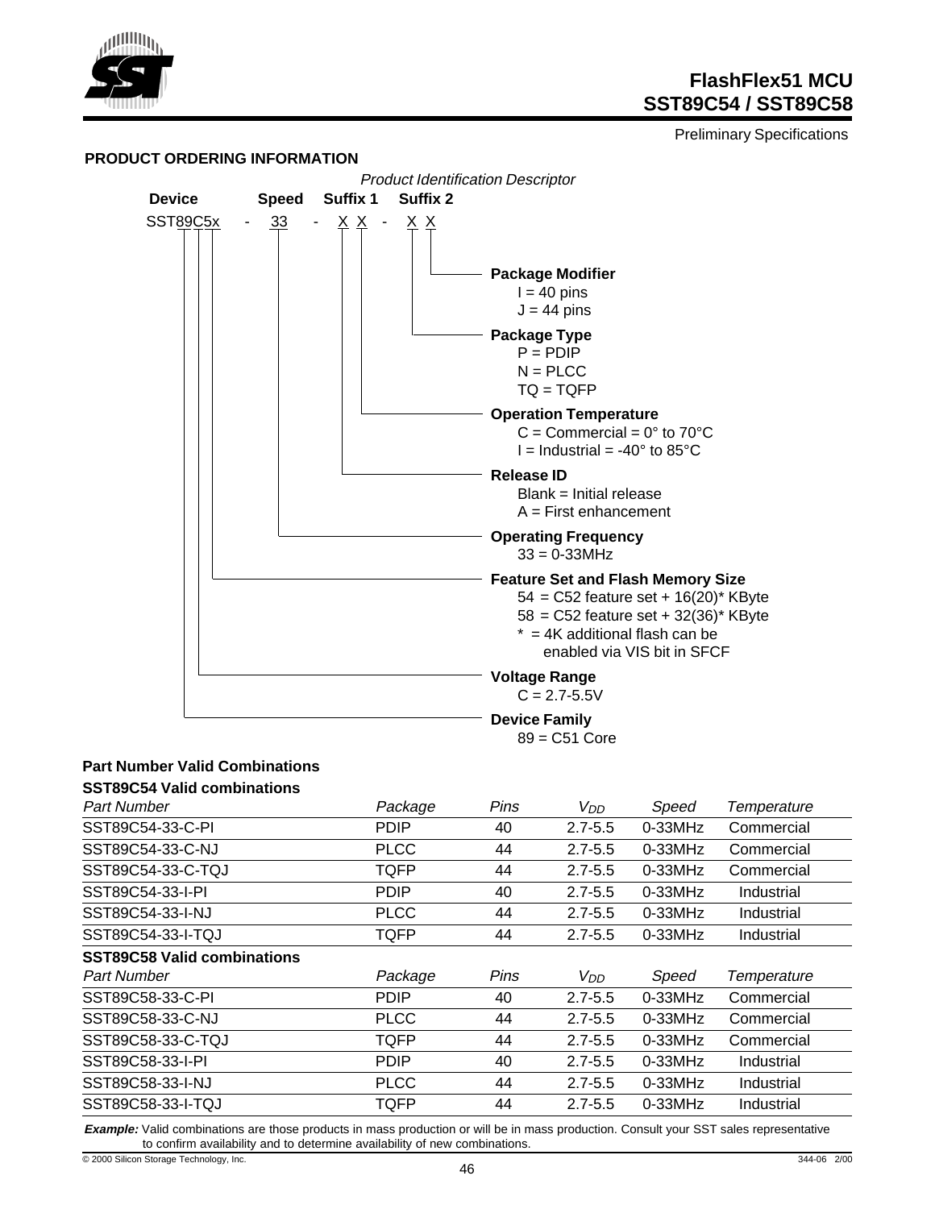## PRODUCT ORDERING INFORMATION

*Product Identification Descriptor*

| Device | | Speed | | Suffix 1 | | Suffix 2 |
|---|---|---|---|---|---|---|
| SST89C5x | - | 33 | - | X X | - | X X |

**Package Modifier**
- I = 40 pins
- J = 44 pins

**Package Type**
- P = PDIP
- N = PLCC
- TQ = TQFP

**Operation Temperature**
- C = Commercial = 0° to 70°C
- I = Industrial = -40° to 85°C

**Release ID**
- Blank = Initial release
- A = First enhancement

**Operating Frequency**
- 33 = 0-33MHz

**Feature Set and Flash Memory Size**
- 54 = C52 feature set + 16(20)* KByte
- 58 = C52 feature set + 32(36)* KByte
- * = 4K additional flash can be enabled via VIS bit in SFCF

**Voltage Range**
- C = 2.7-5.5V

**Device Family**
- 89 = C51 Core

### Part Number Valid Combinations

**SST89C54 Valid combinations**

| *Part Number* | *Package* | *Pins* | $V_{DD}$ | *Speed* | *Temperature* |
|---|---|---|---|---|---|
| SST89C54-33-C-PI | PDIP | 40 | 2.7-5.5 | 0-33MHz | Commercial |
| SST89C54-33-C-NJ | PLCC | 44 | 2.7-5.5 | 0-33MHz | Commercial |
| SST89C54-33-C-TQJ | TQFP | 44 | 2.7-5.5 | 0-33MHz | Commercial |
| SST89C54-33-I-PI | PDIP | 40 | 2.7-5.5 | 0-33MHz | Industrial |
| SST89C54-33-I-NJ | PLCC | 44 | 2.7-5.5 | 0-33MHz | Industrial |
| SST89C54-33-I-TQJ | TQFP | 44 | 2.7-5.5 | 0-33MHz | Industrial |

**SST89C58 Valid combinations**

| *Part Number* | *Package* | *Pins* | $V_{DD}$ | *Speed* | *Temperature* |
|---|---|---|---|---|---|
| SST89C58-33-C-PI | PDIP | 40 | 2.7-5.5 | 0-33MHz | Commercial |
| SST89C58-33-C-NJ | PLCC | 44 | 2.7-5.5 | 0-33MHz | Commercial |
| SST89C58-33-C-TQJ | TQFP | 44 | 2.7-5.5 | 0-33MHz | Commercial |
| SST89C58-33-I-PI | PDIP | 40 | 2.7-5.5 | 0-33MHz | Industrial |
| SST89C58-33-I-NJ | PLCC | 44 | 2.7-5.5 | 0-33MHz | Industrial |
| SST89C58-33-I-TQJ | TQFP | 44 | 2.7-5.5 | 0-33MHz | Industrial |

***Example:*** Valid combinations are those products in mass production or will be in mass production. Consult your SST sales representative to confirm availability and to determine availability of new combinations.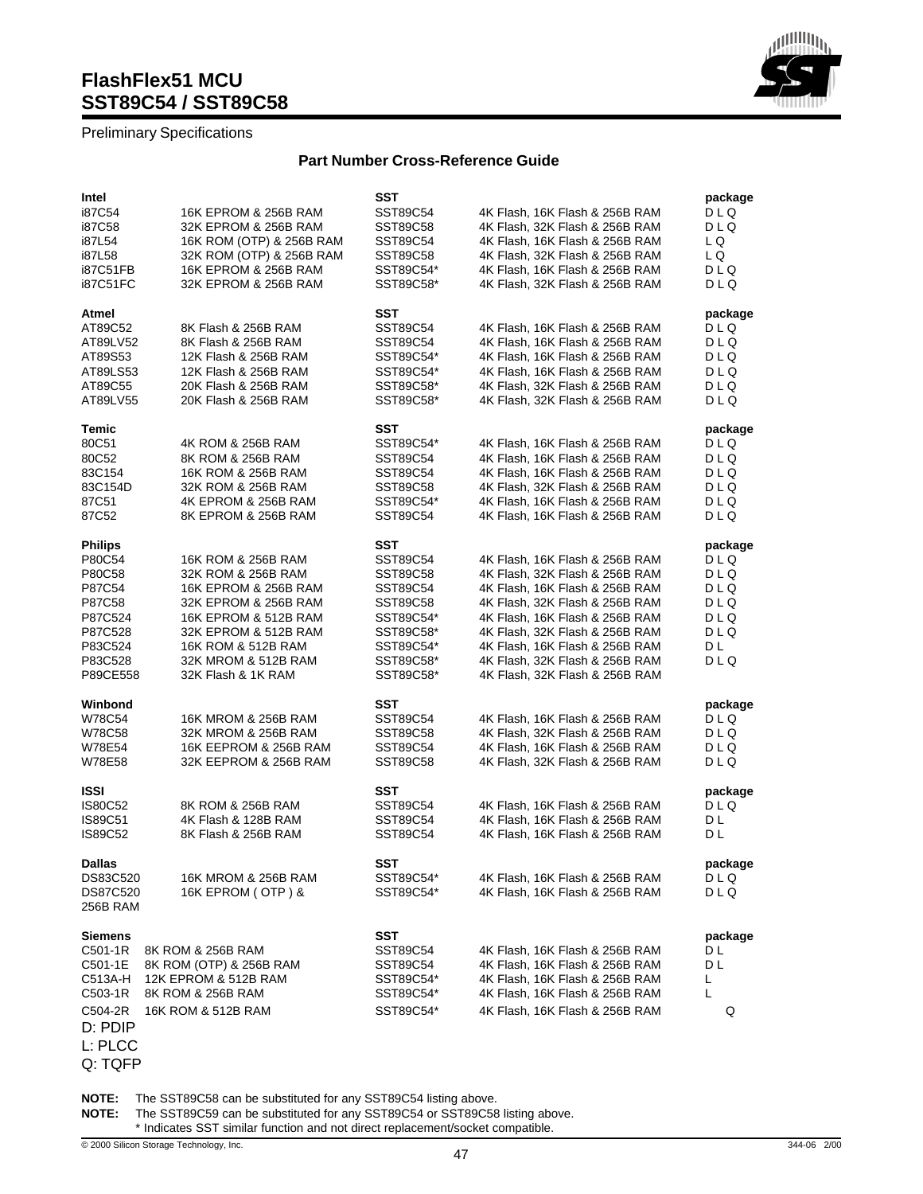## Preliminary Specifications

### Part Number Cross-Reference Guide

| Intel | | SST | | package |
|---|---|---|---|---|
| i87C54 | 16K EPROM & 256B RAM | SST89C54 | 4K Flash, 16K Flash & 256B RAM | D L Q |
| i87C58 | 32K EPROM & 256B RAM | SST89C58 | 4K Flash, 32K Flash & 256B RAM | D L Q |
| i87L54 | 16K ROM (OTP) & 256B RAM | SST89C54 | 4K Flash, 16K Flash & 256B RAM | L Q |
| i87L58 | 32K ROM (OTP) & 256B RAM | SST89C58 | 4K Flash, 32K Flash & 256B RAM | L Q |
| i87C51FB | 16K EPROM & 256B RAM | SST89C54* | 4K Flash, 16K Flash & 256B RAM | D L Q |
| i87C51FC | 32K EPROM & 256B RAM | SST89C58* | 4K Flash, 32K Flash & 256B RAM | D L Q |

| Atmel | | SST | | package |
|---|---|---|---|---|
| AT89C52 | 8K Flash & 256B RAM | SST89C54 | 4K Flash, 16K Flash & 256B RAM | D L Q |
| AT89LV52 | 8K Flash & 256B RAM | SST89C54 | 4K Flash, 16K Flash & 256B RAM | D L Q |
| AT89S53 | 12K Flash & 256B RAM | SST89C54* | 4K Flash, 16K Flash & 256B RAM | D L Q |
| AT89LS53 | 12K Flash & 256B RAM | SST89C54* | 4K Flash, 16K Flash & 256B RAM | D L Q |
| AT89C55 | 20K Flash & 256B RAM | SST89C58* | 4K Flash, 32K Flash & 256B RAM | D L Q |
| AT89LV55 | 20K Flash & 256B RAM | SST89C58* | 4K Flash, 32K Flash & 256B RAM | D L Q |

| Temic | | SST | | package |
|---|---|---|---|---|
| 80C51 | 4K ROM & 256B RAM | SST89C54* | 4K Flash, 16K Flash & 256B RAM | D L Q |
| 80C52 | 8K ROM & 256B RAM | SST89C54 | 4K Flash, 16K Flash & 256B RAM | D L Q |
| 83C154 | 16K ROM & 256B RAM | SST89C54 | 4K Flash, 16K Flash & 256B RAM | D L Q |
| 83C154D | 32K ROM & 256B RAM | SST89C58 | 4K Flash, 32K Flash & 256B RAM | D L Q |
| 87C51 | 4K EPROM & 256B RAM | SST89C54* | 4K Flash, 16K Flash & 256B RAM | D L Q |
| 87C52 | 8K EPROM & 256B RAM | SST89C54 | 4K Flash, 16K Flash & 256B RAM | D L Q |

| Philips | | SST | | package |
|---|---|---|---|---|
| P80C54 | 16K ROM & 256B RAM | SST89C54 | 4K Flash, 16K Flash & 256B RAM | D L Q |
| P80C58 | 32K ROM & 256B RAM | SST89C58 | 4K Flash, 32K Flash & 256B RAM | D L Q |
| P87C54 | 16K EPROM & 256B RAM | SST89C54 | 4K Flash, 16K Flash & 256B RAM | D L Q |
| P87C58 | 32K EPROM & 256B RAM | SST89C58 | 4K Flash, 32K Flash & 256B RAM | D L Q |
| P87C524 | 16K EPROM & 512B RAM | SST89C54* | 4K Flash, 16K Flash & 256B RAM | D L Q |
| P87C528 | 32K EPROM & 512B RAM | SST89C58* | 4K Flash, 32K Flash & 256B RAM | D L Q |
| P83C524 | 16K ROM & 512B RAM | SST89C54* | 4K Flash, 16K Flash & 256B RAM | D L |
| P83C528 | 32K MROM & 512B RAM | SST89C58* | 4K Flash, 32K Flash & 256B RAM | D L Q |
| P89CE558 | 32K Flash & 1K RAM | SST89C58* | 4K Flash, 32K Flash & 256B RAM | |

| Winbond | | SST | | package |
|---|---|---|---|---|
| W78C54 | 16K MROM & 256B RAM | SST89C54 | 4K Flash, 16K Flash & 256B RAM | D L Q |
| W78C58 | 32K MROM & 256B RAM | SST89C58 | 4K Flash, 32K Flash & 256B RAM | D L Q |
| W78E54 | 16K EEPROM & 256B RAM | SST89C54 | 4K Flash, 16K Flash & 256B RAM | D L Q |
| W78E58 | 32K EEPROM & 256B RAM | SST89C58 | 4K Flash, 32K Flash & 256B RAM | D L Q |

| ISSI | | SST | | package |
|---|---|---|---|---|
| IS80C52 | 8K ROM & 256B RAM | SST89C54 | 4K Flash, 16K Flash & 256B RAM | D L Q |
| IS89C51 | 4K Flash & 128B RAM | SST89C54 | 4K Flash, 16K Flash & 256B RAM | D L |
| IS89C52 | 8K Flash & 256B RAM | SST89C54 | 4K Flash, 16K Flash & 256B RAM | D L |

| Dallas | | SST | | package |
|---|---|---|---|---|
| DS83C520 | 16K MROM & 256B RAM | SST89C54* | 4K Flash, 16K Flash & 256B RAM | D L Q |
| DS87C520 | 16K EPROM ( OTP ) & 256B RAM | SST89C54* | 4K Flash, 16K Flash & 256B RAM | D L Q |

| Siemens | | SST | | package |
|---|---|---|---|---|
| C501-1R | 8K ROM & 256B RAM | SST89C54 | 4K Flash, 16K Flash & 256B RAM | D L |
| C501-1E | 8K ROM (OTP) & 256B RAM | SST89C54 | 4K Flash, 16K Flash & 256B RAM | D L |
| C513A-H | 12K EPROM & 512B RAM | SST89C54* | 4K Flash, 16K Flash & 256B RAM | L |
| C503-1R | 8K ROM & 256B RAM | SST89C54* | 4K Flash, 16K Flash & 256B RAM | L |
| C504-2R | 16K ROM & 512B RAM | SST89C54* | 4K Flash, 16K Flash & 256B RAM | Q |

D: PDIP
L: PLCC
Q: TQFP

**NOTE:** The SST89C58 can be substituted for any SST89C54 listing above.
**NOTE:** The SST89C59 can be substituted for any SST89C54 or SST89C58 listing above.
* Indicates SST similar function and not direct replacement/socket compatible.

© 2000 Silicon Storage Technology, Inc. 344-06 2/00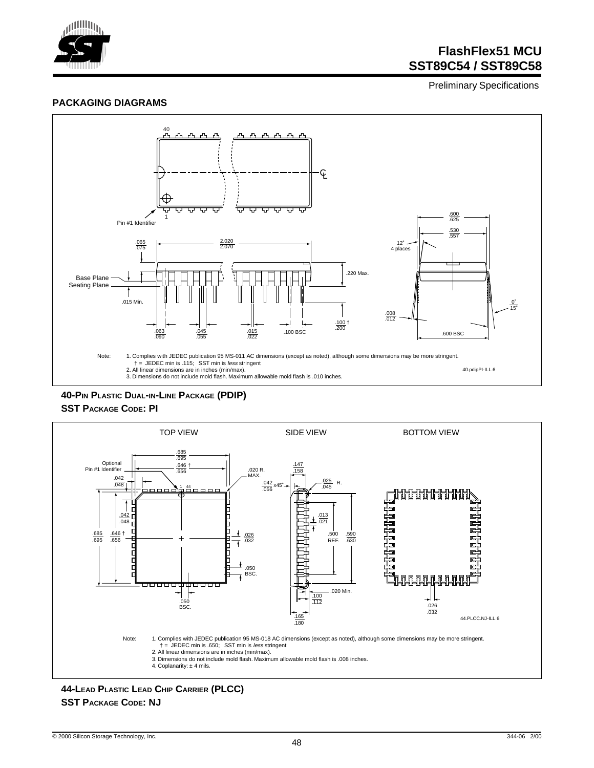## PACKAGING DIAGRAMS

Note: 1. Complies with JEDEC publication 95 MS-011 AC dimensions (except as noted), although some dimensions may be more stringent.
† = JEDEC min is .115; SST min is *less* stringent
2. All linear dimensions are in inches (min/max).
3. Dimensions do not include mold flash. Maximum allowable mold flash is .010 inches.

40.pdipPI-ILL.6

**40-PIN PLASTIC DUAL-IN-LINE PACKAGE (PDIP)**
**SST PACKAGE CODE: PI**

Note: 1. Complies with JEDEC publication 95 MS-018 AC dimensions (except as noted), although some dimensions may be more stringent.
† = JEDEC min is .650; SST min is *less* stringent
2. All linear dimensions are in inches (min/max).
3. Dimensions do not include mold flash. Maximum allowable mold flash is .008 inches.
4. Coplanarity: ± 4 mils.

44.PLCC.NJ-ILL.6

**44-LEAD PLASTIC LEAD CHIP CARRIER (PLCC)**
**SST PACKAGE CODE: NJ**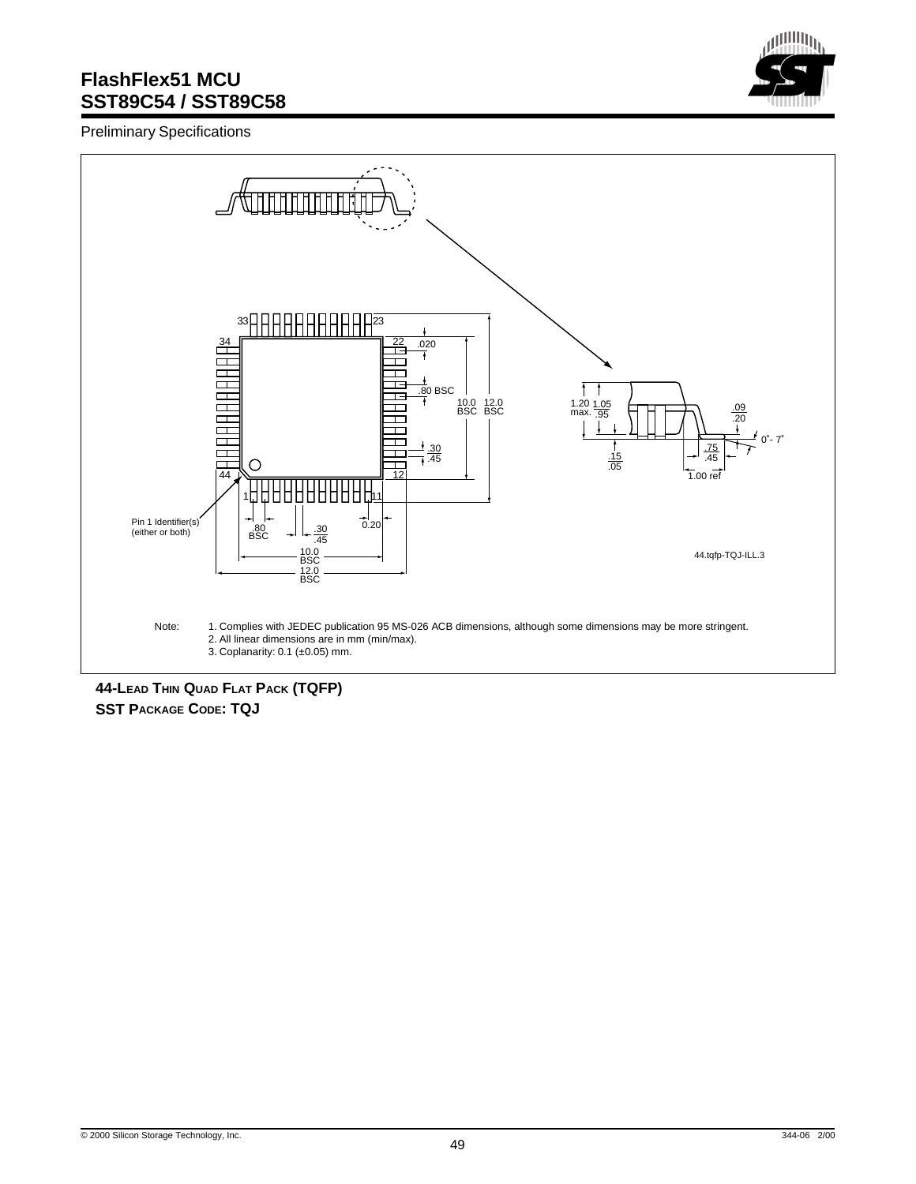Preliminary Specifications

Pin 1 Identifier(s) (either or both)

44.tqfp-TQJ-ILL.3

Note: 1. Complies with JEDEC publication 95 MS-026 ACB dimensions, although some dimensions may be more stringent.
2. All linear dimensions are in mm (min/max).
3. Coplanarity: 0.1 (±0.05) mm.

**44-LEAD THIN QUAD FLAT PACK (TQFP)**
**SST PACKAGE CODE: TQJ**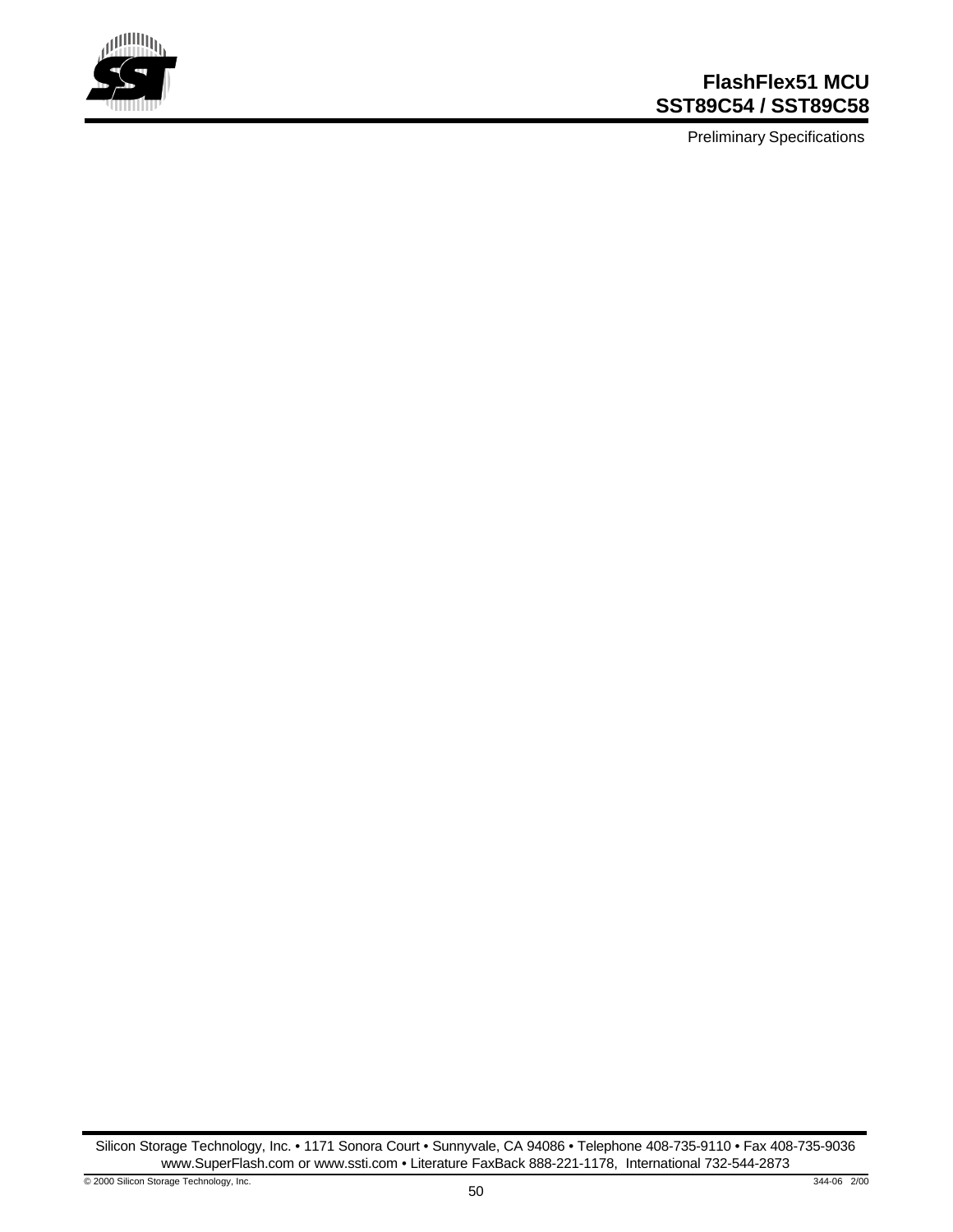Silicon Storage Technology, Inc. • 1171 Sonora Court • Sunnyvale, CA 94086 • Telephone 408-735-9110 • Fax 408-735-9036
www.SuperFlash.com or www.ssti.com • Literature FaxBack 888-221-1178, International 732-544-2873